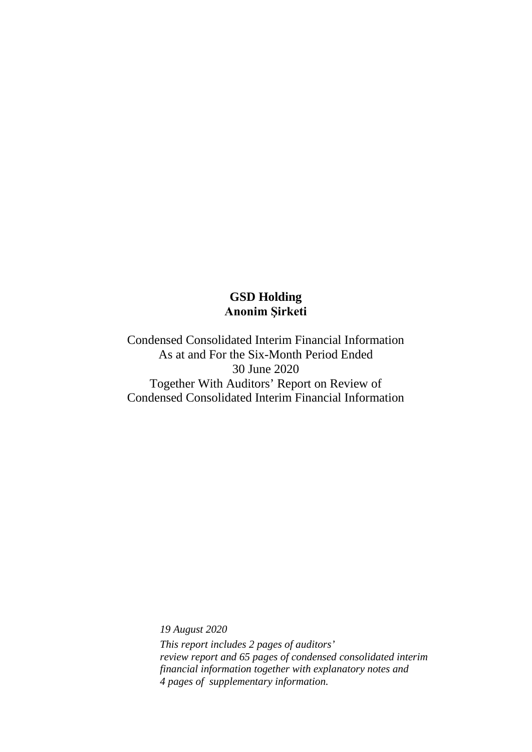**GSD Holding**
**Anonim Şirketi**

Condensed Consolidated Interim Financial Information
As at and For the Six-Month Period Ended
30 June 2020
Together With Auditors' Report on Review of
Condensed Consolidated Interim Financial Information

*19 August 2020*

*This report includes 2 pages of auditors' review report and 65 pages of condensed consolidated interim financial information together with explanatory notes and 4 pages of supplementary information.*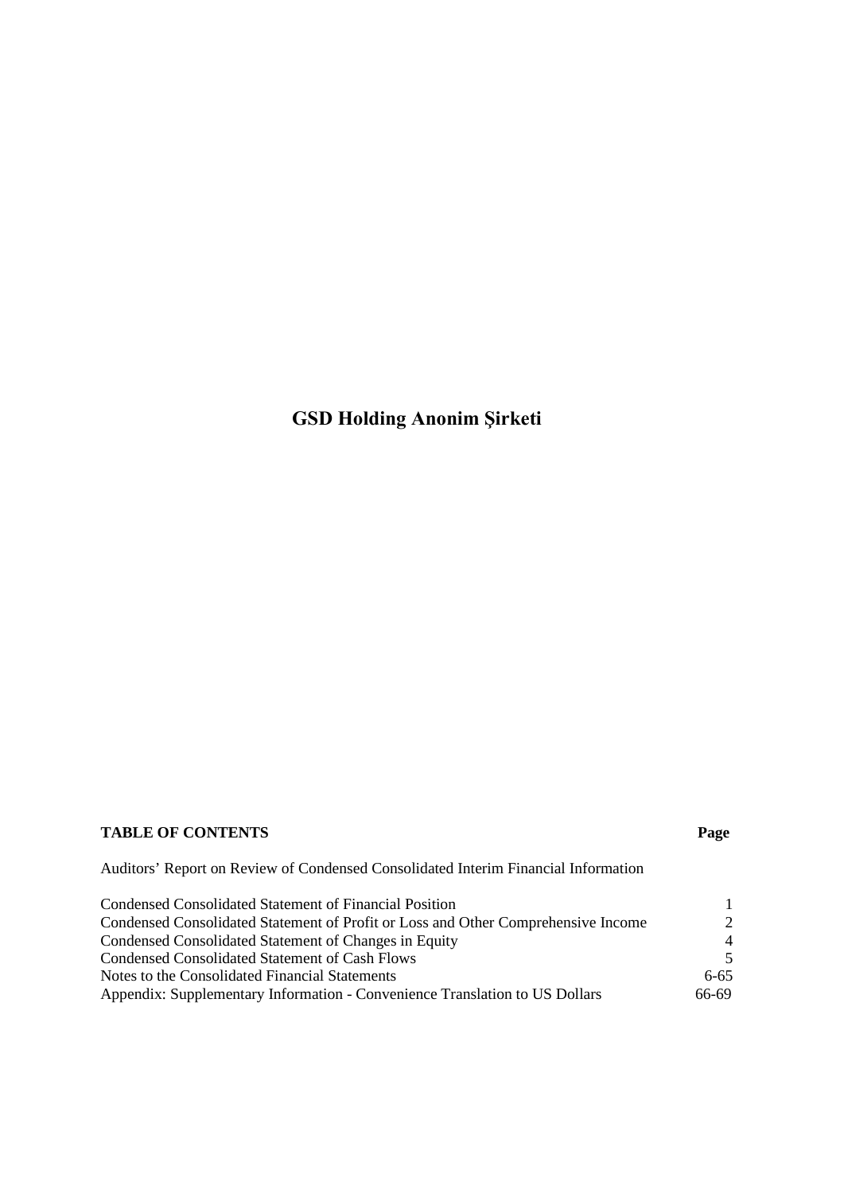# GSD Holding Anonim Şirketi

| TABLE OF CONTENTS | Page |
|---|---|
| Auditors' Report on Review of Condensed Consolidated Interim Financial Information | |
| Condensed Consolidated Statement of Financial Position | 1 |
| Condensed Consolidated Statement of Profit or Loss and Other Comprehensive Income | 2 |
| Condensed Consolidated Statement of Changes in Equity | 4 |
| Condensed Consolidated Statement of Cash Flows | 5 |
| Notes to the Consolidated Financial Statements | 6-65 |
| Appendix: Supplementary Information - Convenience Translation to US Dollars | 66-69 |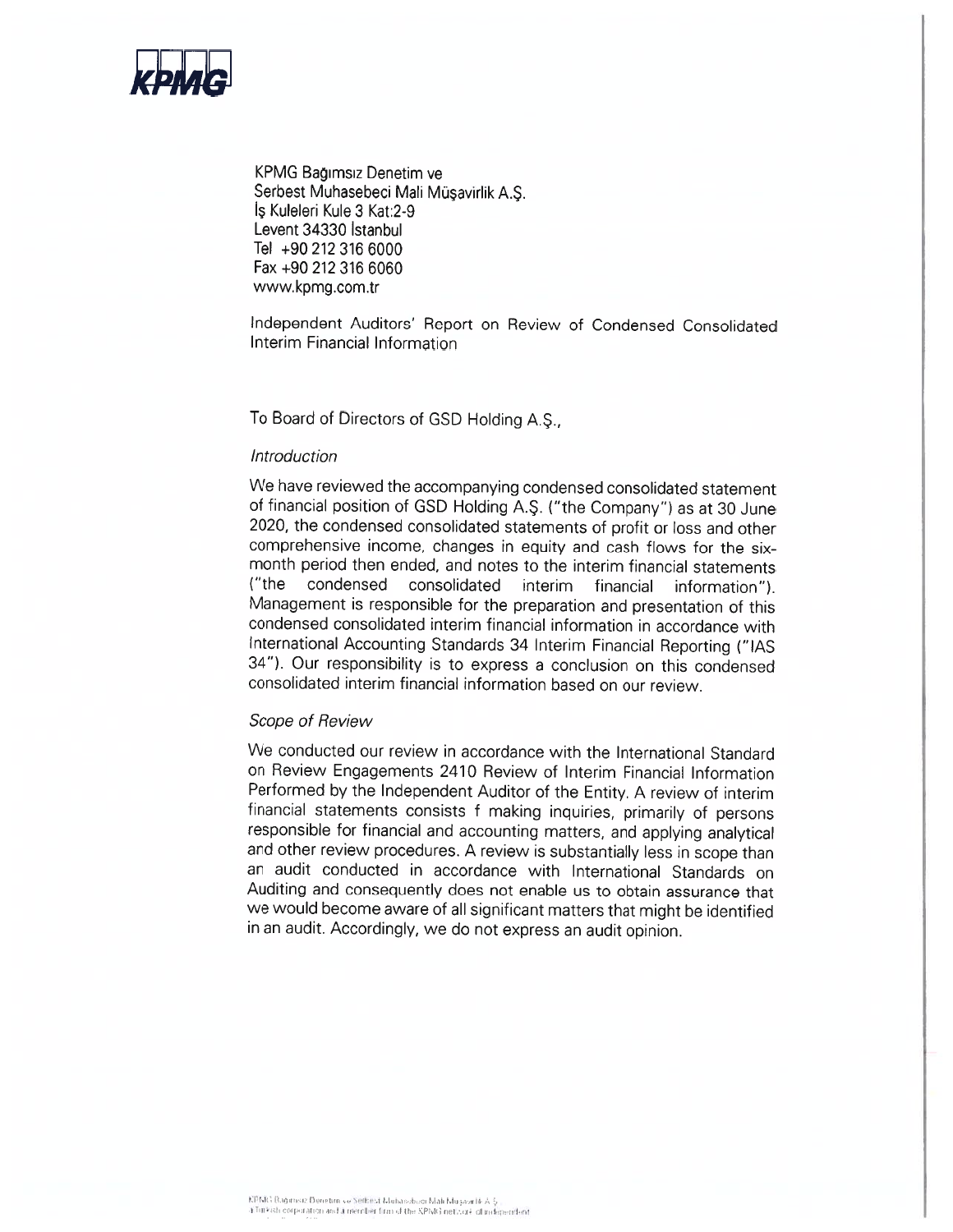KPMG

KPMG Bağımsız Denetim ve
Serbest Muhasebeci Mali Müşavirlik A.Ş.
İş Kuleleri Kule 3 Kat:2-9
Levent 34330 İstanbul
Tel +90 212 316 6000
Fax +90 212 316 6060
www.kpmg.com.tr

Independent Auditors' Report on Review of Condensed Consolidated Interim Financial Information

To Board of Directors of GSD Holding A.Ş.,

*Introduction*

We have reviewed the accompanying condensed consolidated statement of financial position of GSD Holding A.Ş. ("the Company") as at 30 June 2020, the condensed consolidated statements of profit or loss and other comprehensive income, changes in equity and cash flows for the six-month period then ended, and notes to the interim financial statements ("the condensed consolidated interim financial information"). Management is responsible for the preparation and presentation of this condensed consolidated interim financial information in accordance with International Accounting Standards 34 Interim Financial Reporting ("IAS 34"). Our responsibility is to express a conclusion on this condensed consolidated interim financial information based on our review.

*Scope of Review*

We conducted our review in accordance with the International Standard on Review Engagements 2410 Review of Interim Financial Information Performed by the Independent Auditor of the Entity. A review of interim financial statements consists f making inquiries, primarily of persons responsible for financial and accounting matters, and applying analytical and other review procedures. A review is substantially less in scope than an audit conducted in accordance with International Standards on Auditing and consequently does not enable us to obtain assurance that we would become aware of all significant matters that might be identified in an audit. Accordingly, we do not express an audit opinion.

KPMG Bağımsız Denetim ve Serbest Muhasebeci Mali Müşavirlik A.Ş.
a Turkish corporation and a member firm of the KPMG network of independent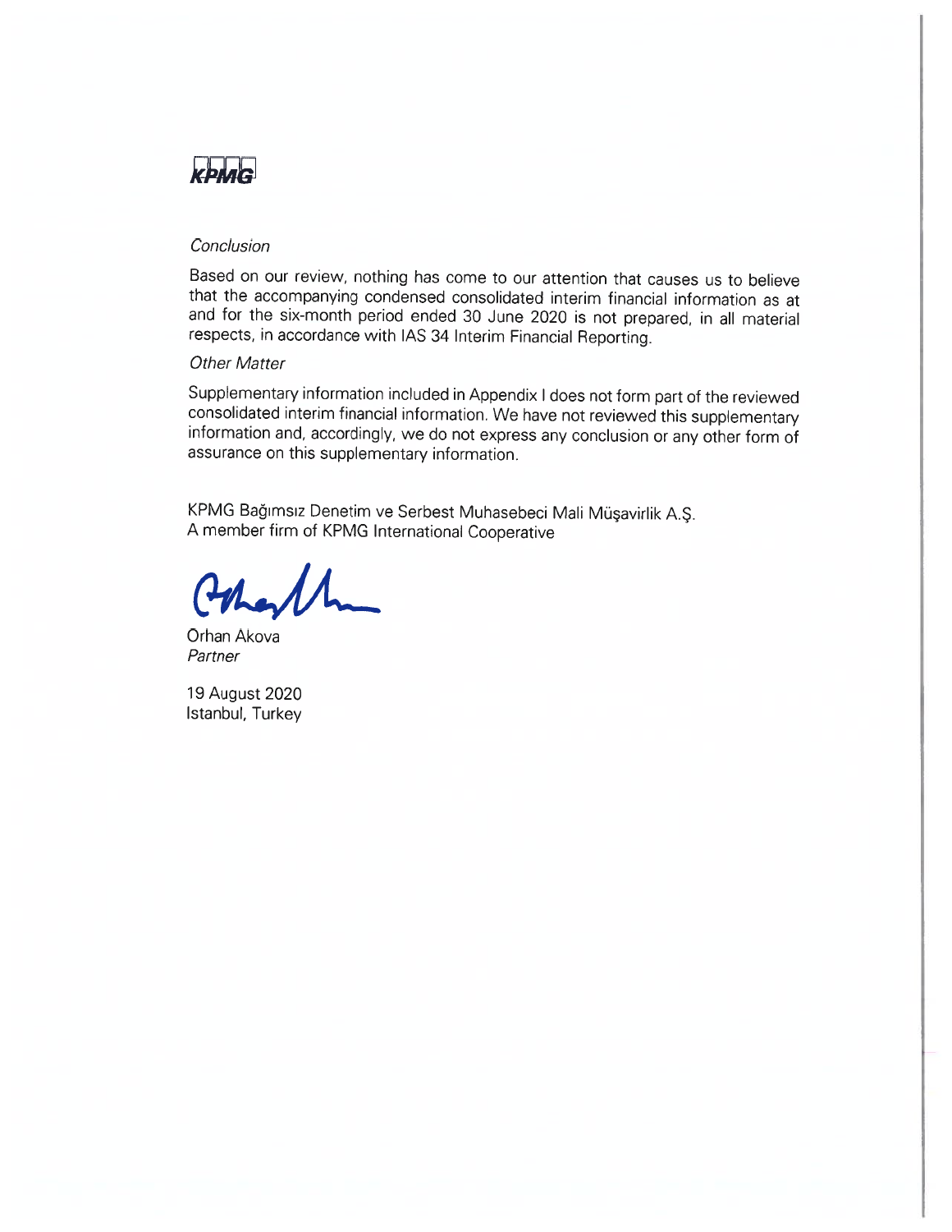*Conclusion*

Based on our review, nothing has come to our attention that causes us to believe that the accompanying condensed consolidated interim financial information as at and for the six-month period ended 30 June 2020 is not prepared, in all material respects, in accordance with IAS 34 Interim Financial Reporting.

*Other Matter*

Supplementary information included in Appendix I does not form part of the reviewed consolidated interim financial information. We have not reviewed this supplementary information and, accordingly, we do not express any conclusion or any other form of assurance on this supplementary information.

KPMG Bağımsız Denetim ve Serbest Muhasebeci Mali Müşavirlik A.Ş.
A member firm of KPMG International Cooperative

Orhan Akova
*Partner*

19 August 2020
Istanbul, Turkey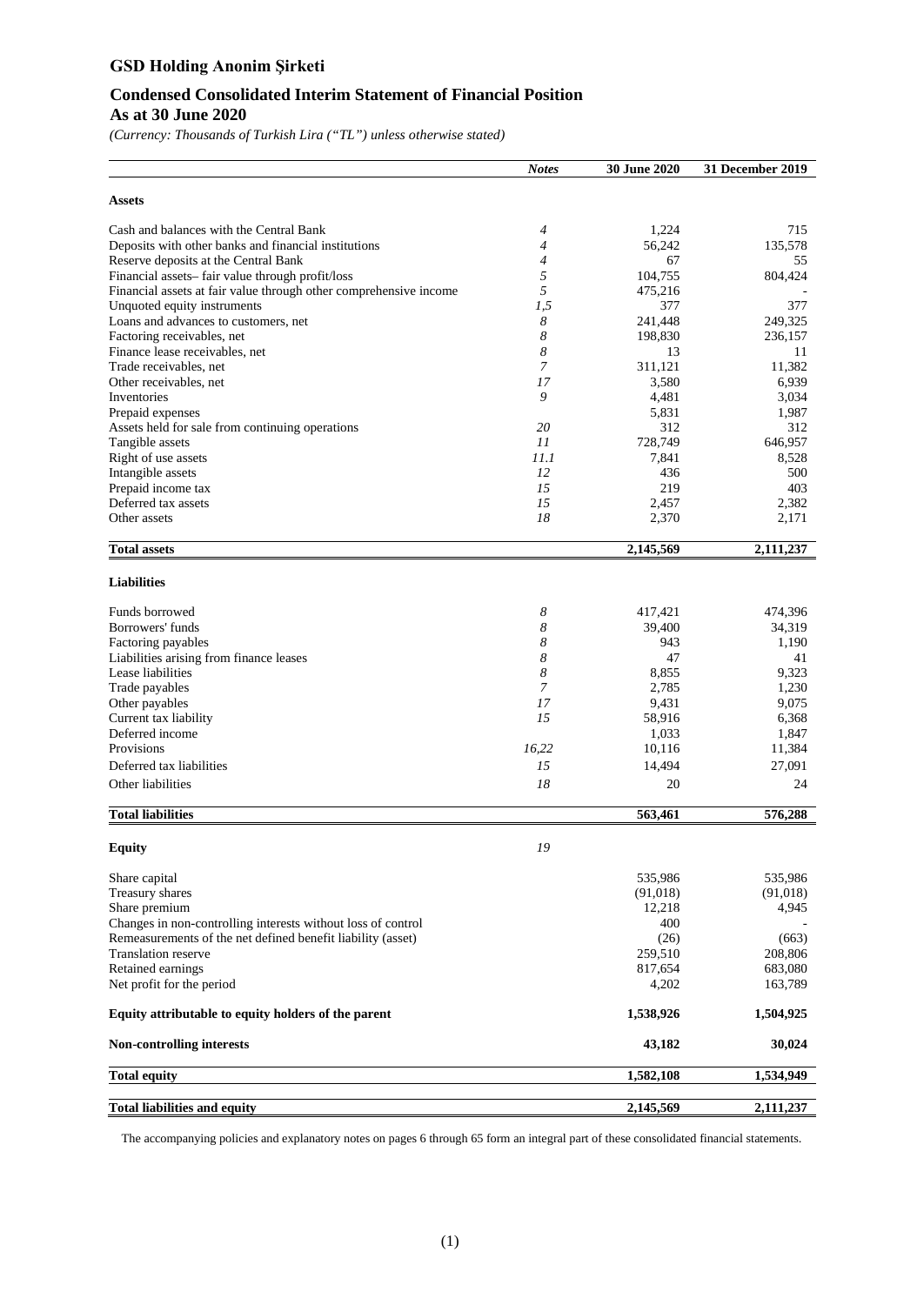# GSD Holding Anonim Şirketi

## Condensed Consolidated Interim Statement of Financial Position

## As at 30 June 2020

*(Currency: Thousands of Turkish Lira ("TL") unless otherwise stated)*

| | *Notes* | 30 June 2020 | 31 December 2019 |
|---|---|---|---|
| **Assets** | | | |
| Cash and balances with the Central Bank | *4* | 1,224 | 715 |
| Deposits with other banks and financial institutions | *4* | 56,242 | 135,578 |
| Reserve deposits at the Central Bank | *4* | 67 | 55 |
| Financial assets– fair value through profit/loss | *5* | 104,755 | 804,424 |
| Financial assets at fair value through other comprehensive income | *5* | 475,216 | - |
| Unquoted equity instruments | *1,5* | 377 | 377 |
| Loans and advances to customers, net | *8* | 241,448 | 249,325 |
| Factoring receivables, net | *8* | 198,830 | 236,157 |
| Finance lease receivables, net | *8* | 13 | 11 |
| Trade receivables, net | *7* | 311,121 | 11,382 |
| Other receivables, net | *17* | 3,580 | 6,939 |
| Inventories | *9* | 4,481 | 3,034 |
| Prepaid expenses | | 5,831 | 1,987 |
| Assets held for sale from continuing operations | *20* | 312 | 312 |
| Tangible assets | *11* | 728,749 | 646,957 |
| Right of use assets | *11.1* | 7,841 | 8,528 |
| Intangible assets | *12* | 436 | 500 |
| Prepaid income tax | *15* | 219 | 403 |
| Deferred tax assets | *15* | 2,457 | 2,382 |
| Other assets | *18* | 2,370 | 2,171 |
| **Total assets** | | **2,145,569** | **2,111,237** |
| **Liabilities** | | | |
| Funds borrowed | *8* | 417,421 | 474,396 |
| Borrowers' funds | *8* | 39,400 | 34,319 |
| Factoring payables | *8* | 943 | 1,190 |
| Liabilities arising from finance leases | *8* | 47 | 41 |
| Lease liabilities | *8* | 8,855 | 9,323 |
| Trade payables | *7* | 2,785 | 1,230 |
| Other payables | *17* | 9,431 | 9,075 |
| Current tax liability | *15* | 58,916 | 6,368 |
| Deferred income | | 1,033 | 1,847 |
| Provisions | *16,22* | 10,116 | 11,384 |
| Deferred tax liabilities | *15* | 14,494 | 27,091 |
| Other liabilities | *18* | 20 | 24 |
| **Total liabilities** | | **563,461** | **576,288** |
| **Equity** | *19* | | |
| Share capital | | 535,986 | 535,986 |
| Treasury shares | | (91,018) | (91,018) |
| Share premium | | 12,218 | 4,945 |
| Changes in non-controlling interests without loss of control | | 400 | - |
| Remeasurements of the net defined benefit liability (asset) | | (26) | (663) |
| Translation reserve | | 259,510 | 208,806 |
| Retained earnings | | 817,654 | 683,080 |
| Net profit for the period | | 4,202 | 163,789 |
| **Equity attributable to equity holders of the parent** | | **1,538,926** | **1,504,925** |
| **Non-controlling interests** | | **43,182** | **30,024** |
| **Total equity** | | **1,582,108** | **1,534,949** |
| **Total liabilities and equity** | | **2,145,569** | **2,111,237** |

The accompanying policies and explanatory notes on pages 6 through 65 form an integral part of these consolidated financial statements.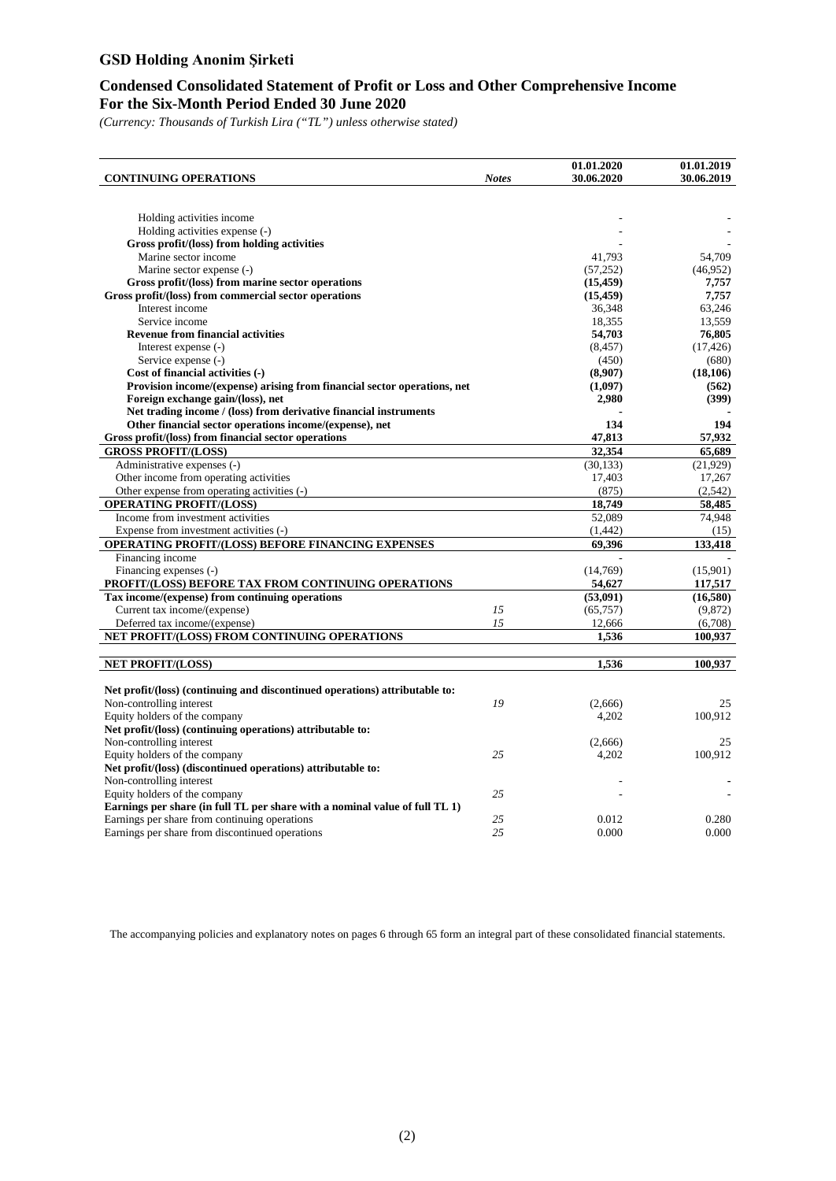## GSD Holding Anonim Şirketi

## Condensed Consolidated Statement of Profit or Loss and Other Comprehensive Income
## For the Six-Month Period Ended 30 June 2020

*(Currency: Thousands of Turkish Lira ("TL") unless otherwise stated)*

| CONTINUING OPERATIONS | Notes | 01.01.2020 30.06.2020 | 01.01.2019 30.06.2019 |
|---|---|---|---|
| Holding activities income | | - | - |
| Holding activities expense (-) | | - | - |
| **Gross profit/(loss) from holding activities** | | - | - |
| Marine sector income | | 41,793 | 54,709 |
| Marine sector expense (-) | | (57,252) | (46,952) |
| **Gross profit/(loss) from marine sector operations** | | **(15,459)** | **7,757** |
| **Gross profit/(loss) from commercial sector operations** | | **(15,459)** | **7,757** |
| Interest income | | 36,348 | 63,246 |
| Service income | | 18,355 | 13,559 |
| **Revenue from financial activities** | | **54,703** | **76,805** |
| Interest expense (-) | | (8,457) | (17,426) |
| Service expense (-) | | (450) | (680) |
| **Cost of financial activities (-)** | | **(8,907)** | **(18,106)** |
| **Provision income/(expense) arising from financial sector operations, net** | | **(1,097)** | **(562)** |
| **Foreign exchange gain/(loss), net** | | **2,980** | **(399)** |
| **Net trading income / (loss) from derivative financial instruments** | | **-** | **-** |
| **Other financial sector operations income/(expense), net** | | **134** | **194** |
| **Gross profit/(loss) from financial sector operations** | | **47,813** | **57,932** |
| **GROSS PROFIT/(LOSS)** | | **32,354** | **65,689** |
| Administrative expenses (-) | | (30,133) | (21,929) |
| Other income from operating activities | | 17,403 | 17,267 |
| Other expense from operating activities (-) | | (875) | (2,542) |
| **OPERATING PROFIT/(LOSS)** | | **18,749** | **58,485** |
| Income from investment activities | | 52,089 | 74,948 |
| Expense from investment activities (-) | | (1,442) | (15) |
| **OPERATING PROFIT/(LOSS) BEFORE FINANCING EXPENSES** | | **69,396** | **133,418** |
| Financing income | | - | - |
| Financing expenses (-) | | (14,769) | (15,901) |
| **PROFIT/(LOSS) BEFORE TAX FROM CONTINUING OPERATIONS** | | **54,627** | **117,517** |
| **Tax income/(expense) from continuing operations** | | **(53,091)** | **(16,580)** |
| Current tax income/(expense) | *15* | (65,757) | (9,872) |
| Deferred tax income/(expense) | *15* | 12,666 | (6,708) |
| **NET PROFIT/(LOSS) FROM CONTINUING OPERATIONS** | | **1,536** | **100,937** |
| **NET PROFIT/(LOSS)** | | **1,536** | **100,937** |
| **Net profit/(loss) (continuing and discontinued operations) attributable to:** | | | |
| Non-controlling interest | *19* | (2,666) | 25 |
| Equity holders of the company | | 4,202 | 100,912 |
| **Net profit/(loss) (continuing operations) attributable to:** | | | |
| Non-controlling interest | | (2,666) | 25 |
| Equity holders of the company | *25* | 4,202 | 100,912 |
| **Net profit/(loss) (discontinued operations) attributable to:** | | | |
| Non-controlling interest | | - | - |
| Equity holders of the company | *25* | - | - |
| **Earnings per share (in full TL per share with a nominal value of full TL 1)** | | | |
| Earnings per share from continuing operations | *25* | 0.012 | 0.280 |
| Earnings per share from discontinued operations | *25* | 0.000 | 0.000 |

The accompanying policies and explanatory notes on pages 6 through 65 form an integral part of these consolidated financial statements.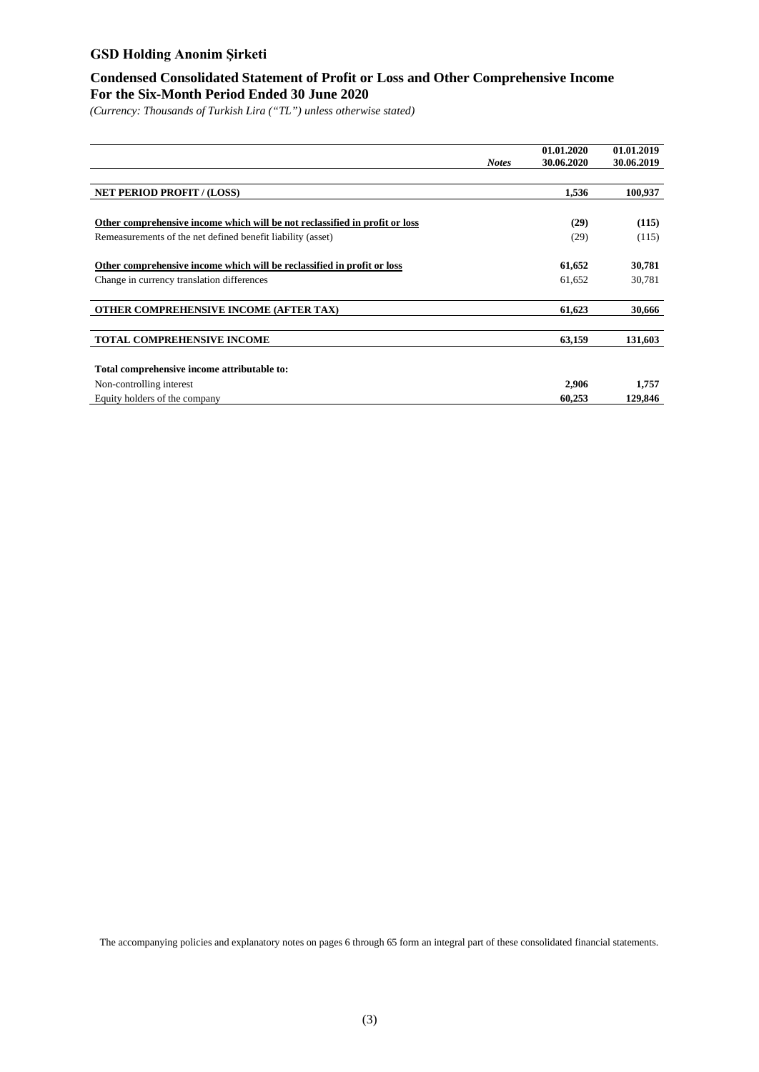**GSD Holding Anonim Şirketi**

**Condensed Consolidated Statement of Profit or Loss and Other Comprehensive Income**
**For the Six-Month Period Ended 30 June 2020**

*(Currency: Thousands of Turkish Lira ("TL") unless otherwise stated)*

| | *Notes* | 01.01.2020 30.06.2020 | 01.01.2019 30.06.2019 |
|---|---|---|---|
| **NET PERIOD PROFIT / (LOSS)** | | **1,536** | **100,937** |
| **Other comprehensive income which will be not reclassified in profit or loss** | | **(29)** | **(115)** |
| Remeasurements of the net defined benefit liability (asset) | | (29) | (115) |
| **Other comprehensive income which will be reclassified in profit or loss** | | **61,652** | **30,781** |
| Change in currency translation differences | | 61,652 | 30,781 |
| **OTHER COMPREHENSIVE INCOME (AFTER TAX)** | | **61,623** | **30,666** |
| **TOTAL COMPREHENSIVE INCOME** | | **63,159** | **131,603** |
| **Total comprehensive income attributable to:** | | | |
| Non-controlling interest | | **2,906** | **1,757** |
| Equity holders of the company | | **60,253** | **129,846** |

The accompanying policies and explanatory notes on pages 6 through 65 form an integral part of these consolidated financial statements.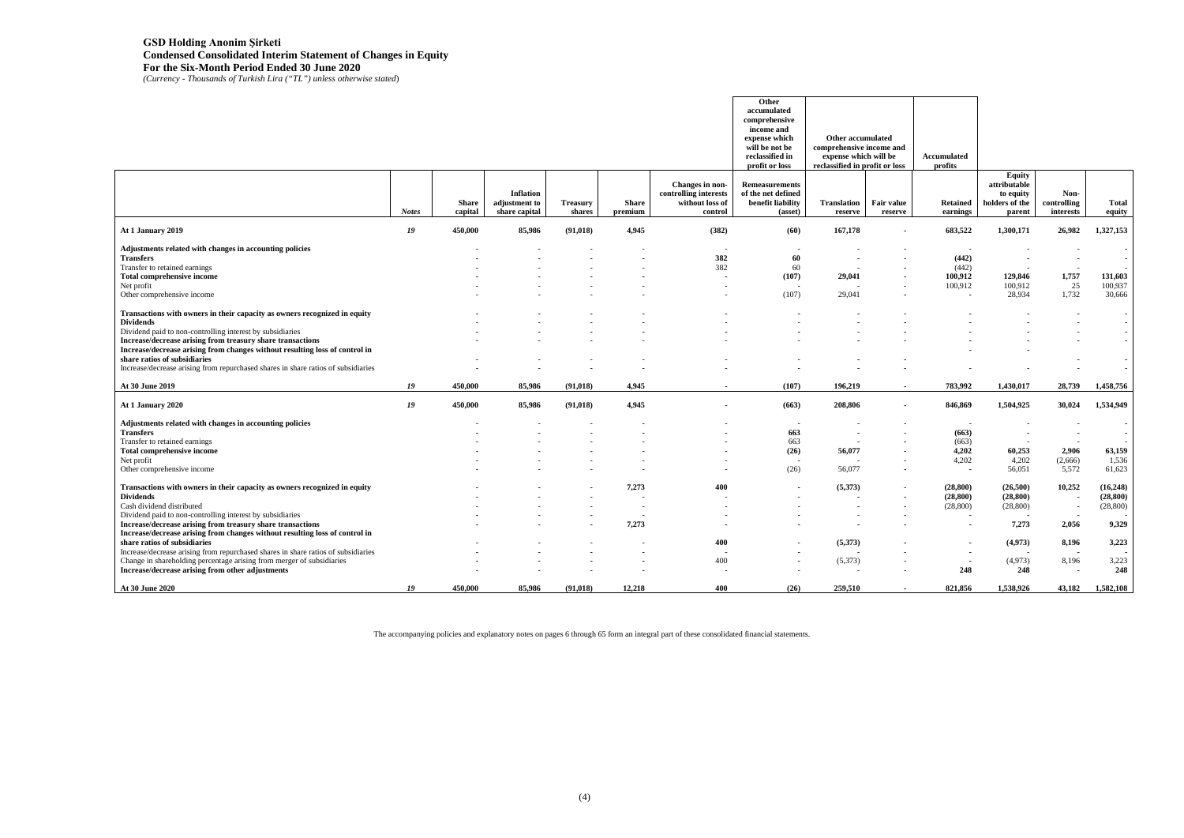**GSD Holding Anonim Şirketi**
**Condensed Consolidated Interim Statement of Changes in Equity**
**For the Six-Month Period Ended 30 June 2020**
*(Currency - Thousands of Turkish Lira ("TL") unless otherwise stated)*

| | | | | | | | Other accumulated comprehensive income and expense which will be not be reclassified in profit or loss | Other accumulated comprehensive income and expense which will be reclassified in profit or loss | | Accumulated profits | | | |
|---|---|---|---|---|---|---|---|---|---|---|---|---|---|
| | Notes | Share capital | Inflation adjustment to share capital | Treasury shares | Share premium | Changes in non-controlling interests without loss of control | Remeasurements of the net defined benefit liability (asset) | Translation reserve | Fair value reserve | Retained earnings | Equity attributable to equity holders of the parent | Non-controlling interests | Total equity |
| **At 1 January 2019** | 19 | 450,000 | 85,986 | (91,018) | 4,945 | (382) | (60) | 167,178 | - | 683,522 | 1,300,171 | 26,982 | 1,327,153 |
| **Adjustments related with changes in accounting policies** | | - | - | - | - | - | - | - | - | - | - | - | - |
| **Transfers** | | - | - | - | - | 382 | 60 | - | - | (442) | - | - | - |
| Transfer to retained earnings | | - | - | - | - | 382 | 60 | - | - | (442) | - | - | - |
| **Total comprehensive income** | | - | - | - | - | - | (107) | 29,041 | - | 100,912 | 129,846 | 1,757 | 131,603 |
| Net profit | | - | - | - | - | - | - | - | - | 100,912 | 100,912 | 25 | 100,937 |
| Other comprehensive income | | - | - | - | - | - | (107) | 29,041 | - | - | 28,934 | 1,732 | 30,666 |
| **Transactions with owners in their capacity as owners recognized in equity** | | - | - | - | - | - | - | - | - | - | - | - | - |
| **Dividends** | | - | - | - | - | - | - | - | - | - | - | - | - |
| Dividend paid to non-controlling interest by subsidiaries | | - | - | - | - | - | - | - | - | - | - | - | - |
| **Increase/decrease arising from treasury share transactions** | | - | - | - | - | - | - | - | - | - | - | - | - |
| **Increase/decrease arising from changes without resulting loss of control in share ratios of subsidiaries** | | - | - | - | - | - | - | - | - | - | - | - | - |
| Increase/decrease arising from repurchased shares in share ratios of subsidiaries | | - | - | - | - | - | - | - | - | - | - | - | - |
| **At 30 June 2019** | 19 | 450,000 | 85,986 | (91,018) | 4,945 | - | (107) | 196,219 | - | 783,992 | 1,430,017 | 28,739 | 1,458,756 |
| **At 1 January 2020** | 19 | 450,000 | 85,986 | (91,018) | 4,945 | - | (663) | 208,806 | - | 846,869 | 1,504,925 | 30,024 | 1,534,949 |
| **Adjustments related with changes in accounting policies** | | - | - | - | - | - | - | - | - | - | - | - | - |
| **Transfers** | | - | - | - | - | - | 663 | - | - | (663) | - | - | - |
| Transfer to retained earnings | | - | - | - | - | - | 663 | - | - | (663) | - | - | - |
| **Total comprehensive income** | | - | - | - | - | - | (26) | 56,077 | - | 4,202 | 60,253 | 2,906 | 63,159 |
| Net profit | | - | - | - | - | - | - | - | - | 4,202 | 4,202 | (2,666) | 1,536 |
| Other comprehensive income | | - | - | - | - | - | (26) | 56,077 | - | - | 56,051 | 5,572 | 61,623 |
| **Transactions with owners in their capacity as owners recognized in equity** | | - | - | - | 7,273 | 400 | - | (5,373) | - | (28,800) | (26,500) | 10,252 | (16,248) |
| **Dividends** | | - | - | - | - | - | - | - | - | (28,800) | (28,800) | - | (28,800) |
| Cash dividend distributed | | - | - | - | - | - | - | - | - | (28,800) | (28,800) | - | (28,800) |
| Dividend paid to non-controlling interest by subsidiaries | | - | - | - | - | - | - | - | - | - | - | - | - |
| **Increase/decrease arising from treasury share transactions** | | - | - | - | 7,273 | - | - | - | - | - | 7,273 | 2,056 | 9,329 |
| **Increase/decrease arising from changes without resulting loss of control in share ratios of subsidiaries** | | - | - | - | - | 400 | - | (5,373) | - | - | (4,973) | 8,196 | 3,223 |
| Increase/decrease arising from repurchased shares in share ratios of subsidiaries | | - | - | - | - | - | - | - | - | - | - | - | - |
| Change in shareholding percentage arising from merger of subsidiaries | | - | - | - | - | 400 | - | (5,373) | - | - | (4,973) | 8,196 | 3,223 |
| **Increase/decrease arising from other adjustments** | | - | - | - | - | - | - | - | - | 248 | 248 | - | 248 |
| **At 30 June 2020** | 19 | 450,000 | 85,986 | (91,018) | 12,218 | 400 | (26) | 259,510 | - | 821,856 | 1,538,926 | 43,182 | 1,582,108 |

The accompanying policies and explanatory notes on pages 6 through 65 form an integral part of these consolidated financial statements.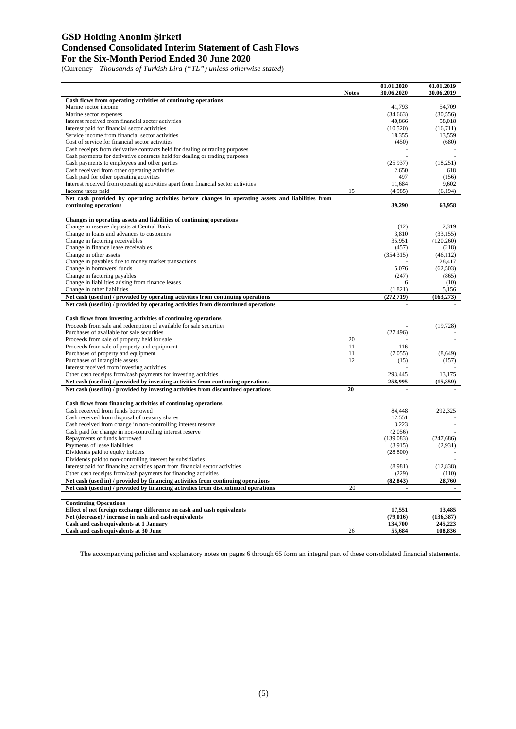# GSD Holding Anonim Şirketi
# Condensed Consolidated Interim Statement of Cash Flows
# For the Six-Month Period Ended 30 June 2020

(Currency - *Thousands of Turkish Lira ("TL") unless otherwise stated*)

| | Notes | 01.01.2020 30.06.2020 | 01.01.2019 30.06.2019 |
|---|---|---|---|
| **Cash flows from operating activities of continuing operations** | | | |
| Marine sector income | | 41,793 | 54,709 |
| Marine sector expenses | | (34,663) | (30,556) |
| Interest received from financial sector activities | | 40,866 | 58,018 |
| Interest paid for financial sector activities | | (10,520) | (16,711) |
| Service income from financial sector activities | | 18,355 | 13,559 |
| Cost of service for financial sector activities | | (450) | (680) |
| Cash receipts from derivative contracts held for dealing or trading purposes | | - | - |
| Cash payments for derivative contracts held for dealing or trading purposes | | - | - |
| Cash payments to employees and other parties | | (25,937) | (18,251) |
| Cash received from other operating activities | | 2,650 | 618 |
| Cash paid for other operating activities | | 497 | (156) |
| Interest received from operating activities apart from financial sector activities | | 11,684 | 9,602 |
| Income taxes paid | 15 | (4,985) | (6,194) |
| **Net cash provided by operating activities before changes in operating assets and liabilities from continuing operations** | | **39,290** | **63,958** |
| | | | |
| **Changes in operating assets and liabilities of continuing operations** | | | |
| Change in reserve deposits at Central Bank | | (12) | 2,319 |
| Change in loans and advances to customers | | 3,810 | (33,155) |
| Change in factoring receivables | | 35,951 | (120,260) |
| Change in finance lease receivables | | (457) | (218) |
| Change in other assets | | (354,315) | (46,112) |
| Change in payables due to money market transactions | | - | 28,417 |
| Change in borrowers' funds | | 5,076 | (62,503) |
| Change in factoring payables | | (247) | (865) |
| Change in liabilities arising from finance leases | | 6 | (10) |
| Change in other liabilities | | (1,821) | 5,156 |
| **Net cash (used in) / provided by operating activities from continuing operations** | | **(272,719)** | **(163,273)** |
| **Net cash (used in) / provided by operating activities from discontinued operations** | | **-** | **-** |
| | | | |
| **Cash flows from investing activities of continuing operations** | | | |
| Proceeds from sale and redemption of available for sale securities | | - | (19,728) |
| Purchases of available for sale securities | | (27,496) | - |
| Proceeds from sale of property held for sale | 20 | - | - |
| Proceeds from sale of property and equipment | 11 | 116 | - |
| Purchases of property and equipment | 11 | (7,055) | (8,649) |
| Purchases of intangible assets | 12 | (15) | (157) |
| Interest received from investing activities | | - | - |
| Other cash receipts from/cash payments for investing activities | | 293,445 | 13,175 |
| **Net cash (used in) / provided by investing activities from continuing operations** | | **258,995** | **(15,359)** |
| **Net cash (used in) / provided by investing activities from discontiued operations** | **20** | **-** | **-** |
| | | | |
| **Cash flows from financing activities of continuing operations** | | | |
| Cash received from funds borrowed | | 84,448 | 292,325 |
| Cash received from disposal of treasury shares | | 12,551 | - |
| Cash received from change in non-controlling interest reserve | | 3,223 | - |
| Cash paid for change in non-controlling interest reserve | | (2,056) | - |
| Repayments of funds borrowed | | (139,083) | (247,686) |
| Payments of lease liabilities | | (3,915) | (2,931) |
| Dividends paid to equity holders | | (28,800) | - |
| Dividends paid to non-controlling interest by subsidiaries | | - | - |
| Interest paid for financing activities apart from financial sector activities | | (8,981) | (12,838) |
| Other cash receipts from/cash payments for financing activities | | (229) | (110) |
| **Net cash (used in) / provided by financing activities from continuing operations** | | **(82,843)** | **28,760** |
| **Net cash (used in) / provided by financing activities from discontinued operations** | 20 | **-** | **-** |
| | | | |
| **Continuing Operations** | | | |
| **Effect of net foreign exchange difference on cash and cash equivalents** | | **17,551** | **13,485** |
| **Net (decrease) / increase in cash and cash equivalents** | | **(79,016)** | **(136,387)** |
| **Cash and cash equivalents at 1 January** | | **134,700** | **245,223** |
| **Cash and cash equivalents at 30 June** | 26 | **55,684** | **108,836** |

The accompanying policies and explanatory notes on pages 6 through 65 form an integral part of these consolidated financial statements.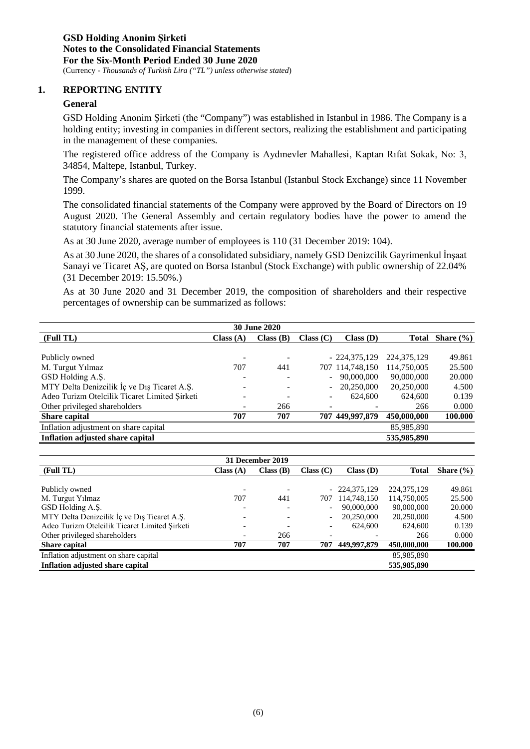**GSD Holding Anonim Şirketi**
**Notes to the Consolidated Financial Statements**
**For the Six-Month Period Ended 30 June 2020**
(Currency - *Thousands of Turkish Lira ("TL") unless otherwise stated*)

## 1. REPORTING ENTITY

### General

GSD Holding Anonim Şirketi (the "Company") was established in Istanbul in 1986. The Company is a holding entity; investing in companies in different sectors, realizing the establishment and participating in the management of these companies.

The registered office address of the Company is Aydınevler Mahallesi, Kaptan Rıfat Sokak, No: 3, 34854, Maltepe, Istanbul, Turkey.

The Company's shares are quoted on the Borsa Istanbul (Istanbul Stock Exchange) since 11 November 1999.

The consolidated financial statements of the Company were approved by the Board of Directors on 19 August 2020. The General Assembly and certain regulatory bodies have the power to amend the statutory financial statements after issue.

As at 30 June 2020, average number of employees is 110 (31 December 2019: 104).

As at 30 June 2020, the shares of a consolidated subsidiary, namely GSD Denizcilik Gayrimenkul İnşaat Sanayi ve Ticaret AŞ, are quoted on Borsa Istanbul (Stock Exchange) with public ownership of 22.04% (31 December 2019: 15.50%.)

As at 30 June 2020 and 31 December 2019, the composition of shareholders and their respective percentages of ownership can be summarized as follows:

| | | 30 June 2020 | | | | |
|---|---|---|---|---|---|---|
| **(Full TL)** | **Class (A)** | **Class (B)** | **Class (C)** | **Class (D)** | **Total** | **Share (%)** |
| Publicly owned | - | - | - | 224,375,129 | 224,375,129 | 49.861 |
| M. Turgut Yılmaz | 707 | 441 | 707 | 114,748,150 | 114,750,005 | 25.500 |
| GSD Holding A.Ş. | - | - | - | 90,000,000 | 90,000,000 | 20.000 |
| MTY Delta Denizcilik İç ve Dış Ticaret A.Ş. | - | - | - | 20,250,000 | 20,250,000 | 4.500 |
| Adeo Turizm Otelcilik Ticaret Limited Şirketi | - | - | - | 624,600 | 624,600 | 0.139 |
| Other privileged shareholders | - | 266 | - | - | 266 | 0.000 |
| **Share capital** | **707** | **707** | **707** | **449,997,879** | **450,000,000** | **100.000** |
| Inflation adjustment on share capital | | | | | 85,985,890 | |
| **Inflation adjusted share capital** | | | | | **535,985,890** | |

| | | 31 December 2019 | | | | |
|---|---|---|---|---|---|---|
| **(Full TL)** | **Class (A)** | **Class (B)** | **Class (C)** | **Class (D)** | **Total** | **Share (%)** |
| Publicly owned | - | - | - | 224,375,129 | 224,375,129 | 49.861 |
| M. Turgut Yılmaz | 707 | 441 | 707 | 114,748,150 | 114,750,005 | 25.500 |
| GSD Holding A.Ş. | - | - | - | 90,000,000 | 90,000,000 | 20.000 |
| MTY Delta Denizcilik İç ve Dış Ticaret A.Ş. | - | - | - | 20,250,000 | 20,250,000 | 4.500 |
| Adeo Turizm Otelcilik Ticaret Limited Şirketi | - | - | - | 624,600 | 624,600 | 0.139 |
| Other privileged shareholders | - | 266 | - | - | 266 | 0.000 |
| **Share capital** | **707** | **707** | **707** | **449,997,879** | **450,000,000** | **100.000** |
| Inflation adjustment on share capital | | | | | 85,985,890 | |
| **Inflation adjusted share capital** | | | | | **535,985,890** | |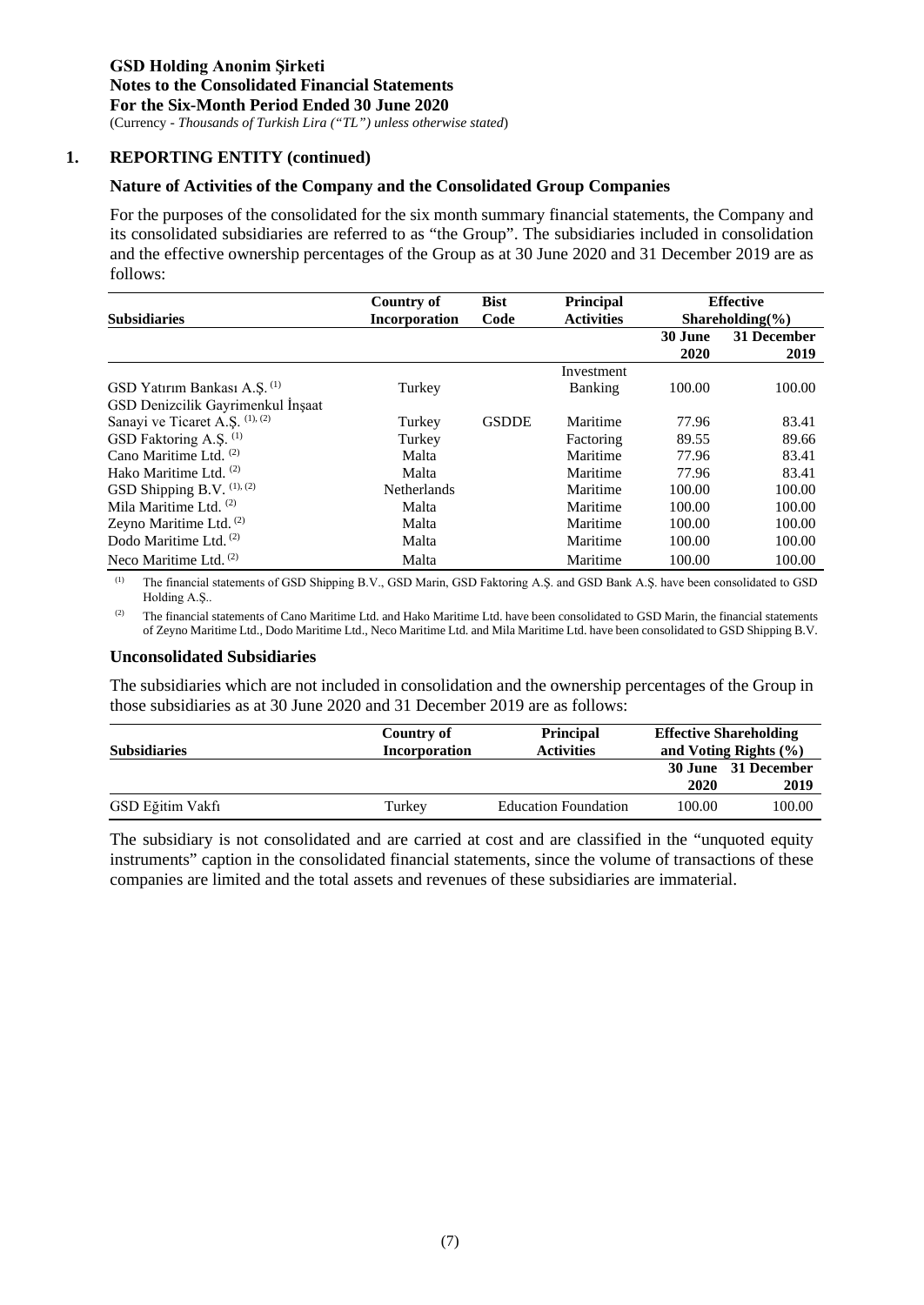**GSD Holding Anonim Şirketi**
**Notes to the Consolidated Financial Statements**
**For the Six-Month Period Ended 30 June 2020**
(Currency - *Thousands of Turkish Lira ("TL") unless otherwise stated*)

## 1. REPORTING ENTITY (continued)

### Nature of Activities of the Company and the Consolidated Group Companies

For the purposes of the consolidated for the six month summary financial statements, the Company and its consolidated subsidiaries are referred to as "the Group". The subsidiaries included in consolidation and the effective ownership percentages of the Group as at 30 June 2020 and 31 December 2019 are as follows:

| Subsidiaries | Country of Incorporation | Bist Code | Principal Activities | Effective Shareholding(%) | |
|---|---|---|---|---|---|
| | | | | 30 June 2020 | 31 December 2019 |
| GSD Yatırım Bankası A.Ş. (1) | Turkey | | Investment Banking | 100.00 | 100.00 |
| GSD Denizcilik Gayrimenkul İnşaat Sanayi ve Ticaret A.Ş. (1), (2) | Turkey | GSDDE | Maritime | 77.96 | 83.41 |
| GSD Faktoring A.Ş. (1) | Turkey | | Factoring | 89.55 | 89.66 |
| Cano Maritime Ltd. (2) | Malta | | Maritime | 77.96 | 83.41 |
| Hako Maritime Ltd. (2) | Malta | | Maritime | 77.96 | 83.41 |
| GSD Shipping B.V. (1), (2) | Netherlands | | Maritime | 100.00 | 100.00 |
| Mila Maritime Ltd. (2) | Malta | | Maritime | 100.00 | 100.00 |
| Zeyno Maritime Ltd. (2) | Malta | | Maritime | 100.00 | 100.00 |
| Dodo Maritime Ltd. (2) | Malta | | Maritime | 100.00 | 100.00 |
| Neco Maritime Ltd. (2) | Malta | | Maritime | 100.00 | 100.00 |

(1) The financial statements of GSD Shipping B.V., GSD Marin, GSD Faktoring A.Ş. and GSD Bank A.Ş. have been consolidated to GSD Holding A.Ş..

(2) The financial statements of Cano Maritime Ltd. and Hako Maritime Ltd. have been consolidated to GSD Marin, the financial statements of Zeyno Maritime Ltd., Dodo Maritime Ltd., Neco Maritime Ltd. and Mila Maritime Ltd. have been consolidated to GSD Shipping B.V.

### Unconsolidated Subsidiaries

The subsidiaries which are not included in consolidation and the ownership percentages of the Group in those subsidiaries as at 30 June 2020 and 31 December 2019 are as follows:

| Subsidiaries | Country of Incorporation | Principal Activities | Effective Shareholding and Voting Rights (%) | |
|---|---|---|---|---|
| | | | 30 June 2020 | 31 December 2019 |
| GSD Eğitim Vakfı | Turkey | Education Foundation | 100.00 | 100.00 |

The subsidiary is not consolidated and are carried at cost and are classified in the "unquoted equity instruments" caption in the consolidated financial statements, since the volume of transactions of these companies are limited and the total assets and revenues of these subsidiaries are immaterial.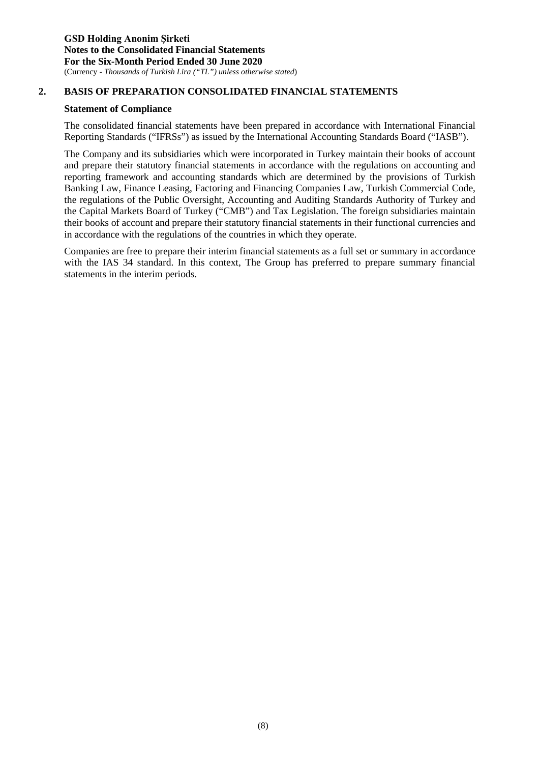## 2. BASIS OF PREPARATION CONSOLIDATED FINANCIAL STATEMENTS

### Statement of Compliance

The consolidated financial statements have been prepared in accordance with International Financial Reporting Standards ("IFRSs") as issued by the International Accounting Standards Board ("IASB").

The Company and its subsidiaries which were incorporated in Turkey maintain their books of account and prepare their statutory financial statements in accordance with the regulations on accounting and reporting framework and accounting standards which are determined by the provisions of Turkish Banking Law, Finance Leasing, Factoring and Financing Companies Law, Turkish Commercial Code, the regulations of the Public Oversight, Accounting and Auditing Standards Authority of Turkey and the Capital Markets Board of Turkey ("CMB") and Tax Legislation. The foreign subsidiaries maintain their books of account and prepare their statutory financial statements in their functional currencies and in accordance with the regulations of the countries in which they operate.

Companies are free to prepare their interim financial statements as a full set or summary in accordance with the IAS 34 standard. In this context, The Group has preferred to prepare summary financial statements in the interim periods.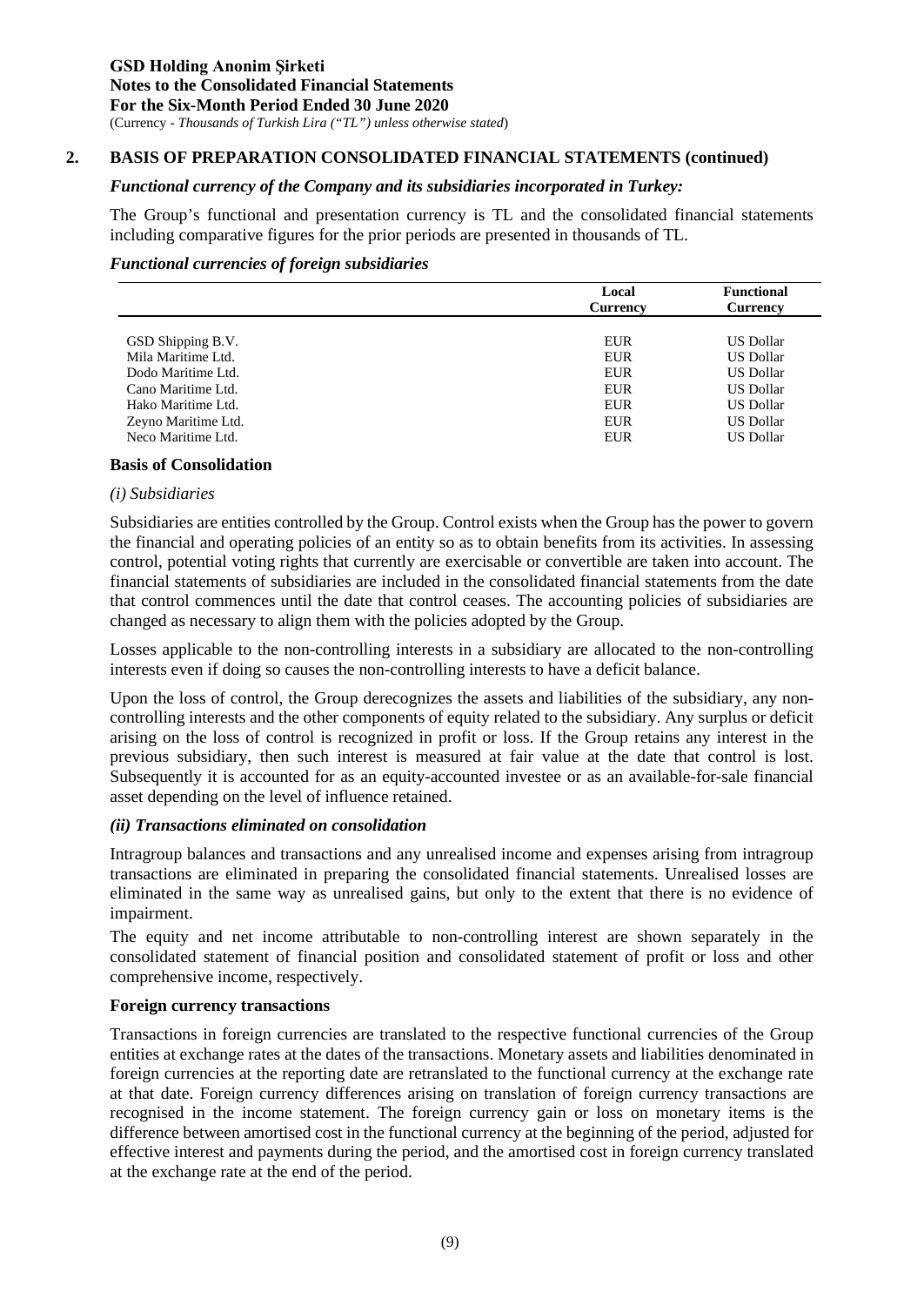## 2. BASIS OF PREPARATION CONSOLIDATED FINANCIAL STATEMENTS (continued)

***Functional currency of the Company and its subsidiaries incorporated in Turkey:***

The Group's functional and presentation currency is TL and the consolidated financial statements including comparative figures for the prior periods are presented in thousands of TL.

***Functional currencies of foreign subsidiaries***

| | Local Currency | Functional Currency |
|---|---|---|
| GSD Shipping B.V. | EUR | US Dollar |
| Mila Maritime Ltd. | EUR | US Dollar |
| Dodo Maritime Ltd. | EUR | US Dollar |
| Cano Maritime Ltd. | EUR | US Dollar |
| Hako Maritime Ltd. | EUR | US Dollar |
| Zeyno Maritime Ltd. | EUR | US Dollar |
| Neco Maritime Ltd. | EUR | US Dollar |

**Basis of Consolidation**

*(i) Subsidiaries*

Subsidiaries are entities controlled by the Group. Control exists when the Group has the power to govern the financial and operating policies of an entity so as to obtain benefits from its activities. In assessing control, potential voting rights that currently are exercisable or convertible are taken into account. The financial statements of subsidiaries are included in the consolidated financial statements from the date that control commences until the date that control ceases. The accounting policies of subsidiaries are changed as necessary to align them with the policies adopted by the Group.

Losses applicable to the non-controlling interests in a subsidiary are allocated to the non-controlling interests even if doing so causes the non-controlling interests to have a deficit balance.

Upon the loss of control, the Group derecognizes the assets and liabilities of the subsidiary, any non-controlling interests and the other components of equity related to the subsidiary. Any surplus or deficit arising on the loss of control is recognized in profit or loss. If the Group retains any interest in the previous subsidiary, then such interest is measured at fair value at the date that control is lost. Subsequently it is accounted for as an equity-accounted investee or as an available-for-sale financial asset depending on the level of influence retained.

***(ii) Transactions eliminated on consolidation***

Intragroup balances and transactions and any unrealised income and expenses arising from intragroup transactions are eliminated in preparing the consolidated financial statements. Unrealised losses are eliminated in the same way as unrealised gains, but only to the extent that there is no evidence of impairment.

The equity and net income attributable to non-controlling interest are shown separately in the consolidated statement of financial position and consolidated statement of profit or loss and other comprehensive income, respectively.

**Foreign currency transactions**

Transactions in foreign currencies are translated to the respective functional currencies of the Group entities at exchange rates at the dates of the transactions. Monetary assets and liabilities denominated in foreign currencies at the reporting date are retranslated to the functional currency at the exchange rate at that date. Foreign currency differences arising on translation of foreign currency transactions are recognised in the income statement. The foreign currency gain or loss on monetary items is the difference between amortised cost in the functional currency at the beginning of the period, adjusted for effective interest and payments during the period, and the amortised cost in foreign currency translated at the exchange rate at the end of the period.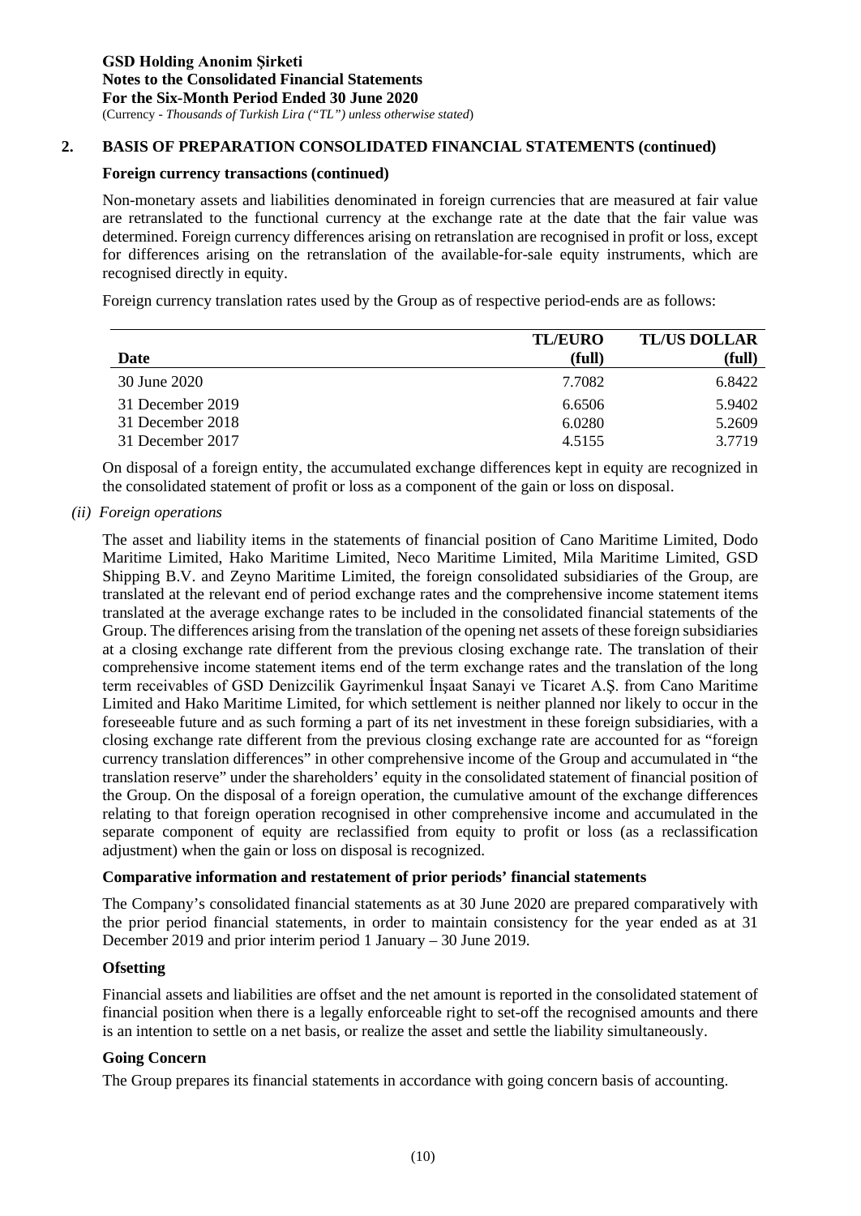## 2. BASIS OF PREPARATION CONSOLIDATED FINANCIAL STATEMENTS (continued)

### Foreign currency transactions (continued)

Non-monetary assets and liabilities denominated in foreign currencies that are measured at fair value are retranslated to the functional currency at the exchange rate at the date that the fair value was determined. Foreign currency differences arising on retranslation are recognised in profit or loss, except for differences arising on the retranslation of the available-for-sale equity instruments, which are recognised directly in equity.

Foreign currency translation rates used by the Group as of respective period-ends are as follows:

| Date | TL/EURO (full) | TL/US DOLLAR (full) |
|---|---|---|
| 30 June 2020 | 7.7082 | 6.8422 |
| 31 December 2019 | 6.6506 | 5.9402 |
| 31 December 2018 | 6.0280 | 5.2609 |
| 31 December 2017 | 4.5155 | 3.7719 |

On disposal of a foreign entity, the accumulated exchange differences kept in equity are recognized in the consolidated statement of profit or loss as a component of the gain or loss on disposal.

*(ii) Foreign operations*

The asset and liability items in the statements of financial position of Cano Maritime Limited, Dodo Maritime Limited, Hako Maritime Limited, Neco Maritime Limited, Mila Maritime Limited, GSD Shipping B.V. and Zeyno Maritime Limited, the foreign consolidated subsidiaries of the Group, are translated at the relevant end of period exchange rates and the comprehensive income statement items translated at the average exchange rates to be included in the consolidated financial statements of the Group. The differences arising from the translation of the opening net assets of these foreign subsidiaries at a closing exchange rate different from the previous closing exchange rate. The translation of their comprehensive income statement items end of the term exchange rates and the translation of the long term receivables of GSD Denizcilik Gayrimenkul İnşaat Sanayi ve Ticaret A.Ş. from Cano Maritime Limited and Hako Maritime Limited, for which settlement is neither planned nor likely to occur in the foreseeable future and as such forming a part of its net investment in these foreign subsidiaries, with a closing exchange rate different from the previous closing exchange rate are accounted for as "foreign currency translation differences" in other comprehensive income of the Group and accumulated in "the translation reserve" under the shareholders' equity in the consolidated statement of financial position of the Group. On the disposal of a foreign operation, the cumulative amount of the exchange differences relating to that foreign operation recognised in other comprehensive income and accumulated in the separate component of equity are reclassified from equity to profit or loss (as a reclassification adjustment) when the gain or loss on disposal is recognized.

### Comparative information and restatement of prior periods' financial statements

The Company's consolidated financial statements as at 30 June 2020 are prepared comparatively with the prior period financial statements, in order to maintain consistency for the year ended as at 31 December 2019 and prior interim period 1 January – 30 June 2019.

### Ofsetting

Financial assets and liabilities are offset and the net amount is reported in the consolidated statement of financial position when there is a legally enforceable right to set-off the recognised amounts and there is an intention to settle on a net basis, or realize the asset and settle the liability simultaneously.

### Going Concern

The Group prepares its financial statements in accordance with going concern basis of accounting.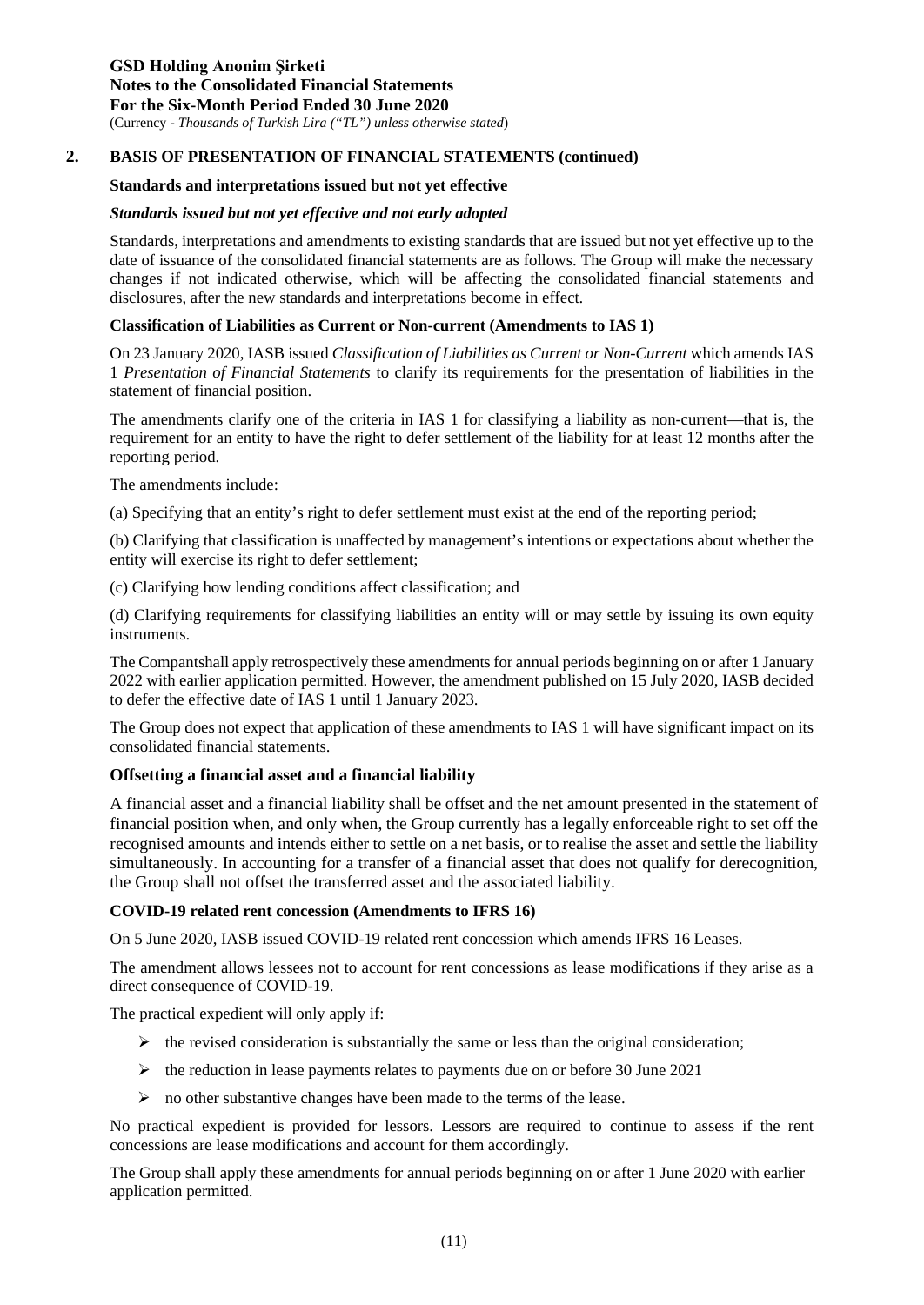## 2. BASIS OF PRESENTATION OF FINANCIAL STATEMENTS (continued)

**Standards and interpretations issued but not yet effective**

***Standards issued but not yet effective and not early adopted***

Standards, interpretations and amendments to existing standards that are issued but not yet effective up to the date of issuance of the consolidated financial statements are as follows. The Group will make the necessary changes if not indicated otherwise, which will be affecting the consolidated financial statements and disclosures, after the new standards and interpretations become in effect.

**Classification of Liabilities as Current or Non-current (Amendments to IAS 1)**

On 23 January 2020, IASB issued *Classification of Liabilities as Current or Non-Current* which amends IAS 1 *Presentation of Financial Statements* to clarify its requirements for the presentation of liabilities in the statement of financial position.

The amendments clarify one of the criteria in IAS 1 for classifying a liability as non-current—that is, the requirement for an entity to have the right to defer settlement of the liability for at least 12 months after the reporting period.

The amendments include:

(a) Specifying that an entity's right to defer settlement must exist at the end of the reporting period;

(b) Clarifying that classification is unaffected by management's intentions or expectations about whether the entity will exercise its right to defer settlement;

(c) Clarifying how lending conditions affect classification; and

(d) Clarifying requirements for classifying liabilities an entity will or may settle by issuing its own equity instruments.

The Compantshall apply retrospectively these amendments for annual periods beginning on or after 1 January 2022 with earlier application permitted. However, the amendment published on 15 July 2020, IASB decided to defer the effective date of IAS 1 until 1 January 2023.

The Group does not expect that application of these amendments to IAS 1 will have significant impact on its consolidated financial statements.

**Offsetting a financial asset and a financial liability**

A financial asset and a financial liability shall be offset and the net amount presented in the statement of financial position when, and only when, the Group currently has a legally enforceable right to set off the recognised amounts and intends either to settle on a net basis, or to realise the asset and settle the liability simultaneously. In accounting for a transfer of a financial asset that does not qualify for derecognition, the Group shall not offset the transferred asset and the associated liability.

**COVID-19 related rent concession (Amendments to IFRS 16)**

On 5 June 2020, IASB issued COVID-19 related rent concession which amends IFRS 16 Leases.

The amendment allows lessees not to account for rent concessions as lease modifications if they arise as a direct consequence of COVID-19.

The practical expedient will only apply if:

- the revised consideration is substantially the same or less than the original consideration;
- the reduction in lease payments relates to payments due on or before 30 June 2021
- no other substantive changes have been made to the terms of the lease.

No practical expedient is provided for lessors. Lessors are required to continue to assess if the rent concessions are lease modifications and account for them accordingly.

The Group shall apply these amendments for annual periods beginning on or after 1 June 2020 with earlier application permitted.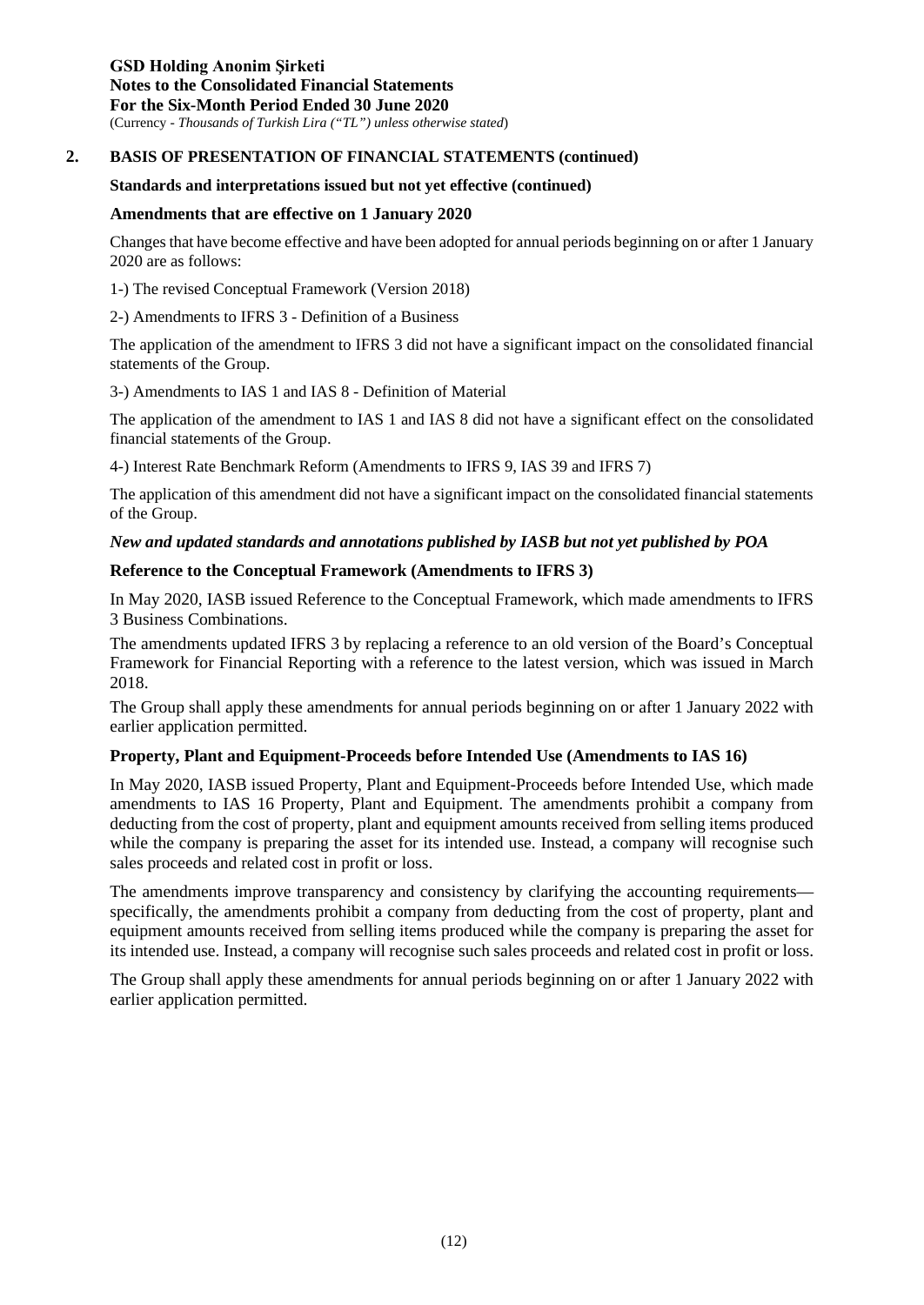## 2. BASIS OF PRESENTATION OF FINANCIAL STATEMENTS (continued)

**Standards and interpretations issued but not yet effective (continued)**

**Amendments that are effective on 1 January 2020**

Changes that have become effective and have been adopted for annual periods beginning on or after 1 January 2020 are as follows:

1-) The revised Conceptual Framework (Version 2018)

2-) Amendments to IFRS 3 - Definition of a Business

The application of the amendment to IFRS 3 did not have a significant impact on the consolidated financial statements of the Group.

3-) Amendments to IAS 1 and IAS 8 - Definition of Material

The application of the amendment to IAS 1 and IAS 8 did not have a significant effect on the consolidated financial statements of the Group.

4-) Interest Rate Benchmark Reform (Amendments to IFRS 9, IAS 39 and IFRS 7)

The application of this amendment did not have a significant impact on the consolidated financial statements of the Group.

***New and updated standards and annotations published by IASB but not yet published by POA***

**Reference to the Conceptual Framework (Amendments to IFRS 3)**

In May 2020, IASB issued Reference to the Conceptual Framework, which made amendments to IFRS 3 Business Combinations.

The amendments updated IFRS 3 by replacing a reference to an old version of the Board's Conceptual Framework for Financial Reporting with a reference to the latest version, which was issued in March 2018.

The Group shall apply these amendments for annual periods beginning on or after 1 January 2022 with earlier application permitted.

**Property, Plant and Equipment-Proceeds before Intended Use (Amendments to IAS 16)**

In May 2020, IASB issued Property, Plant and Equipment-Proceeds before Intended Use, which made amendments to IAS 16 Property, Plant and Equipment. The amendments prohibit a company from deducting from the cost of property, plant and equipment amounts received from selling items produced while the company is preparing the asset for its intended use. Instead, a company will recognise such sales proceeds and related cost in profit or loss.

The amendments improve transparency and consistency by clarifying the accounting requirements—specifically, the amendments prohibit a company from deducting from the cost of property, plant and equipment amounts received from selling items produced while the company is preparing the asset for its intended use. Instead, a company will recognise such sales proceeds and related cost in profit or loss.

The Group shall apply these amendments for annual periods beginning on or after 1 January 2022 with earlier application permitted.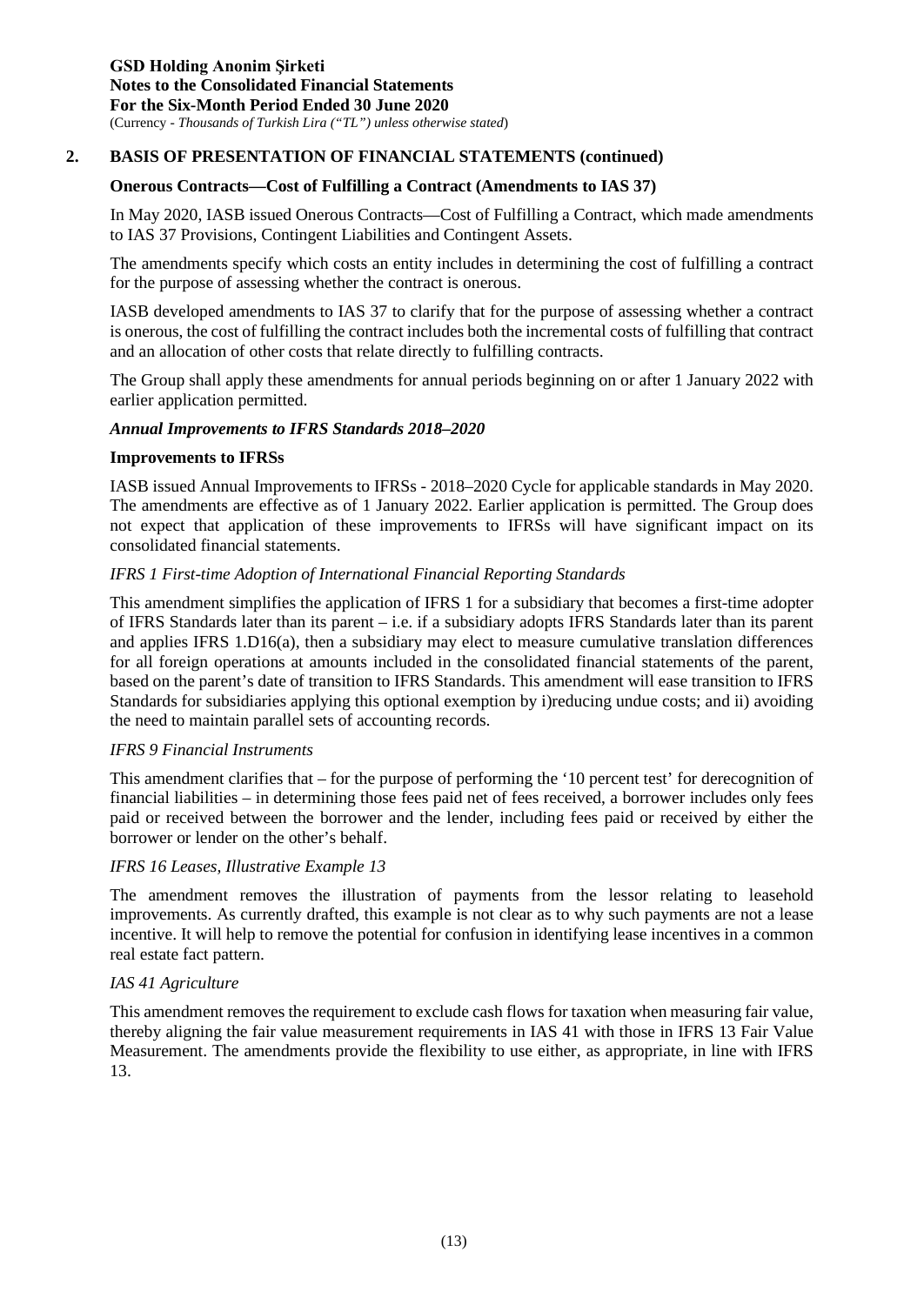## 2. BASIS OF PRESENTATION OF FINANCIAL STATEMENTS (continued)

### Onerous Contracts—Cost of Fulfilling a Contract (Amendments to IAS 37)

In May 2020, IASB issued Onerous Contracts—Cost of Fulfilling a Contract, which made amendments to IAS 37 Provisions, Contingent Liabilities and Contingent Assets.

The amendments specify which costs an entity includes in determining the cost of fulfilling a contract for the purpose of assessing whether the contract is onerous.

IASB developed amendments to IAS 37 to clarify that for the purpose of assessing whether a contract is onerous, the cost of fulfilling the contract includes both the incremental costs of fulfilling that contract and an allocation of other costs that relate directly to fulfilling contracts.

The Group shall apply these amendments for annual periods beginning on or after 1 January 2022 with earlier application permitted.

### *Annual Improvements to IFRS Standards 2018–2020*

### Improvements to IFRSs

IASB issued Annual Improvements to IFRSs - 2018–2020 Cycle for applicable standards in May 2020. The amendments are effective as of 1 January 2022. Earlier application is permitted. The Group does not expect that application of these improvements to IFRSs will have significant impact on its consolidated financial statements.

*IFRS 1 First-time Adoption of International Financial Reporting Standards*

This amendment simplifies the application of IFRS 1 for a subsidiary that becomes a first-time adopter of IFRS Standards later than its parent – i.e. if a subsidiary adopts IFRS Standards later than its parent and applies IFRS 1.D16(a), then a subsidiary may elect to measure cumulative translation differences for all foreign operations at amounts included in the consolidated financial statements of the parent, based on the parent's date of transition to IFRS Standards. This amendment will ease transition to IFRS Standards for subsidiaries applying this optional exemption by i)reducing undue costs; and ii) avoiding the need to maintain parallel sets of accounting records.

*IFRS 9 Financial Instruments*

This amendment clarifies that – for the purpose of performing the '10 percent test' for derecognition of financial liabilities – in determining those fees paid net of fees received, a borrower includes only fees paid or received between the borrower and the lender, including fees paid or received by either the borrower or lender on the other's behalf.

*IFRS 16 Leases, Illustrative Example 13*

The amendment removes the illustration of payments from the lessor relating to leasehold improvements. As currently drafted, this example is not clear as to why such payments are not a lease incentive. It will help to remove the potential for confusion in identifying lease incentives in a common real estate fact pattern.

*IAS 41 Agriculture*

This amendment removes the requirement to exclude cash flows for taxation when measuring fair value, thereby aligning the fair value measurement requirements in IAS 41 with those in IFRS 13 Fair Value Measurement. The amendments provide the flexibility to use either, as appropriate, in line with IFRS 13.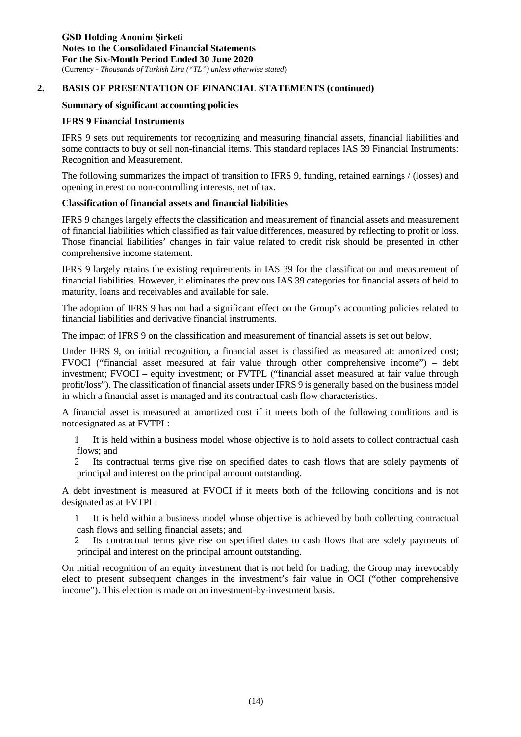## 2. BASIS OF PRESENTATION OF FINANCIAL STATEMENTS (continued)

### Summary of significant accounting policies

### IFRS 9 Financial Instruments

IFRS 9 sets out requirements for recognizing and measuring financial assets, financial liabilities and some contracts to buy or sell non-financial items. This standard replaces IAS 39 Financial Instruments: Recognition and Measurement.

The following summarizes the impact of transition to IFRS 9, funding, retained earnings / (losses) and opening interest on non-controlling interests, net of tax.

### Classification of financial assets and financial liabilities

IFRS 9 changes largely effects the classification and measurement of financial assets and measurement of financial liabilities which classified as fair value differences, measured by reflecting to profit or loss. Those financial liabilities' changes in fair value related to credit risk should be presented in other comprehensive income statement.

IFRS 9 largely retains the existing requirements in IAS 39 for the classification and measurement of financial liabilities. However, it eliminates the previous IAS 39 categories for financial assets of held to maturity, loans and receivables and available for sale.

The adoption of IFRS 9 has not had a significant effect on the Group's accounting policies related to financial liabilities and derivative financial instruments.

The impact of IFRS 9 on the classification and measurement of financial assets is set out below.

Under IFRS 9, on initial recognition, a financial asset is classified as measured at: amortized cost; FVOCI ("financial asset measured at fair value through other comprehensive income") – debt investment; FVOCI – equity investment; or FVTPL ("financial asset measured at fair value through profit/loss"). The classification of financial assets under IFRS 9 is generally based on the business model in which a financial asset is managed and its contractual cash flow characteristics.

A financial asset is measured at amortized cost if it meets both of the following conditions and is notdesignated as at FVTPL:

1. It is held within a business model whose objective is to hold assets to collect contractual cash flows; and
2. Its contractual terms give rise on specified dates to cash flows that are solely payments of principal and interest on the principal amount outstanding.

A debt investment is measured at FVOCI if it meets both of the following conditions and is not designated as at FVTPL:

1. It is held within a business model whose objective is achieved by both collecting contractual cash flows and selling financial assets; and
2. Its contractual terms give rise on specified dates to cash flows that are solely payments of principal and interest on the principal amount outstanding.

On initial recognition of an equity investment that is not held for trading, the Group may irrevocably elect to present subsequent changes in the investment's fair value in OCI ("other comprehensive income"). This election is made on an investment-by-investment basis.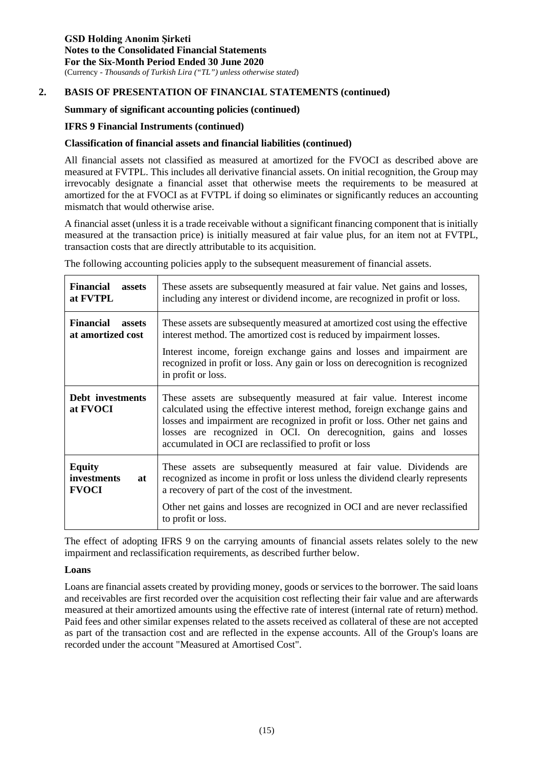## 2. BASIS OF PRESENTATION OF FINANCIAL STATEMENTS (continued)

**Summary of significant accounting policies (continued)**

**IFRS 9 Financial Instruments (continued)**

**Classification of financial assets and financial liabilities (continued)**

All financial assets not classified as measured at amortized for the FVOCI as described above are measured at FVTPL. This includes all derivative financial assets. On initial recognition, the Group may irrevocably designate a financial asset that otherwise meets the requirements to be measured at amortized for the at FVOCI as at FVTPL if doing so eliminates or significantly reduces an accounting mismatch that would otherwise arise.

A financial asset (unless it is a trade receivable without a significant financing component that is initially measured at the transaction price) is initially measured at fair value plus, for an item not at FVTPL, transaction costs that are directly attributable to its acquisition.

The following accounting policies apply to the subsequent measurement of financial assets.

| | |
|---|---|
| **Financial assets at FVTPL** | These assets are subsequently measured at fair value. Net gains and losses, including any interest or dividend income, are recognized in profit or loss. |
| **Financial assets at amortized cost** | These assets are subsequently measured at amortized cost using the effective interest method. The amortized cost is reduced by impairment losses. Interest income, foreign exchange gains and losses and impairment are recognized in profit or loss. Any gain or loss on derecognition is recognized in profit or loss. |
| **Debt investments at FVOCI** | These assets are subsequently measured at fair value. Interest income calculated using the effective interest method, foreign exchange gains and losses and impairment are recognized in profit or loss. Other net gains and losses are recognized in OCI. On derecognition, gains and losses accumulated in OCI are reclassified to profit or loss |
| **Equity investments at FVOCI** | These assets are subsequently measured at fair value. Dividends are recognized as income in profit or loss unless the dividend clearly represents a recovery of part of the cost of the investment. Other net gains and losses are recognized in OCI and are never reclassified to profit or loss. |

The effect of adopting IFRS 9 on the carrying amounts of financial assets relates solely to the new impairment and reclassification requirements, as described further below.

**Loans**

Loans are financial assets created by providing money, goods or services to the borrower. The said loans and receivables are first recorded over the acquisition cost reflecting their fair value and are afterwards measured at their amortized amounts using the effective rate of interest (internal rate of return) method. Paid fees and other similar expenses related to the assets received as collateral of these are not accepted as part of the transaction cost and are reflected in the expense accounts. All of the Group's loans are recorded under the account "Measured at Amortised Cost".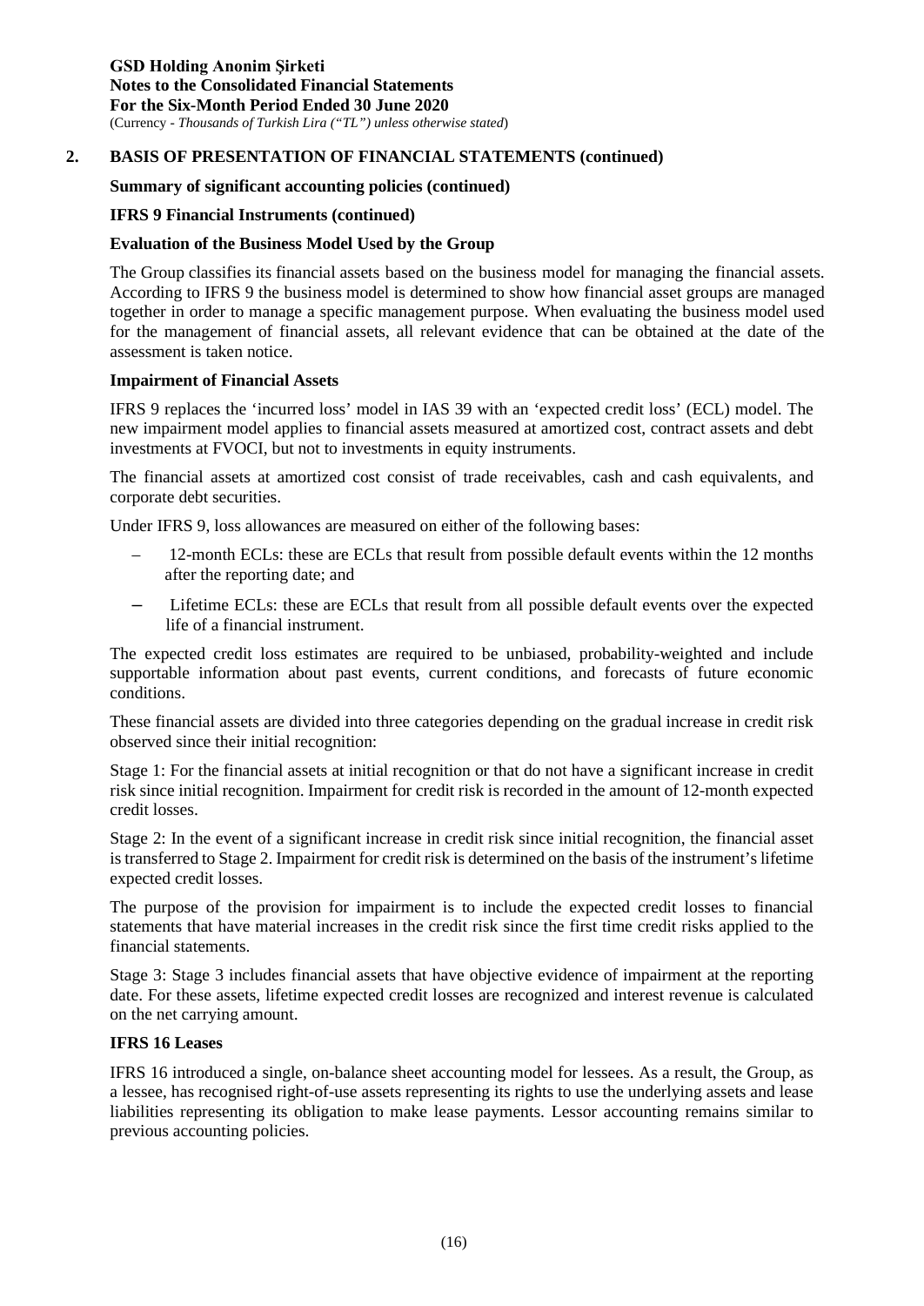## 2. BASIS OF PRESENTATION OF FINANCIAL STATEMENTS (continued)

**Summary of significant accounting policies (continued)**

**IFRS 9 Financial Instruments (continued)**

**Evaluation of the Business Model Used by the Group**

The Group classifies its financial assets based on the business model for managing the financial assets. According to IFRS 9 the business model is determined to show how financial asset groups are managed together in order to manage a specific management purpose. When evaluating the business model used for the management of financial assets, all relevant evidence that can be obtained at the date of the assessment is taken notice.

**Impairment of Financial Assets**

IFRS 9 replaces the 'incurred loss' model in IAS 39 with an 'expected credit loss' (ECL) model. The new impairment model applies to financial assets measured at amortized cost, contract assets and debt investments at FVOCI, but not to investments in equity instruments.

The financial assets at amortized cost consist of trade receivables, cash and cash equivalents, and corporate debt securities.

Under IFRS 9, loss allowances are measured on either of the following bases:

- 12-month ECLs: these are ECLs that result from possible default events within the 12 months after the reporting date; and
- Lifetime ECLs: these are ECLs that result from all possible default events over the expected life of a financial instrument.

The expected credit loss estimates are required to be unbiased, probability-weighted and include supportable information about past events, current conditions, and forecasts of future economic conditions.

These financial assets are divided into three categories depending on the gradual increase in credit risk observed since their initial recognition:

Stage 1: For the financial assets at initial recognition or that do not have a significant increase in credit risk since initial recognition. Impairment for credit risk is recorded in the amount of 12-month expected credit losses.

Stage 2: In the event of a significant increase in credit risk since initial recognition, the financial asset is transferred to Stage 2. Impairment for credit risk is determined on the basis of the instrument's lifetime expected credit losses.

The purpose of the provision for impairment is to include the expected credit losses to financial statements that have material increases in the credit risk since the first time credit risks applied to the financial statements.

Stage 3: Stage 3 includes financial assets that have objective evidence of impairment at the reporting date. For these assets, lifetime expected credit losses are recognized and interest revenue is calculated on the net carrying amount.

**IFRS 16 Leases**

IFRS 16 introduced a single, on-balance sheet accounting model for lessees. As a result, the Group, as a lessee, has recognised right-of-use assets representing its rights to use the underlying assets and lease liabilities representing its obligation to make lease payments. Lessor accounting remains similar to previous accounting policies.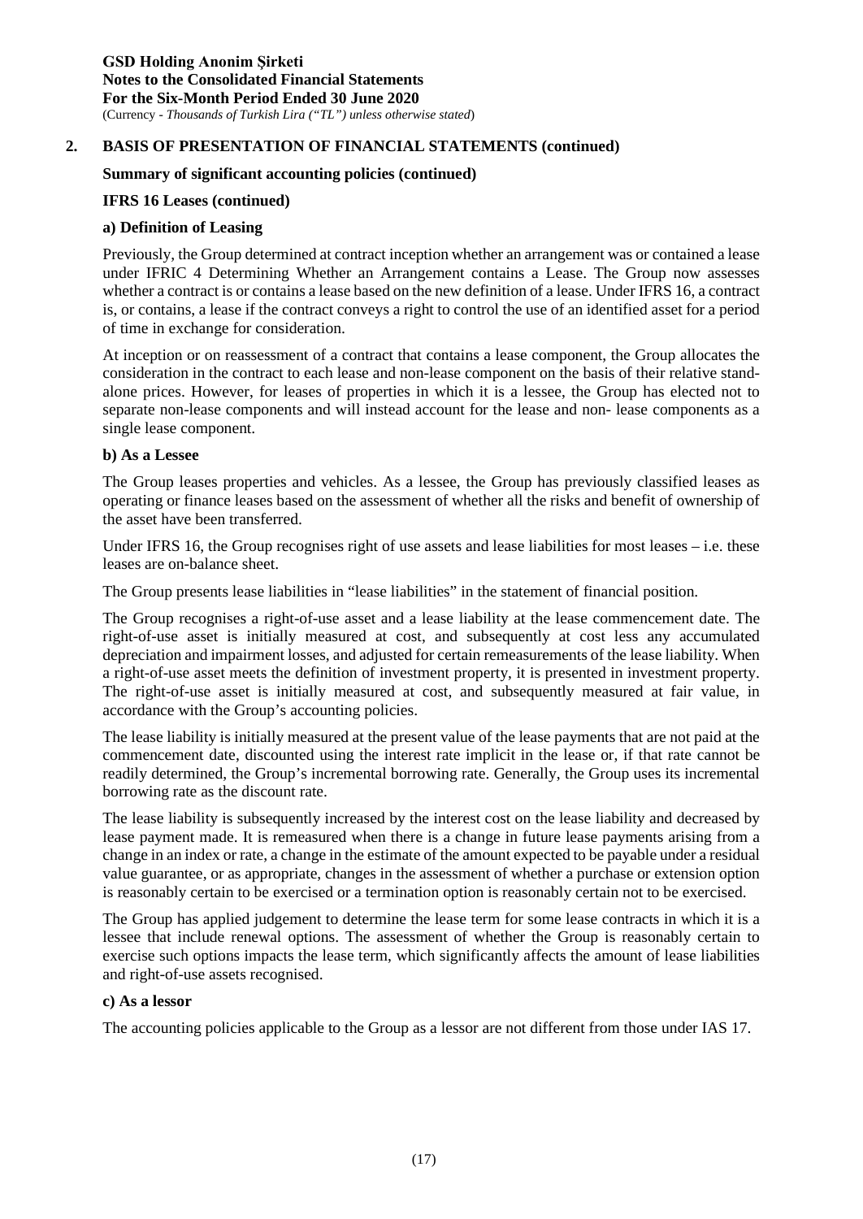## 2. BASIS OF PRESENTATION OF FINANCIAL STATEMENTS (continued)

**Summary of significant accounting policies (continued)**

**IFRS 16 Leases (continued)**

**a) Definition of Leasing**

Previously, the Group determined at contract inception whether an arrangement was or contained a lease under IFRIC 4 Determining Whether an Arrangement contains a Lease. The Group now assesses whether a contract is or contains a lease based on the new definition of a lease. Under IFRS 16, a contract is, or contains, a lease if the contract conveys a right to control the use of an identified asset for a period of time in exchange for consideration.

At inception or on reassessment of a contract that contains a lease component, the Group allocates the consideration in the contract to each lease and non-lease component on the basis of their relative stand-alone prices. However, for leases of properties in which it is a lessee, the Group has elected not to separate non-lease components and will instead account for the lease and non- lease components as a single lease component.

**b) As a Lessee**

The Group leases properties and vehicles. As a lessee, the Group has previously classified leases as operating or finance leases based on the assessment of whether all the risks and benefit of ownership of the asset have been transferred.

Under IFRS 16, the Group recognises right of use assets and lease liabilities for most leases – i.e. these leases are on-balance sheet.

The Group presents lease liabilities in "lease liabilities" in the statement of financial position.

The Group recognises a right-of-use asset and a lease liability at the lease commencement date. The right-of-use asset is initially measured at cost, and subsequently at cost less any accumulated depreciation and impairment losses, and adjusted for certain remeasurements of the lease liability. When a right-of-use asset meets the definition of investment property, it is presented in investment property. The right-of-use asset is initially measured at cost, and subsequently measured at fair value, in accordance with the Group's accounting policies.

The lease liability is initially measured at the present value of the lease payments that are not paid at the commencement date, discounted using the interest rate implicit in the lease or, if that rate cannot be readily determined, the Group's incremental borrowing rate. Generally, the Group uses its incremental borrowing rate as the discount rate.

The lease liability is subsequently increased by the interest cost on the lease liability and decreased by lease payment made. It is remeasured when there is a change in future lease payments arising from a change in an index or rate, a change in the estimate of the amount expected to be payable under a residual value guarantee, or as appropriate, changes in the assessment of whether a purchase or extension option is reasonably certain to be exercised or a termination option is reasonably certain not to be exercised.

The Group has applied judgement to determine the lease term for some lease contracts in which it is a lessee that include renewal options. The assessment of whether the Group is reasonably certain to exercise such options impacts the lease term, which significantly affects the amount of lease liabilities and right-of-use assets recognised.

**c) As a lessor**

The accounting policies applicable to the Group as a lessor are not different from those under IAS 17.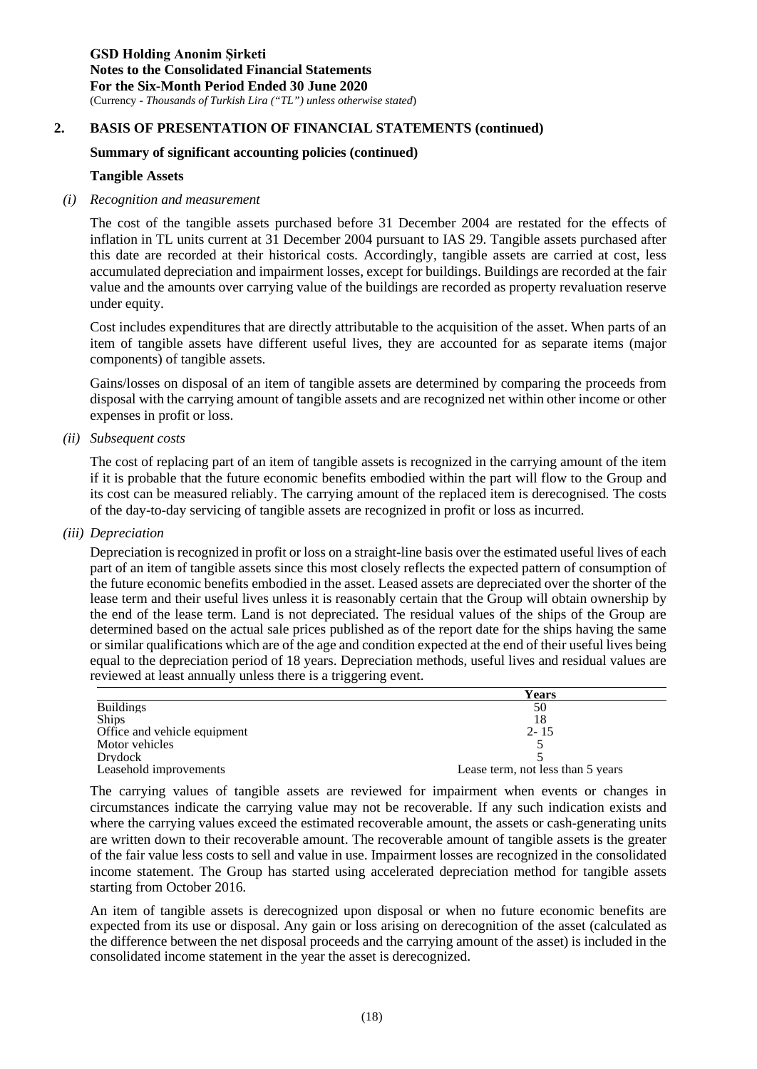## 2. BASIS OF PRESENTATION OF FINANCIAL STATEMENTS (continued)

### Summary of significant accounting policies (continued)

### Tangible Assets

*(i) Recognition and measurement*

The cost of the tangible assets purchased before 31 December 2004 are restated for the effects of inflation in TL units current at 31 December 2004 pursuant to IAS 29. Tangible assets purchased after this date are recorded at their historical costs. Accordingly, tangible assets are carried at cost, less accumulated depreciation and impairment losses, except for buildings. Buildings are recorded at the fair value and the amounts over carrying value of the buildings are recorded as property revaluation reserve under equity.

Cost includes expenditures that are directly attributable to the acquisition of the asset. When parts of an item of tangible assets have different useful lives, they are accounted for as separate items (major components) of tangible assets.

Gains/losses on disposal of an item of tangible assets are determined by comparing the proceeds from disposal with the carrying amount of tangible assets and are recognized net within other income or other expenses in profit or loss.

*(ii) Subsequent costs*

The cost of replacing part of an item of tangible assets is recognized in the carrying amount of the item if it is probable that the future economic benefits embodied within the part will flow to the Group and its cost can be measured reliably. The carrying amount of the replaced item is derecognised. The costs of the day-to-day servicing of tangible assets are recognized in profit or loss as incurred.

*(iii) Depreciation*

Depreciation is recognized in profit or loss on a straight-line basis over the estimated useful lives of each part of an item of tangible assets since this most closely reflects the expected pattern of consumption of the future economic benefits embodied in the asset. Leased assets are depreciated over the shorter of the lease term and their useful lives unless it is reasonably certain that the Group will obtain ownership by the end of the lease term. Land is not depreciated. The residual values of the ships of the Group are determined based on the actual sale prices published as of the report date for the ships having the same or similar qualifications which are of the age and condition expected at the end of their useful lives being equal to the depreciation period of 18 years. Depreciation methods, useful lives and residual values are reviewed at least annually unless there is a triggering event.

| | **Years** |
|---|---|
| Buildings | 50 |
| Ships | 18 |
| Office and vehicle equipment | 2- 15 |
| Motor vehicles | 5 |
| Drydock | 5 |
| Leasehold improvements | Lease term, not less than 5 years |

The carrying values of tangible assets are reviewed for impairment when events or changes in circumstances indicate the carrying value may not be recoverable. If any such indication exists and where the carrying values exceed the estimated recoverable amount, the assets or cash-generating units are written down to their recoverable amount. The recoverable amount of tangible assets is the greater of the fair value less costs to sell and value in use. Impairment losses are recognized in the consolidated income statement. The Group has started using accelerated depreciation method for tangible assets starting from October 2016.

An item of tangible assets is derecognized upon disposal or when no future economic benefits are expected from its use or disposal. Any gain or loss arising on derecognition of the asset (calculated as the difference between the net disposal proceeds and the carrying amount of the asset) is included in the consolidated income statement in the year the asset is derecognized.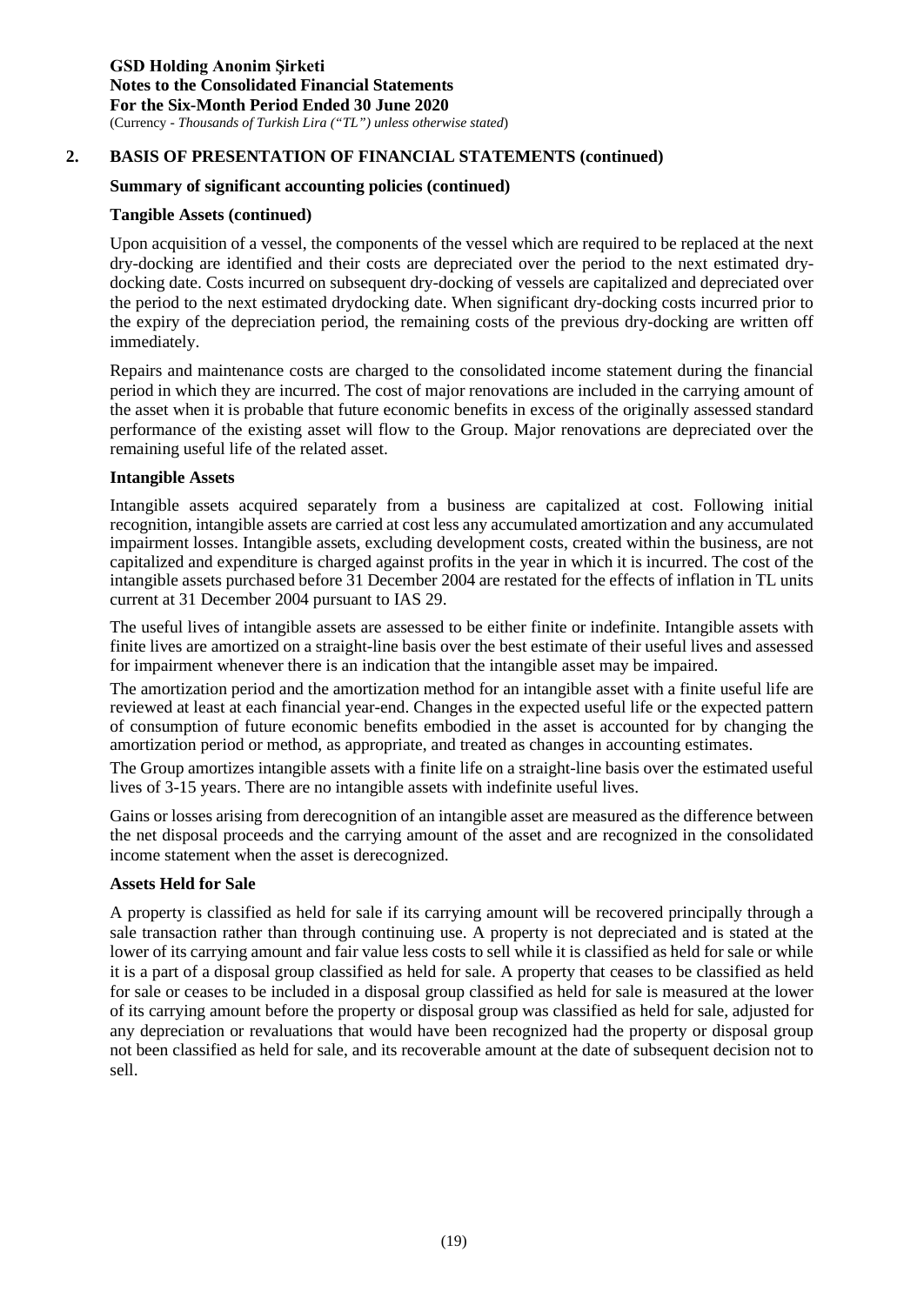## 2. BASIS OF PRESENTATION OF FINANCIAL STATEMENTS (continued)

### Summary of significant accounting policies (continued)

#### Tangible Assets (continued)

Upon acquisition of a vessel, the components of the vessel which are required to be replaced at the next dry-docking are identified and their costs are depreciated over the period to the next estimated dry-docking date. Costs incurred on subsequent dry-docking of vessels are capitalized and depreciated over the period to the next estimated drydocking date. When significant dry-docking costs incurred prior to the expiry of the depreciation period, the remaining costs of the previous dry-docking are written off immediately.

Repairs and maintenance costs are charged to the consolidated income statement during the financial period in which they are incurred. The cost of major renovations are included in the carrying amount of the asset when it is probable that future economic benefits in excess of the originally assessed standard performance of the existing asset will flow to the Group. Major renovations are depreciated over the remaining useful life of the related asset.

#### Intangible Assets

Intangible assets acquired separately from a business are capitalized at cost. Following initial recognition, intangible assets are carried at cost less any accumulated amortization and any accumulated impairment losses. Intangible assets, excluding development costs, created within the business, are not capitalized and expenditure is charged against profits in the year in which it is incurred. The cost of the intangible assets purchased before 31 December 2004 are restated for the effects of inflation in TL units current at 31 December 2004 pursuant to IAS 29.

The useful lives of intangible assets are assessed to be either finite or indefinite. Intangible assets with finite lives are amortized on a straight-line basis over the best estimate of their useful lives and assessed for impairment whenever there is an indication that the intangible asset may be impaired.

The amortization period and the amortization method for an intangible asset with a finite useful life are reviewed at least at each financial year-end. Changes in the expected useful life or the expected pattern of consumption of future economic benefits embodied in the asset is accounted for by changing the amortization period or method, as appropriate, and treated as changes in accounting estimates.

The Group amortizes intangible assets with a finite life on a straight-line basis over the estimated useful lives of 3-15 years. There are no intangible assets with indefinite useful lives.

Gains or losses arising from derecognition of an intangible asset are measured as the difference between the net disposal proceeds and the carrying amount of the asset and are recognized in the consolidated income statement when the asset is derecognized.

#### Assets Held for Sale

A property is classified as held for sale if its carrying amount will be recovered principally through a sale transaction rather than through continuing use. A property is not depreciated and is stated at the lower of its carrying amount and fair value less costs to sell while it is classified as held for sale or while it is a part of a disposal group classified as held for sale. A property that ceases to be classified as held for sale or ceases to be included in a disposal group classified as held for sale is measured at the lower of its carrying amount before the property or disposal group was classified as held for sale, adjusted for any depreciation or revaluations that would have been recognized had the property or disposal group not been classified as held for sale, and its recoverable amount at the date of subsequent decision not to sell.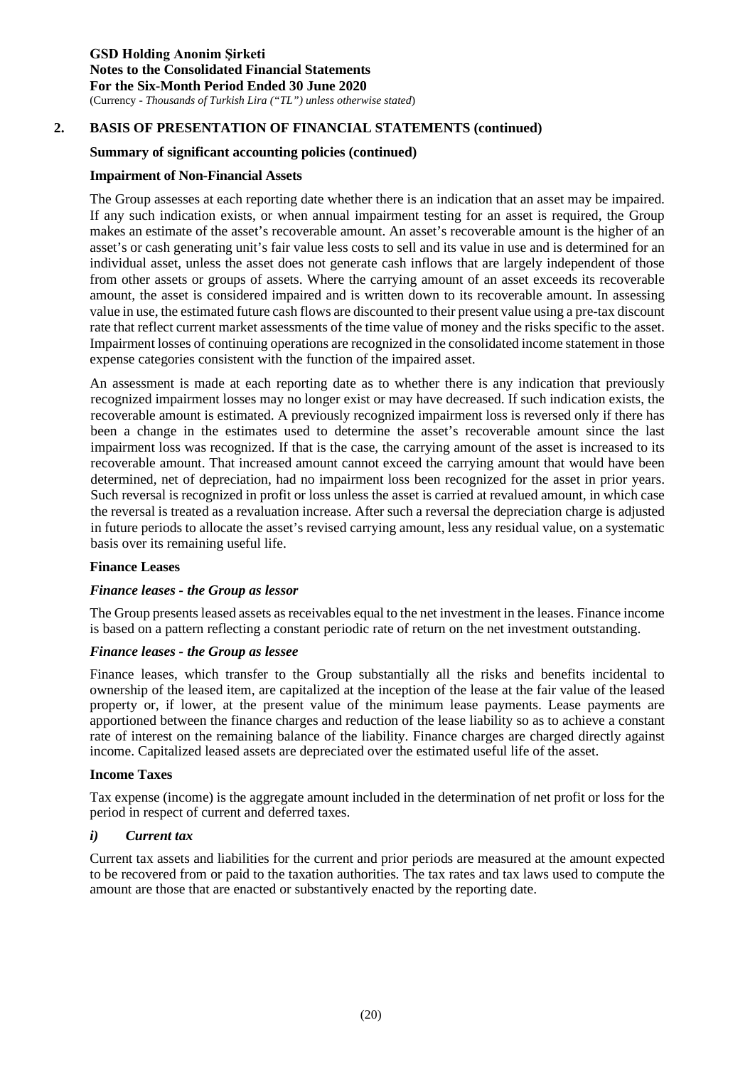## 2. BASIS OF PRESENTATION OF FINANCIAL STATEMENTS (continued)

**Summary of significant accounting policies (continued)**

**Impairment of Non-Financial Assets**

The Group assesses at each reporting date whether there is an indication that an asset may be impaired. If any such indication exists, or when annual impairment testing for an asset is required, the Group makes an estimate of the asset's recoverable amount. An asset's recoverable amount is the higher of an asset's or cash generating unit's fair value less costs to sell and its value in use and is determined for an individual asset, unless the asset does not generate cash inflows that are largely independent of those from other assets or groups of assets. Where the carrying amount of an asset exceeds its recoverable amount, the asset is considered impaired and is written down to its recoverable amount. In assessing value in use, the estimated future cash flows are discounted to their present value using a pre-tax discount rate that reflect current market assessments of the time value of money and the risks specific to the asset. Impairment losses of continuing operations are recognized in the consolidated income statement in those expense categories consistent with the function of the impaired asset.

An assessment is made at each reporting date as to whether there is any indication that previously recognized impairment losses may no longer exist or may have decreased. If such indication exists, the recoverable amount is estimated. A previously recognized impairment loss is reversed only if there has been a change in the estimates used to determine the asset's recoverable amount since the last impairment loss was recognized. If that is the case, the carrying amount of the asset is increased to its recoverable amount. That increased amount cannot exceed the carrying amount that would have been determined, net of depreciation, had no impairment loss been recognized for the asset in prior years. Such reversal is recognized in profit or loss unless the asset is carried at revalued amount, in which case the reversal is treated as a revaluation increase. After such a reversal the depreciation charge is adjusted in future periods to allocate the asset's revised carrying amount, less any residual value, on a systematic basis over its remaining useful life.

**Finance Leases**

***Finance leases - the Group as lessor***

The Group presents leased assets as receivables equal to the net investment in the leases. Finance income is based on a pattern reflecting a constant periodic rate of return on the net investment outstanding.

***Finance leases - the Group as lessee***

Finance leases, which transfer to the Group substantially all the risks and benefits incidental to ownership of the leased item, are capitalized at the inception of the lease at the fair value of the leased property or, if lower, at the present value of the minimum lease payments. Lease payments are apportioned between the finance charges and reduction of the lease liability so as to achieve a constant rate of interest on the remaining balance of the liability. Finance charges are charged directly against income. Capitalized leased assets are depreciated over the estimated useful life of the asset.

**Income Taxes**

Tax expense (income) is the aggregate amount included in the determination of net profit or loss for the period in respect of current and deferred taxes.

***i) Current tax***

Current tax assets and liabilities for the current and prior periods are measured at the amount expected to be recovered from or paid to the taxation authorities. The tax rates and tax laws used to compute the amount are those that are enacted or substantively enacted by the reporting date.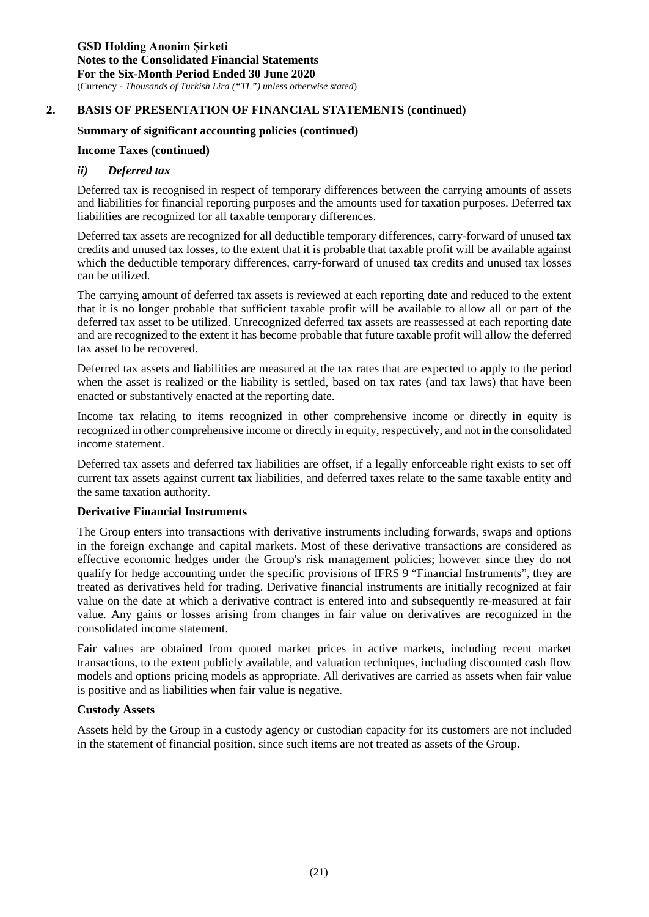## 2. BASIS OF PRESENTATION OF FINANCIAL STATEMENTS (continued)

**Summary of significant accounting policies (continued)**

**Income Taxes (continued)**

***ii) Deferred tax***

Deferred tax is recognised in respect of temporary differences between the carrying amounts of assets and liabilities for financial reporting purposes and the amounts used for taxation purposes. Deferred tax liabilities are recognized for all taxable temporary differences.

Deferred tax assets are recognized for all deductible temporary differences, carry-forward of unused tax credits and unused tax losses, to the extent that it is probable that taxable profit will be available against which the deductible temporary differences, carry-forward of unused tax credits and unused tax losses can be utilized.

The carrying amount of deferred tax assets is reviewed at each reporting date and reduced to the extent that it is no longer probable that sufficient taxable profit will be available to allow all or part of the deferred tax asset to be utilized. Unrecognized deferred tax assets are reassessed at each reporting date and are recognized to the extent it has become probable that future taxable profit will allow the deferred tax asset to be recovered.

Deferred tax assets and liabilities are measured at the tax rates that are expected to apply to the period when the asset is realized or the liability is settled, based on tax rates (and tax laws) that have been enacted or substantively enacted at the reporting date.

Income tax relating to items recognized in other comprehensive income or directly in equity is recognized in other comprehensive income or directly in equity, respectively, and not in the consolidated income statement.

Deferred tax assets and deferred tax liabilities are offset, if a legally enforceable right exists to set off current tax assets against current tax liabilities, and deferred taxes relate to the same taxable entity and the same taxation authority.

**Derivative Financial Instruments**

The Group enters into transactions with derivative instruments including forwards, swaps and options in the foreign exchange and capital markets. Most of these derivative transactions are considered as effective economic hedges under the Group's risk management policies; however since they do not qualify for hedge accounting under the specific provisions of IFRS 9 "Financial Instruments", they are treated as derivatives held for trading. Derivative financial instruments are initially recognized at fair value on the date at which a derivative contract is entered into and subsequently re-measured at fair value. Any gains or losses arising from changes in fair value on derivatives are recognized in the consolidated income statement.

Fair values are obtained from quoted market prices in active markets, including recent market transactions, to the extent publicly available, and valuation techniques, including discounted cash flow models and options pricing models as appropriate. All derivatives are carried as assets when fair value is positive and as liabilities when fair value is negative.

**Custody Assets**

Assets held by the Group in a custody agency or custodian capacity for its customers are not included in the statement of financial position, since such items are not treated as assets of the Group.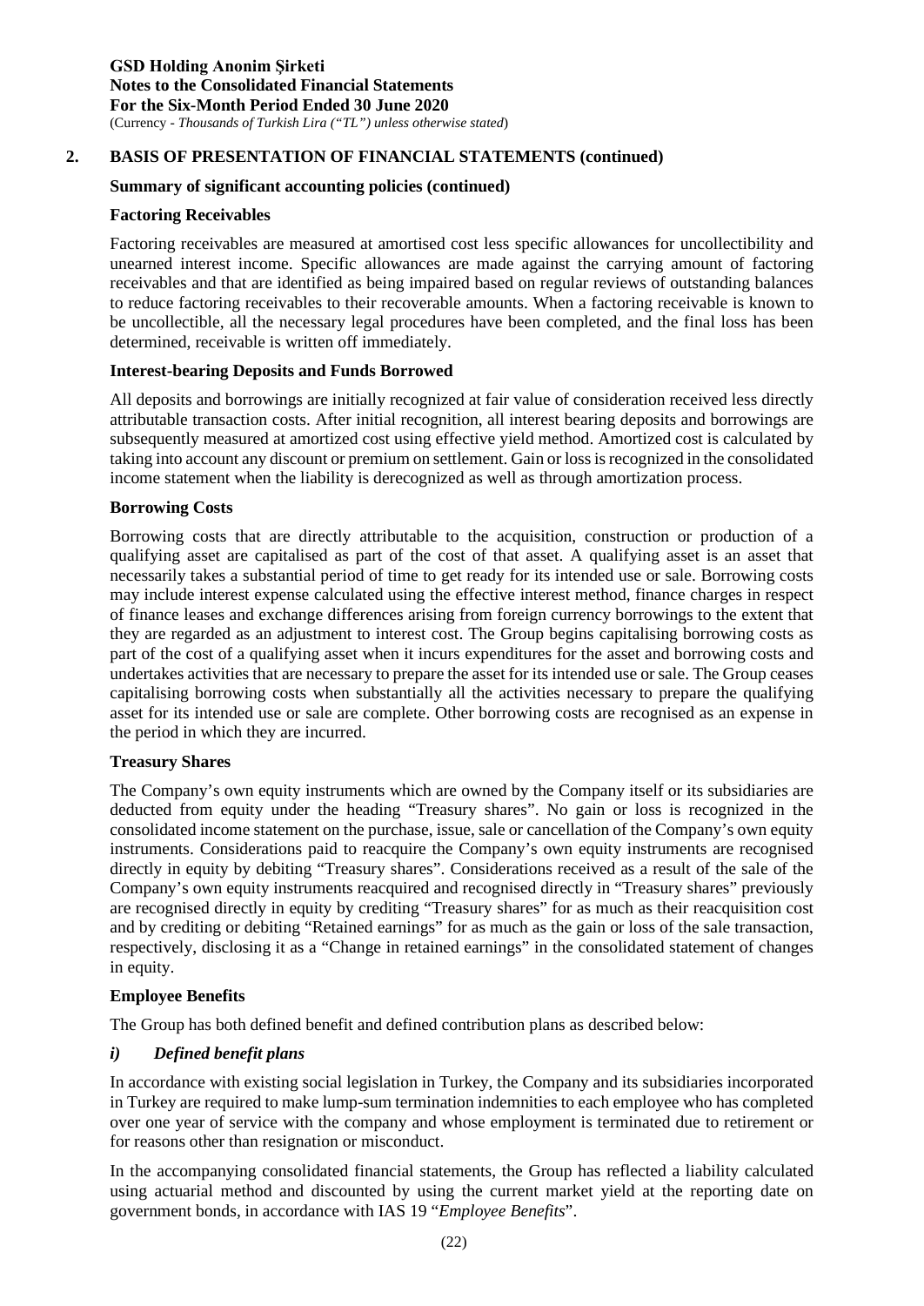## 2. BASIS OF PRESENTATION OF FINANCIAL STATEMENTS (continued)

### Summary of significant accounting policies (continued)

**Factoring Receivables**

Factoring receivables are measured at amortised cost less specific allowances for uncollectibility and unearned interest income. Specific allowances are made against the carrying amount of factoring receivables and that are identified as being impaired based on regular reviews of outstanding balances to reduce factoring receivables to their recoverable amounts. When a factoring receivable is known to be uncollectible, all the necessary legal procedures have been completed, and the final loss has been determined, receivable is written off immediately.

**Interest-bearing Deposits and Funds Borrowed**

All deposits and borrowings are initially recognized at fair value of consideration received less directly attributable transaction costs. After initial recognition, all interest bearing deposits and borrowings are subsequently measured at amortized cost using effective yield method. Amortized cost is calculated by taking into account any discount or premium on settlement. Gain or loss is recognized in the consolidated income statement when the liability is derecognized as well as through amortization process.

**Borrowing Costs**

Borrowing costs that are directly attributable to the acquisition, construction or production of a qualifying asset are capitalised as part of the cost of that asset. A qualifying asset is an asset that necessarily takes a substantial period of time to get ready for its intended use or sale. Borrowing costs may include interest expense calculated using the effective interest method, finance charges in respect of finance leases and exchange differences arising from foreign currency borrowings to the extent that they are regarded as an adjustment to interest cost. The Group begins capitalising borrowing costs as part of the cost of a qualifying asset when it incurs expenditures for the asset and borrowing costs and undertakes activities that are necessary to prepare the asset for its intended use or sale. The Group ceases capitalising borrowing costs when substantially all the activities necessary to prepare the qualifying asset for its intended use or sale are complete. Other borrowing costs are recognised as an expense in the period in which they are incurred.

**Treasury Shares**

The Company's own equity instruments which are owned by the Company itself or its subsidiaries are deducted from equity under the heading "Treasury shares". No gain or loss is recognized in the consolidated income statement on the purchase, issue, sale or cancellation of the Company's own equity instruments. Considerations paid to reacquire the Company's own equity instruments are recognised directly in equity by debiting "Treasury shares". Considerations received as a result of the sale of the Company's own equity instruments reacquired and recognised directly in "Treasury shares" previously are recognised directly in equity by crediting "Treasury shares" for as much as their reacquisition cost and by crediting or debiting "Retained earnings" for as much as the gain or loss of the sale transaction, respectively, disclosing it as a "Change in retained earnings" in the consolidated statement of changes in equity.

**Employee Benefits**

The Group has both defined benefit and defined contribution plans as described below:

***i) Defined benefit plans***

In accordance with existing social legislation in Turkey, the Company and its subsidiaries incorporated in Turkey are required to make lump-sum termination indemnities to each employee who has completed over one year of service with the company and whose employment is terminated due to retirement or for reasons other than resignation or misconduct.

In the accompanying consolidated financial statements, the Group has reflected a liability calculated using actuarial method and discounted by using the current market yield at the reporting date on government bonds, in accordance with IAS 19 "*Employee Benefits*".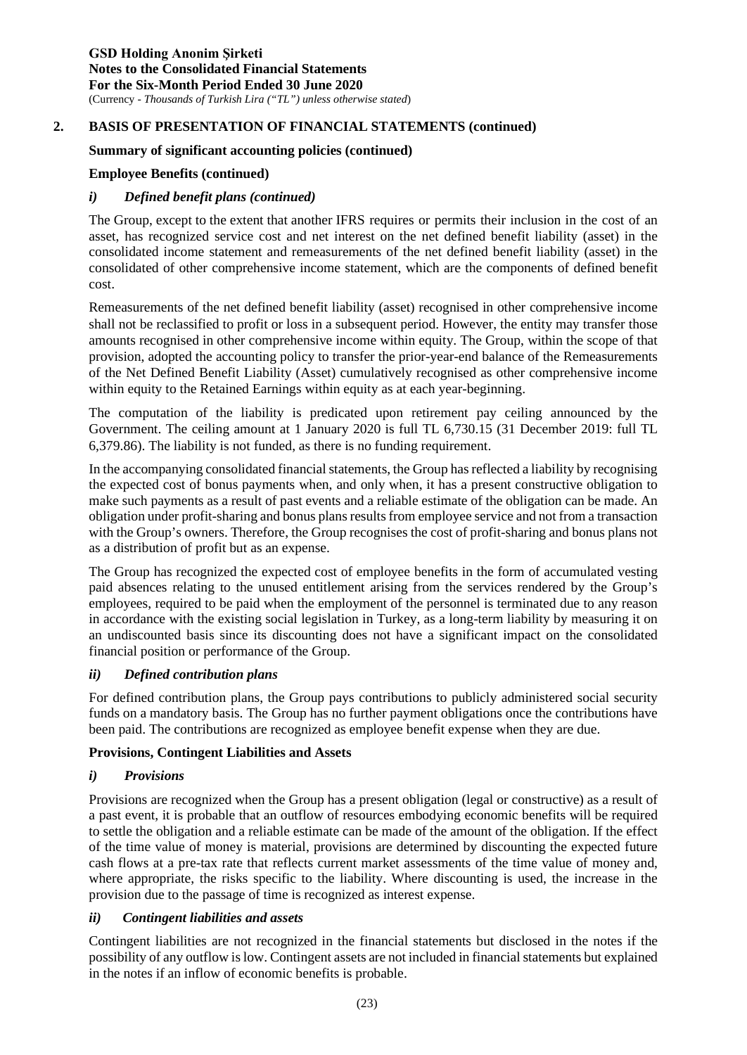## 2. BASIS OF PRESENTATION OF FINANCIAL STATEMENTS (continued)

### Summary of significant accounting policies (continued)

### Employee Benefits (continued)

#### *i) Defined benefit plans (continued)*

The Group, except to the extent that another IFRS requires or permits their inclusion in the cost of an asset, has recognized service cost and net interest on the net defined benefit liability (asset) in the consolidated income statement and remeasurements of the net defined benefit liability (asset) in the consolidated of other comprehensive income statement, which are the components of defined benefit cost.

Remeasurements of the net defined benefit liability (asset) recognised in other comprehensive income shall not be reclassified to profit or loss in a subsequent period. However, the entity may transfer those amounts recognised in other comprehensive income within equity. The Group, within the scope of that provision, adopted the accounting policy to transfer the prior-year-end balance of the Remeasurements of the Net Defined Benefit Liability (Asset) cumulatively recognised as other comprehensive income within equity to the Retained Earnings within equity as at each year-beginning.

The computation of the liability is predicated upon retirement pay ceiling announced by the Government. The ceiling amount at 1 January 2020 is full TL 6,730.15 (31 December 2019: full TL 6,379.86). The liability is not funded, as there is no funding requirement.

In the accompanying consolidated financial statements, the Group has reflected a liability by recognising the expected cost of bonus payments when, and only when, it has a present constructive obligation to make such payments as a result of past events and a reliable estimate of the obligation can be made. An obligation under profit-sharing and bonus plans results from employee service and not from a transaction with the Group's owners. Therefore, the Group recognises the cost of profit-sharing and bonus plans not as a distribution of profit but as an expense.

The Group has recognized the expected cost of employee benefits in the form of accumulated vesting paid absences relating to the unused entitlement arising from the services rendered by the Group's employees, required to be paid when the employment of the personnel is terminated due to any reason in accordance with the existing social legislation in Turkey, as a long-term liability by measuring it on an undiscounted basis since its discounting does not have a significant impact on the consolidated financial position or performance of the Group.

#### *ii) Defined contribution plans*

For defined contribution plans, the Group pays contributions to publicly administered social security funds on a mandatory basis. The Group has no further payment obligations once the contributions have been paid. The contributions are recognized as employee benefit expense when they are due.

### Provisions, Contingent Liabilities and Assets

#### *i) Provisions*

Provisions are recognized when the Group has a present obligation (legal or constructive) as a result of a past event, it is probable that an outflow of resources embodying economic benefits will be required to settle the obligation and a reliable estimate can be made of the amount of the obligation. If the effect of the time value of money is material, provisions are determined by discounting the expected future cash flows at a pre-tax rate that reflects current market assessments of the time value of money and, where appropriate, the risks specific to the liability. Where discounting is used, the increase in the provision due to the passage of time is recognized as interest expense.

#### *ii) Contingent liabilities and assets*

Contingent liabilities are not recognized in the financial statements but disclosed in the notes if the possibility of any outflow is low. Contingent assets are not included in financial statements but explained in the notes if an inflow of economic benefits is probable.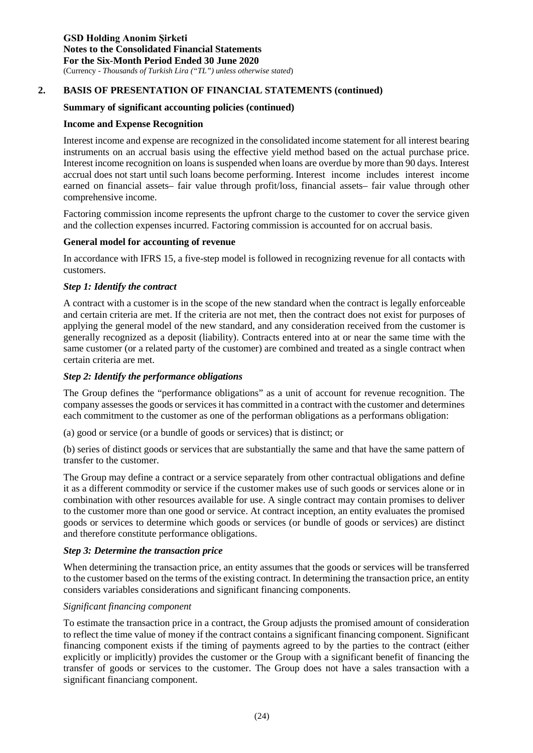## 2. BASIS OF PRESENTATION OF FINANCIAL STATEMENTS (continued)

**Summary of significant accounting policies (continued)**

**Income and Expense Recognition**

Interest income and expense are recognized in the consolidated income statement for all interest bearing instruments on an accrual basis using the effective yield method based on the actual purchase price. Interest income recognition on loans is suspended when loans are overdue by more than 90 days. Interest accrual does not start until such loans become performing. Interest income includes interest income earned on financial assets– fair value through profit/loss, financial assets– fair value through other comprehensive income.

Factoring commission income represents the upfront charge to the customer to cover the service given and the collection expenses incurred. Factoring commission is accounted for on accrual basis.

**General model for accounting of revenue**

In accordance with IFRS 15, a five-step model is followed in recognizing revenue for all contacts with customers.

***Step 1: Identify the contract***

A contract with a customer is in the scope of the new standard when the contract is legally enforceable and certain criteria are met. If the criteria are not met, then the contract does not exist for purposes of applying the general model of the new standard, and any consideration received from the customer is generally recognized as a deposit (liability). Contracts entered into at or near the same time with the same customer (or a related party of the customer) are combined and treated as a single contract when certain criteria are met.

***Step 2: Identify the performance obligations***

The Group defines the "performance obligations" as a unit of account for revenue recognition. The company assesses the goods or services it has committed in a contract with the customer and determines each commitment to the customer as one of the performan obligations as a performans obligation:

(a) good or service (or a bundle of goods or services) that is distinct; or

(b) series of distinct goods or services that are substantially the same and that have the same pattern of transfer to the customer.

The Group may define a contract or a service separately from other contractual obligations and define it as a different commodity or service if the customer makes use of such goods or services alone or in combination with other resources available for use. A single contract may contain promises to deliver to the customer more than one good or service. At contract inception, an entity evaluates the promised goods or services to determine which goods or services (or bundle of goods or services) are distinct and therefore constitute performance obligations.

***Step 3: Determine the transaction price***

When determining the transaction price, an entity assumes that the goods or services will be transferred to the customer based on the terms of the existing contract. In determining the transaction price, an entity considers variables considerations and significant financing components.

*Significant financing component*

To estimate the transaction price in a contract, the Group adjusts the promised amount of consideration to reflect the time value of money if the contract contains a significant financing component. Significant financing component exists if the timing of payments agreed to by the parties to the contract (either explicitly or implicitly) provides the customer or the Group with a significant benefit of financing the transfer of goods or services to the customer. The Group does not have a sales transaction with a significant financiang component.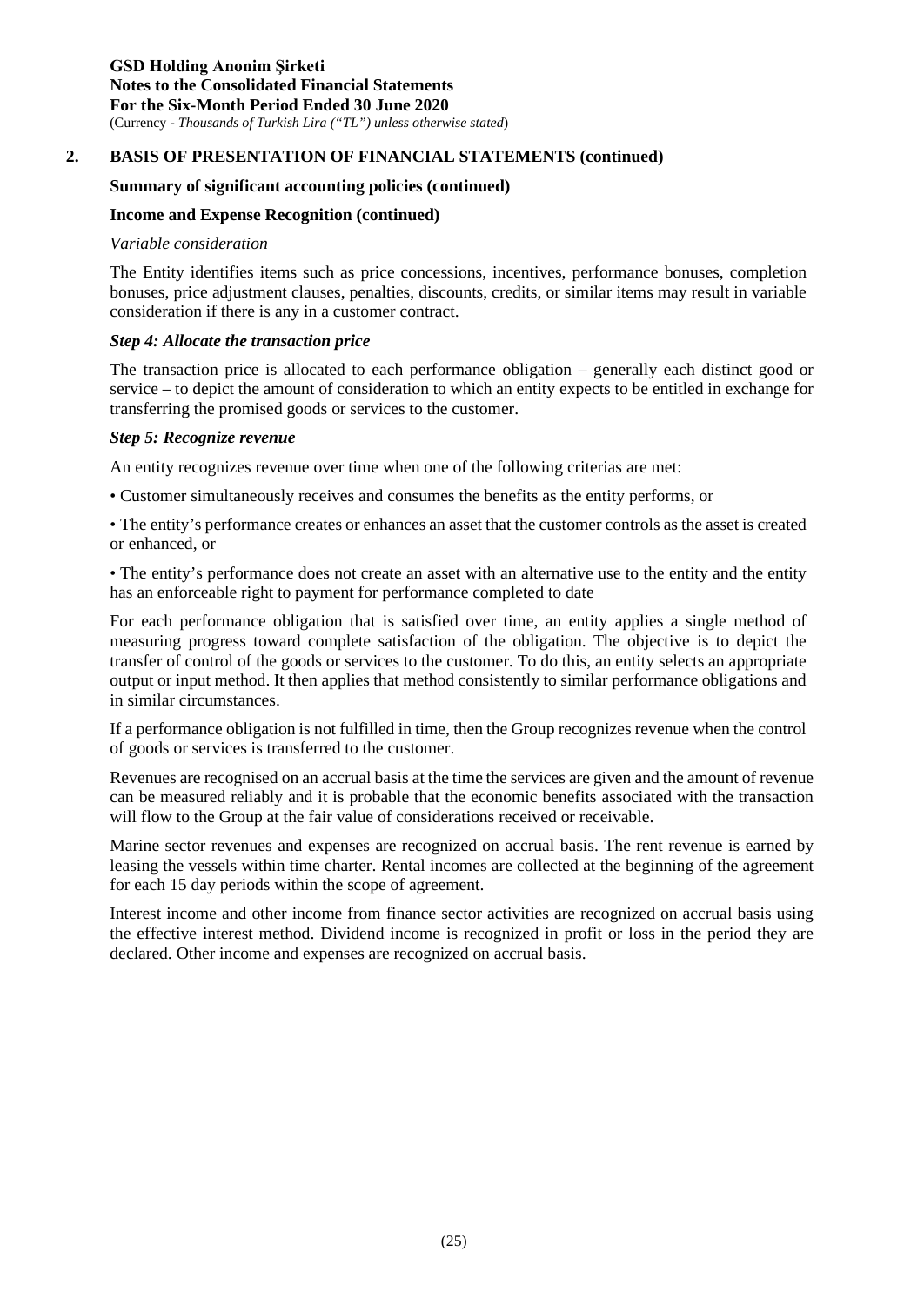## 2. BASIS OF PRESENTATION OF FINANCIAL STATEMENTS (continued)

**Summary of significant accounting policies (continued)**

**Income and Expense Recognition (continued)**

*Variable consideration*

The Entity identifies items such as price concessions, incentives, performance bonuses, completion bonuses, price adjustment clauses, penalties, discounts, credits, or similar items may result in variable consideration if there is any in a customer contract.

***Step 4: Allocate the transaction price***

The transaction price is allocated to each performance obligation – generally each distinct good or service – to depict the amount of consideration to which an entity expects to be entitled in exchange for transferring the promised goods or services to the customer.

***Step 5: Recognize revenue***

An entity recognizes revenue over time when one of the following criterias are met:

• Customer simultaneously receives and consumes the benefits as the entity performs, or

• The entity's performance creates or enhances an asset that the customer controls as the asset is created or enhanced, or

• The entity's performance does not create an asset with an alternative use to the entity and the entity has an enforceable right to payment for performance completed to date

For each performance obligation that is satisfied over time, an entity applies a single method of measuring progress toward complete satisfaction of the obligation. The objective is to depict the transfer of control of the goods or services to the customer. To do this, an entity selects an appropriate output or input method. It then applies that method consistently to similar performance obligations and in similar circumstances.

If a performance obligation is not fulfilled in time, then the Group recognizes revenue when the control of goods or services is transferred to the customer.

Revenues are recognised on an accrual basis at the time the services are given and the amount of revenue can be measured reliably and it is probable that the economic benefits associated with the transaction will flow to the Group at the fair value of considerations received or receivable.

Marine sector revenues and expenses are recognized on accrual basis. The rent revenue is earned by leasing the vessels within time charter. Rental incomes are collected at the beginning of the agreement for each 15 day periods within the scope of agreement.

Interest income and other income from finance sector activities are recognized on accrual basis using the effective interest method. Dividend income is recognized in profit or loss in the period they are declared. Other income and expenses are recognized on accrual basis.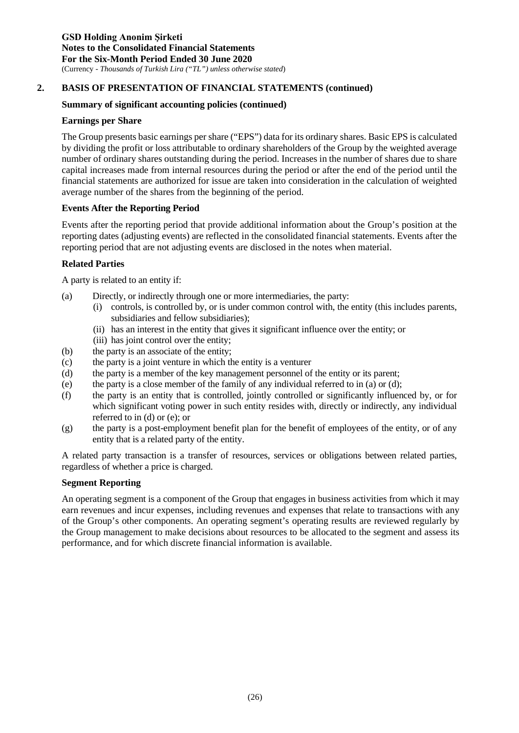## 2. BASIS OF PRESENTATION OF FINANCIAL STATEMENTS (continued)

### Summary of significant accounting policies (continued)

#### Earnings per Share

The Group presents basic earnings per share ("EPS") data for its ordinary shares. Basic EPS is calculated by dividing the profit or loss attributable to ordinary shareholders of the Group by the weighted average number of ordinary shares outstanding during the period. Increases in the number of shares due to share capital increases made from internal resources during the period or after the end of the period until the financial statements are authorized for issue are taken into consideration in the calculation of weighted average number of the shares from the beginning of the period.

#### Events After the Reporting Period

Events after the reporting period that provide additional information about the Group's position at the reporting dates (adjusting events) are reflected in the consolidated financial statements. Events after the reporting period that are not adjusting events are disclosed in the notes when material.

#### Related Parties

A party is related to an entity if:

(a) Directly, or indirectly through one or more intermediaries, the party:
  - (i) controls, is controlled by, or is under common control with, the entity (this includes parents, subsidiaries and fellow subsidiaries);
  - (ii) has an interest in the entity that gives it significant influence over the entity; or
  - (iii) has joint control over the entity;

(b) the party is an associate of the entity;

(c) the party is a joint venture in which the entity is a venturer

(d) the party is a member of the key management personnel of the entity or its parent;

(e) the party is a close member of the family of any individual referred to in (a) or (d);

(f) the party is an entity that is controlled, jointly controlled or significantly influenced by, or for which significant voting power in such entity resides with, directly or indirectly, any individual referred to in (d) or (e); or

(g) the party is a post-employment benefit plan for the benefit of employees of the entity, or of any entity that is a related party of the entity.

A related party transaction is a transfer of resources, services or obligations between related parties, regardless of whether a price is charged.

#### Segment Reporting

An operating segment is a component of the Group that engages in business activities from which it may earn revenues and incur expenses, including revenues and expenses that relate to transactions with any of the Group's other components. An operating segment's operating results are reviewed regularly by the Group management to make decisions about resources to be allocated to the segment and assess its performance, and for which discrete financial information is available.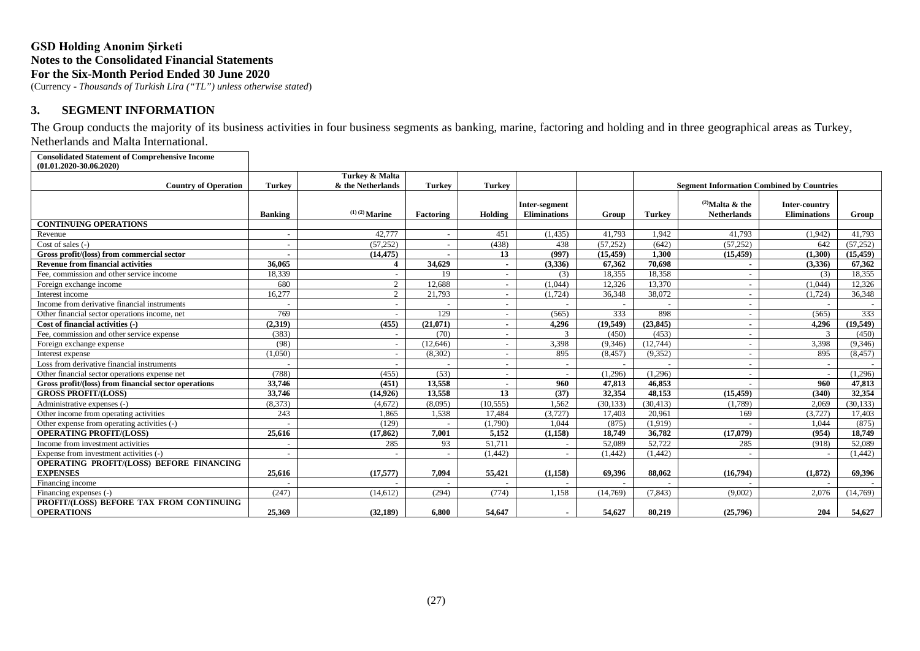**GSD Holding Anonim Şirketi**
**Notes to the Consolidated Financial Statements**
**For the Six-Month Period Ended 30 June 2020**
(Currency - *Thousands of Turkish Lira ("TL") unless otherwise stated*)

## 3. SEGMENT INFORMATION

The Group conducts the majority of its business activities in four business segments as banking, marine, factoring and holding and in three geographical areas as Turkey, Netherlands and Malta International.

| **Consolidated Statement of Comprehensive Income (01.01.2020-30.06.2020)** | | | | | | | | | | |
|---|---|---|---|---|---|---|---|---|---|---|
| **Country of Operation** | **Turkey** | **Turkey & Malta & the Netherlands** | **Turkey** | **Turkey** | | | **Segment Information Combined by Countries** | | | |
| | **Banking** | **[1] [2] Marine** | **Factoring** | **Holding** | **Inter-segment Eliminations** | **Group** | **Turkey** | **[2] Malta & the Netherlands** | **Inter-country Eliminations** | **Group** |
| **CONTINUING OPERATIONS** | | | | | | | | | | |
| Revenue | - | 42,777 | - | 451 | (1,435) | 41,793 | 1,942 | 41,793 | (1,942) | 41,793 |
| Cost of sales (-) | - | (57,252) | - | (438) | 438 | (57,252) | (642) | (57,252) | 642 | (57,252) |
| **Gross profit/(loss) from commercial sector** | **-** | **(14,475)** | **-** | **13** | **(997)** | **(15,459)** | **1,300** | **(15,459)** | **(1,300)** | **(15,459)** |
| **Revenue from financial activities** | **36,065** | **4** | **34,629** | **-** | **(3,336)** | **67,362** | **70,698** | **-** | **(3,336)** | **67,362** |
| Fee, commission and other service income | 18,339 | - | 19 | - | (3) | 18,355 | 18,358 | - | (3) | 18,355 |
| Foreign exchange income | 680 | 2 | 12,688 | - | (1,044) | 12,326 | 13,370 | - | (1,044) | 12,326 |
| Interest income | 16,277 | 2 | 21,793 | - | (1,724) | 36,348 | 38,072 | - | (1,724) | 36,348 |
| Income from derivative financial instruments | - | - | - | - | - | - | - | - | - | - |
| Other financial sector operations income, net | 769 | - | 129 | - | (565) | 333 | 898 | - | (565) | 333 |
| **Cost of financial activities (-)** | **(2,319)** | **(455)** | **(21,071)** | **-** | **4,296** | **(19,549)** | **(23,845)** | **-** | **4,296** | **(19,549)** |
| Fee, commission and other service expense | (383) | - | (70) | - | 3 | (450) | (453) | - | 3 | (450) |
| Foreign exchange expense | (98) | - | (12,646) | - | 3,398 | (9,346) | (12,744) | - | 3,398 | (9,346) |
| Interest expense | (1,050) | - | (8,302) | - | 895 | (8,457) | (9,352) | - | 895 | (8,457) |
| Loss from derivative financial instruments | - | - | - | - | - | - | - | - | - | - |
| Other financial sector operations expense net | (788) | (455) | (53) | - | - | (1,296) | (1,296) | - | - | (1,296) |
| **Gross profit/(loss) from financial sector operations** | **33,746** | **(451)** | **13,558** | **-** | **960** | **47,813** | **46,853** | **-** | **960** | **47,813** |
| **GROSS PROFIT/(LOSS)** | **33,746** | **(14,926)** | **13,558** | **13** | **(37)** | **32,354** | **48,153** | **(15,459)** | **(340)** | **32,354** |
| Administrative expenses (-) | (8,373) | (4,672) | (8,095) | (10,555) | 1,562 | (30,133) | (30,413) | (1,789) | 2,069 | (30,133) |
| Other income from operating activities | 243 | 1,865 | 1,538 | 17,484 | (3,727) | 17,403 | 20,961 | 169 | (3,727) | 17,403 |
| Other expense from operating activities (-) | - | (129) | - | (1,790) | 1,044 | (875) | (1,919) | - | 1,044 | (875) |
| **OPERATING PROFIT/(LOSS)** | **25,616** | **(17,862)** | **7,001** | **5,152** | **(1,158)** | **18,749** | **36,782** | **(17,079)** | **(954)** | **18,749** |
| Income from investment activities | - | 285 | 93 | 51,711 | - | 52,089 | 52,722 | 285 | (918) | 52,089 |
| Expense from investment activities (-) | - | - | - | (1,442) | - | (1,442) | (1,442) | - | - | (1,442) |
| **OPERATING PROFIT/(LOSS) BEFORE FINANCING EXPENSES** | **25,616** | **(17,577)** | **7,094** | **55,421** | **(1,158)** | **69,396** | **88,062** | **(16,794)** | **(1,872)** | **69,396** |
| Financing income | - | - | - | - | - | - | - | - | - | - |
| Financing expenses (-) | (247) | (14,612) | (294) | (774) | 1,158 | (14,769) | (7,843) | (9,002) | 2,076 | (14,769) |
| **PROFIT/(LOSS) BEFORE TAX FROM CONTINUING OPERATIONS** | **25,369** | **(32,189)** | **6,800** | **54,647** | **-** | **54,627** | **80,219** | **(25,796)** | **204** | **54,627** |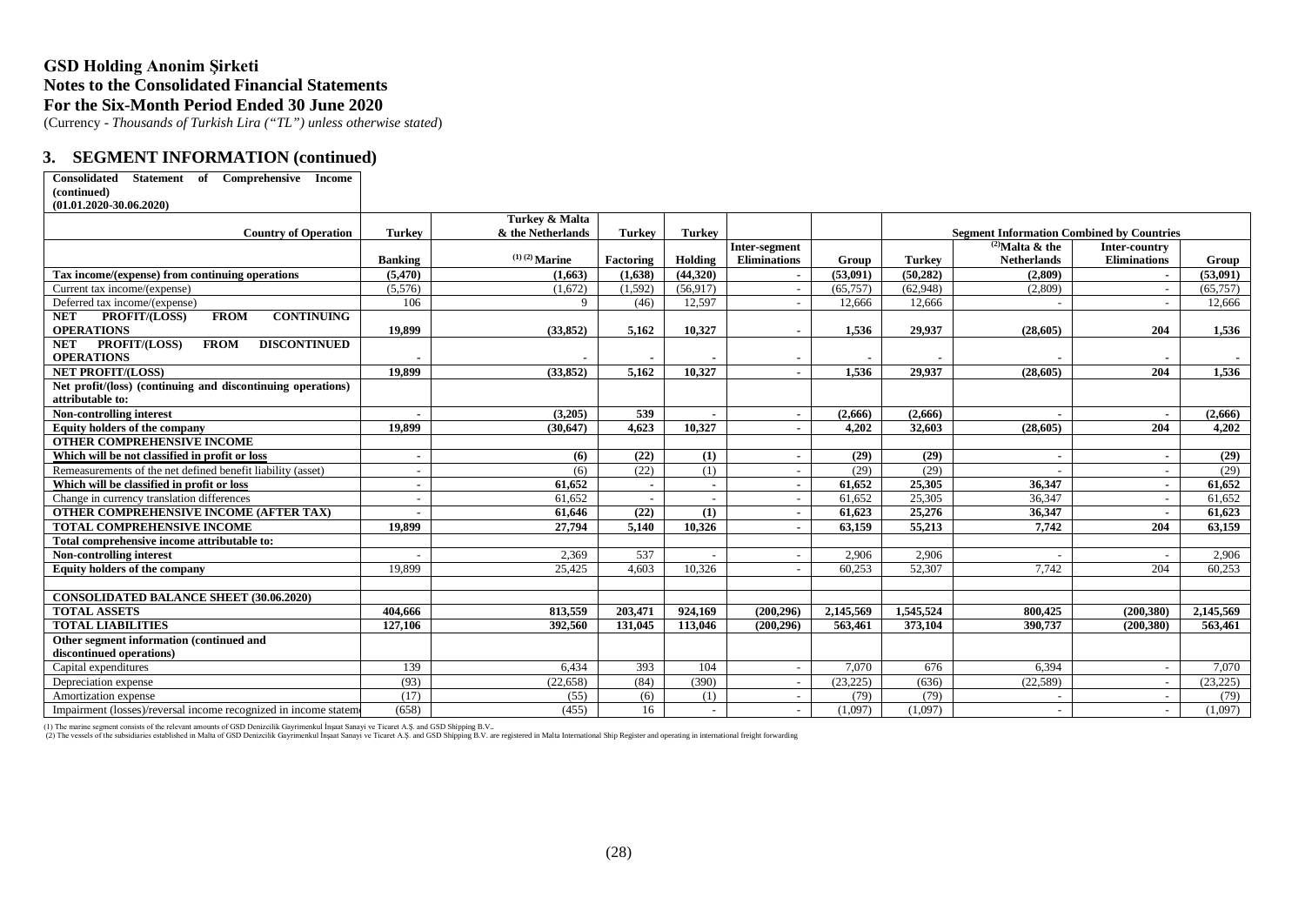# GSD Holding Anonim Şirketi
## Notes to the Consolidated Financial Statements
## For the Six-Month Period Ended 30 June 2020

(Currency - *Thousands of Turkish Lira ("TL") unless otherwise stated*)

### 3. SEGMENT INFORMATION (continued)

| Consolidated Statement of Comprehensive Income (continued) (01.01.2020-30.06.2020) | | | | | | | | | | |
|---|---|---|---|---|---|---|---|---|---|---|
| **Country of Operation** | **Turkey** | **Turkey & Malta & the Netherlands** | **Turkey** | **Turkey** | | | **Segment Information Combined by Countries** | | | |
| | **Banking** | **[1] [2] Marine** | **Factoring** | **Holding** | **Inter-segment Eliminations** | **Group** | **Turkey** | **[2]Malta & the Netherlands** | **Inter-country Eliminations** | **Group** |
| **Tax income/(expense) from continuing operations** | **(5,470)** | **(1,663)** | **(1,638)** | **(44,320)** | **-** | **(53,091)** | **(50,282)** | **(2,809)** | **-** | **(53,091)** |
| Current tax income/(expense) | (5,576) | (1,672) | (1,592) | (56,917) | - | (65,757) | (62,948) | (2,809) | - | (65,757) |
| Deferred tax income/(expense) | 106 | 9 | (46) | 12,597 | - | 12,666 | 12,666 | - | - | 12,666 |
| **NET PROFIT/(LOSS) FROM CONTINUING OPERATIONS** | **19,899** | **(33,852)** | **5,162** | **10,327** | **-** | **1,536** | **29,937** | **(28,605)** | **204** | **1,536** |
| **NET PROFIT/(LOSS) FROM DISCONTINUED OPERATIONS** | **-** | **-** | **-** | **-** | **-** | **-** | **-** | **-** | **-** | **-** |
| **NET PROFIT/(LOSS)** | **19,899** | **(33,852)** | **5,162** | **10,327** | **-** | **1,536** | **29,937** | **(28,605)** | **204** | **1,536** |
| **Net profit/(loss) (continuing and discontinuing operations) attributable to:** | | | | | | | | | | |
| **Non-controlling interest** | **-** | **(3,205)** | **539** | **-** | **-** | **(2,666)** | **(2,666)** | **-** | **-** | **(2,666)** |
| **Equity holders of the company** | **19,899** | **(30,647)** | **4,623** | **10,327** | **-** | **4,202** | **32,603** | **(28,605)** | **204** | **4,202** |
| **OTHER COMPREHENSIVE INCOME** | | | | | | | | | | |
| **Which will be not classified in profit or loss** | **-** | **(6)** | **(22)** | **(1)** | **-** | **(29)** | **(29)** | **-** | **-** | **(29)** |
| Remeasurements of the net defined benefit liability (asset) | - | (6) | (22) | (1) | - | (29) | (29) | - | - | (29) |
| **Which will be classified in profit or loss** | **-** | **61,652** | **-** | **-** | **-** | **61,652** | **25,305** | **36,347** | **-** | **61,652** |
| Change in currency translation differences | - | 61,652 | - | - | - | 61,652 | 25,305 | 36,347 | - | 61,652 |
| **OTHER COMPREHENSIVE INCOME (AFTER TAX)** | **-** | **61,646** | **(22)** | **(1)** | **-** | **61,623** | **25,276** | **36,347** | **-** | **61,623** |
| **TOTAL COMPREHENSIVE INCOME** | **19,899** | **27,794** | **5,140** | **10,326** | **-** | **63,159** | **55,213** | **7,742** | **204** | **63,159** |
| **Total comprehensive income attributable to:** | | | | | | | | | | |
| **Non-controlling interest** | - | 2,369 | 537 | - | - | 2,906 | 2,906 | - | - | 2,906 |
| **Equity holders of the company** | 19,899 | 25,425 | 4,603 | 10,326 | - | 60,253 | 52,307 | 7,742 | 204 | 60,253 |
| | | | | | | | | | | |
| **CONSOLIDATED BALANCE SHEET (30.06.2020)** | | | | | | | | | | |
| **TOTAL ASSETS** | **404,666** | **813,559** | **203,471** | **924,169** | **(200,296)** | **2,145,569** | **1,545,524** | **800,425** | **(200,380)** | **2,145,569** |
| **TOTAL LIABILITIES** | **127,106** | **392,560** | **131,045** | **113,046** | **(200,296)** | **563,461** | **373,104** | **390,737** | **(200,380)** | **563,461** |
| **Other segment information (continued and discontinued operations)** | | | | | | | | | | |
| Capital expenditures | 139 | 6,434 | 393 | 104 | - | 7,070 | 676 | 6,394 | - | 7,070 |
| Depreciation expense | (93) | (22,658) | (84) | (390) | - | (23,225) | (636) | (22,589) | - | (23,225) |
| Amortization expense | (17) | (55) | (6) | (1) | - | (79) | (79) | - | - | (79) |
| Impairment (losses)/reversal income recognized in income statement | (658) | (455) | 16 | - | - | (1,097) | (1,097) | - | - | (1,097) |

(1) The marine segment consists of the relevant amounts of GSD Denizcilik Gayrimenkul İnşaat Sanayi ve Ticaret A.Ş. and GSD Shipping B.V..
(2) The vessels of the subsidiaries established in Malta of GSD Denizcilik Gayrimenkul İnşaat Sanayi ve Ticaret A.Ş. and GSD Shipping B.V. are registered in Malta International Ship Register and operating in international freight forwarding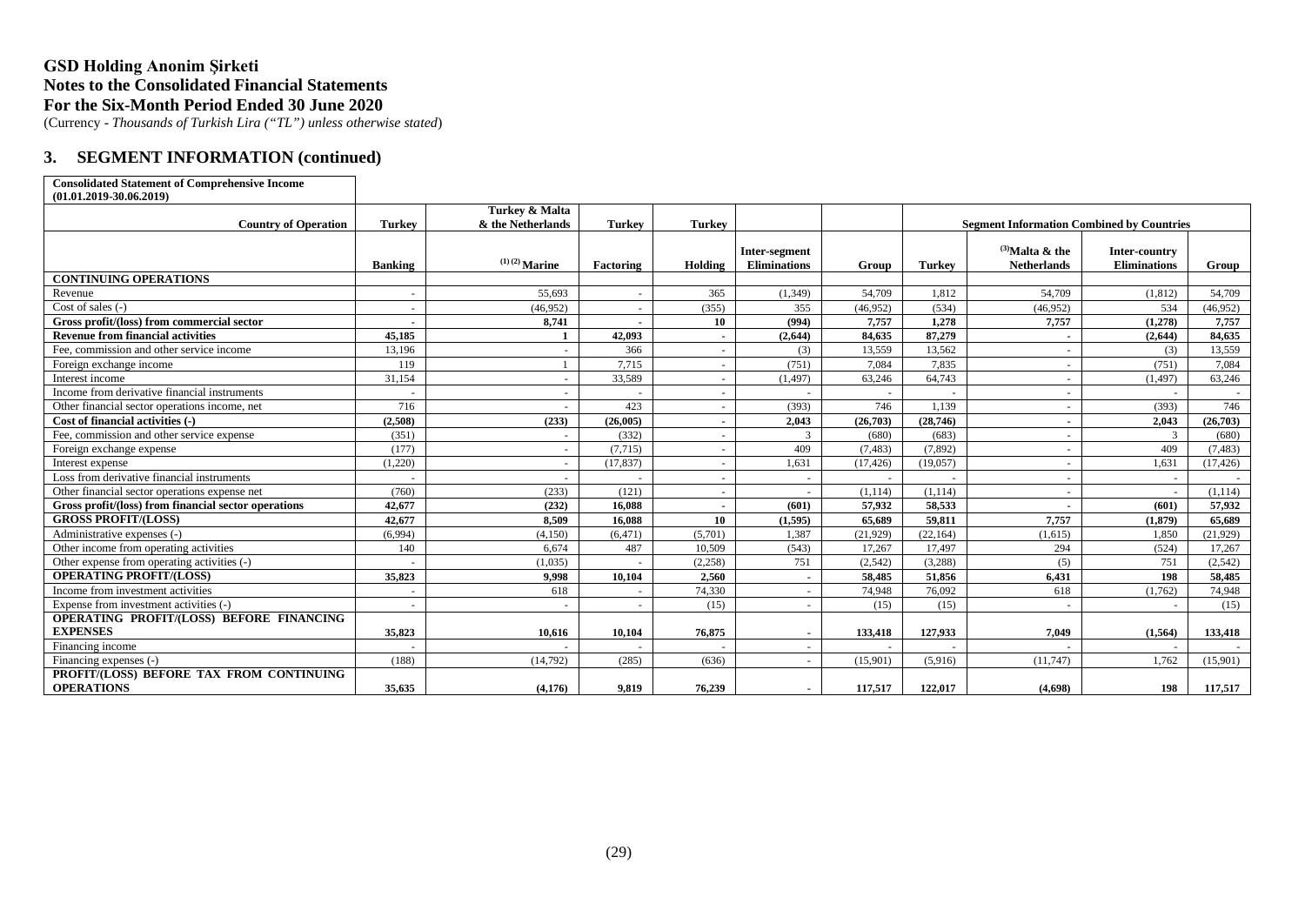**GSD Holding Anonim Şirketi**
**Notes to the Consolidated Financial Statements**
**For the Six-Month Period Ended 30 June 2020**
(Currency - *Thousands of Turkish Lira ("TL") unless otherwise stated*)

## 3. SEGMENT INFORMATION (continued)

| **Consolidated Statement of Comprehensive Income (01.01.2019-30.06.2019)** | | | | | | | | | | |
|---|---|---|---|---|---|---|---|---|---|---|
| **Country of Operation** | **Turkey** | **Turkey & Malta & the Netherlands** | **Turkey** | **Turkey** | | | **Segment Information Combined by Countries** | | | |
| | **Banking** | [(1) (2)] **Marine** | **Factoring** | **Holding** | **Inter-segment Eliminations** | **Group** | **Turkey** | [(3)]**Malta & the Netherlands** | **Inter-country Eliminations** | **Group** |
| **CONTINUING OPERATIONS** | | | | | | | | | | |
| Revenue | - | 55,693 | - | 365 | (1,349) | 54,709 | 1,812 | 54,709 | (1,812) | 54,709 |
| Cost of sales (-) | - | (46,952) | - | (355) | 355 | (46,952) | (534) | (46,952) | 534 | (46,952) |
| **Gross profit/(loss) from commercial sector** | **-** | **8,741** | **-** | **10** | **(994)** | **7,757** | **1,278** | **7,757** | **(1,278)** | **7,757** |
| **Revenue from financial activities** | **45,185** | **1** | **42,093** | **-** | **(2,644)** | **84,635** | **87,279** | **-** | **(2,644)** | **84,635** |
| Fee, commission and other service income | 13,196 | - | 366 | - | (3) | 13,559 | 13,562 | - | (3) | 13,559 |
| Foreign exchange income | 119 | 1 | 7,715 | - | (751) | 7,084 | 7,835 | - | (751) | 7,084 |
| Interest income | 31,154 | - | 33,589 | - | (1,497) | 63,246 | 64,743 | - | (1,497) | 63,246 |
| Income from derivative financial instruments | - | - | - | - | - | - | - | - | - | - |
| Other financial sector operations income, net | 716 | - | 423 | - | (393) | 746 | 1,139 | - | (393) | 746 |
| **Cost of financial activities (-)** | **(2,508)** | **(233)** | **(26,005)** | **-** | **2,043** | **(26,703)** | **(28,746)** | **-** | **2,043** | **(26,703)** |
| Fee, commission and other service expense | (351) | - | (332) | - | 3 | (680) | (683) | - | 3 | (680) |
| Foreign exchange expense | (177) | - | (7,715) | - | 409 | (7,483) | (7,892) | - | 409 | (7,483) |
| Interest expense | (1,220) | - | (17,837) | - | 1,631 | (17,426) | (19,057) | - | 1,631 | (17,426) |
| Loss from derivative financial instruments | - | - | - | - | - | - | - | - | - | - |
| Other financial sector operations expense net | (760) | (233) | (121) | - | - | (1,114) | (1,114) | - | - | (1,114) |
| **Gross profit/(loss) from financial sector operations** | **42,677** | **(232)** | **16,088** | **-** | **(601)** | **57,932** | **58,533** | **-** | **(601)** | **57,932** |
| **GROSS PROFIT/(LOSS)** | **42,677** | **8,509** | **16,088** | **10** | **(1,595)** | **65,689** | **59,811** | **7,757** | **(1,879)** | **65,689** |
| Administrative expenses (-) | (6,994) | (4,150) | (6,471) | (5,701) | 1,387 | (21,929) | (22,164) | (1,615) | 1,850 | (21,929) |
| Other income from operating activities | 140 | 6,674 | 487 | 10,509 | (543) | 17,267 | 17,497 | 294 | (524) | 17,267 |
| Other expense from operating activities (-) | - | (1,035) | - | (2,258) | 751 | (2,542) | (3,288) | (5) | 751 | (2,542) |
| **OPERATING PROFIT/(LOSS)** | **35,823** | **9,998** | **10,104** | **2,560** | **-** | **58,485** | **51,856** | **6,431** | **198** | **58,485** |
| Income from investment activities | - | 618 | - | 74,330 | - | 74,948 | 76,092 | 618 | (1,762) | 74,948 |
| Expense from investment activities (-) | - | - | - | (15) | - | (15) | (15) | - | - | (15) |
| **OPERATING PROFIT/(LOSS) BEFORE FINANCING EXPENSES** | **35,823** | **10,616** | **10,104** | **76,875** | **-** | **133,418** | **127,933** | **7,049** | **(1,564)** | **133,418** |
| Financing income | - | - | - | - | - | - | - | - | - | - |
| Financing expenses (-) | (188) | (14,792) | (285) | (636) | - | (15,901) | (5,916) | (11,747) | 1,762 | (15,901) |
| **PROFIT/(LOSS) BEFORE TAX FROM CONTINUING OPERATIONS** | **35,635** | **(4,176)** | **9,819** | **76,239** | **-** | **117,517** | **122,017** | **(4,698)** | **198** | **117,517** |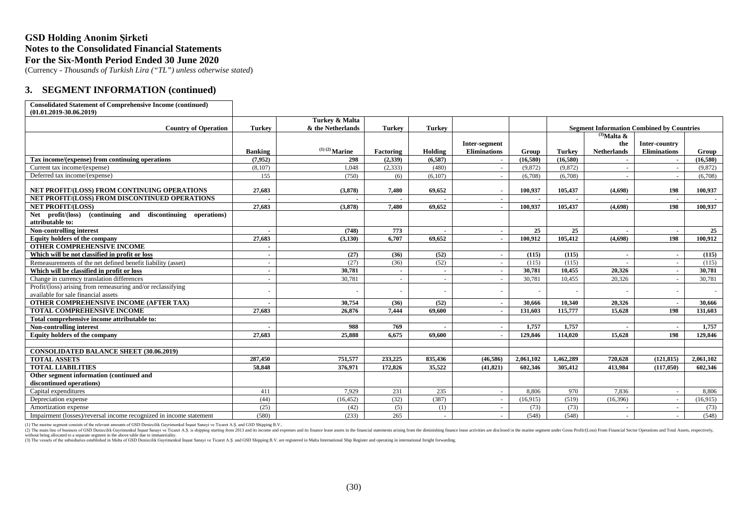# GSD Holding Anonim Şirketi

## Notes to the Consolidated Financial Statements

## For the Six-Month Period Ended 30 June 2020

(Currency - *Thousands of Turkish Lira ("TL") unless otherwise stated*)

## 3. SEGMENT INFORMATION (continued)

**Consolidated Statement of Comprehensive Income (continued) (01.01.2019-30.06.2019)**

| Country of Operation | Turkey | Turkey & Malta & the Netherlands | Turkey | Turkey | | | Segment Information Combined by Countries | | | |
|---|---|---|---|---|---|---|---|---|---|---|
| | Banking | [1] [2] Marine | Factoring | Holding | Inter-segment Eliminations | Group | Turkey | [3] Malta & the Netherlands | Inter-country Eliminations | Group |
| **Tax income/(expense) from continuing operations** | **(7,952)** | **298** | **(2,339)** | **(6,587)** | **-** | **(16,580)** | **(16,580)** | **-** | **-** | **(16,580)** |
| Current tax income/(expense) | (8,107) | 1,048 | (2,333) | (480) | - | (9,872) | (9,872) | - | - | (9,872) |
| Deferred tax income/(expense) | 155 | (750) | (6) | (6,107) | - | (6,708) | (6,708) | - | - | (6,708) |
| **NET PROFIT/(LOSS) FROM CONTINUING OPERATIONS** | **27,683** | **(3,878)** | **7,480** | **69,652** | **-** | **100,937** | **105,437** | **(4,698)** | **198** | **100,937** |
| **NET PROFIT/(LOSS) FROM DISCONTINUED OPERATIONS** | **-** | **-** | **-** | **-** | **-** | **-** | **-** | **-** | **-** | **-** |
| **NET PROFIT/(LOSS)** | **27,683** | **(3,878)** | **7,480** | **69,652** | **-** | **100,937** | **105,437** | **(4,698)** | **198** | **100,937** |
| **Net profit/(loss) (continuing and discontinuing operations) attributable to:** | | | | | | | | | | |
| **Non-controlling interest** | **-** | **(748)** | **773** | **-** | **-** | **25** | **25** | **-** | **-** | **25** |
| **Equity holders of the company** | **27,683** | **(3,130)** | **6,707** | **69,652** | **-** | **100,912** | **105,412** | **(4,698)** | **198** | **100,912** |
| **OTHER COMPREHENSIVE INCOME** | **-** | | | | | | | | | |
| **Which will be not classified in profit or loss** | **-** | **(27)** | **(36)** | **(52)** | **-** | **(115)** | **(115)** | **-** | **-** | **(115)** |
| Remeasurements of the net defined benefit liability (asset) | - | (27) | (36) | (52) | - | (115) | (115) | - | - | (115) |
| **Which will be classified in profit or loss** | **-** | **30,781** | **-** | **-** | **-** | **30,781** | **10,455** | **20,326** | **-** | **30,781** |
| Change in currency translation differences | - | 30,781 | - | - | - | 30,781 | 10,455 | 20,326 | - | 30,781 |
| Profit/(loss) arising from remeasuring and/or reclassifying available for sale financial assets | - | - | - | - | - | - | - | - | - | - |
| **OTHER COMPREHENSIVE INCOME (AFTER TAX)** | **-** | **30,754** | **(36)** | **(52)** | **-** | **30,666** | **10,340** | **20,326** | **-** | **30,666** |
| **TOTAL COMPREHENSIVE INCOME** | **27,683** | **26,876** | **7,444** | **69,600** | **-** | **131,603** | **115,777** | **15,628** | **198** | **131,603** |
| **Total comprehensive income attributable to:** | | | | | | | | | | |
| **Non-controlling interest** | **-** | **988** | **769** | **-** | **-** | **1,757** | **1,757** | **-** | **-** | **1,757** |
| **Equity holders of the company** | **27,683** | **25,888** | **6,675** | **69,600** | **-** | **129,846** | **114,020** | **15,628** | **198** | **129,846** |
| | | | | | | | | | | |
| **CONSOLIDATED BALANCE SHEET (30.06.2019)** | | | | | | | | | | |
| **TOTAL ASSETS** | **287,450** | **751,577** | **233,225** | **835,436** | **(46,586)** | **2,061,102** | **1,462,289** | **720,628** | **(121,815)** | **2,061,102** |
| **TOTAL LIABILITIES** | **58,848** | **376,971** | **172,826** | **35,522** | **(41,821)** | **602,346** | **305,412** | **413,984** | **(117,050)** | **602,346** |
| **Other segment information (continued and discontinued operations)** | | | | | | | | | | |
| Capital expenditures | 411 | 7,929 | 231 | 235 | - | 8,806 | 970 | 7,836 | - | 8,806 |
| Depreciation expense | (44) | (16,452) | (32) | (387) | - | (16,915) | (519) | (16,396) | - | (16,915) |
| Amortization expense | (25) | (42) | (5) | (1) | - | (73) | (73) | - | - | (73) |
| Impairment (losses)/reversal income recognized in income statement | (580) | (233) | 265 | - | - | (548) | (548) | - | - | (548) |

(1) The marine segment consists of the relevant amounts of GSD Denizcilik Gayrimenkul İnşaat Sanayi ve Ticaret A.Ş. and GSD Shipping B.V..

(2) The main line of business of GSD Denizcilik Gayrimenkul İnşaat Sanayi ve Ticaret A.Ş. is shipping starting from 2013 and its income and expenses and its finance lease assets in the financial statements arising from the diminishing finance lease activities are disclosed in the marine segment under Gross Profit/(Loss) From Financial Sector Operations and Total Assets, respectively, without being allocated to a separate segment in the above table due to immateriality.

(3) The vessels of the subsidiaries established in Malta of GSD Denizcilik Gayrimenkul İnşaat Sanayi ve Ticaret A.Ş. and GSD Shipping B.V. are registered in Malta International Ship Register and operating in international freight forwarding.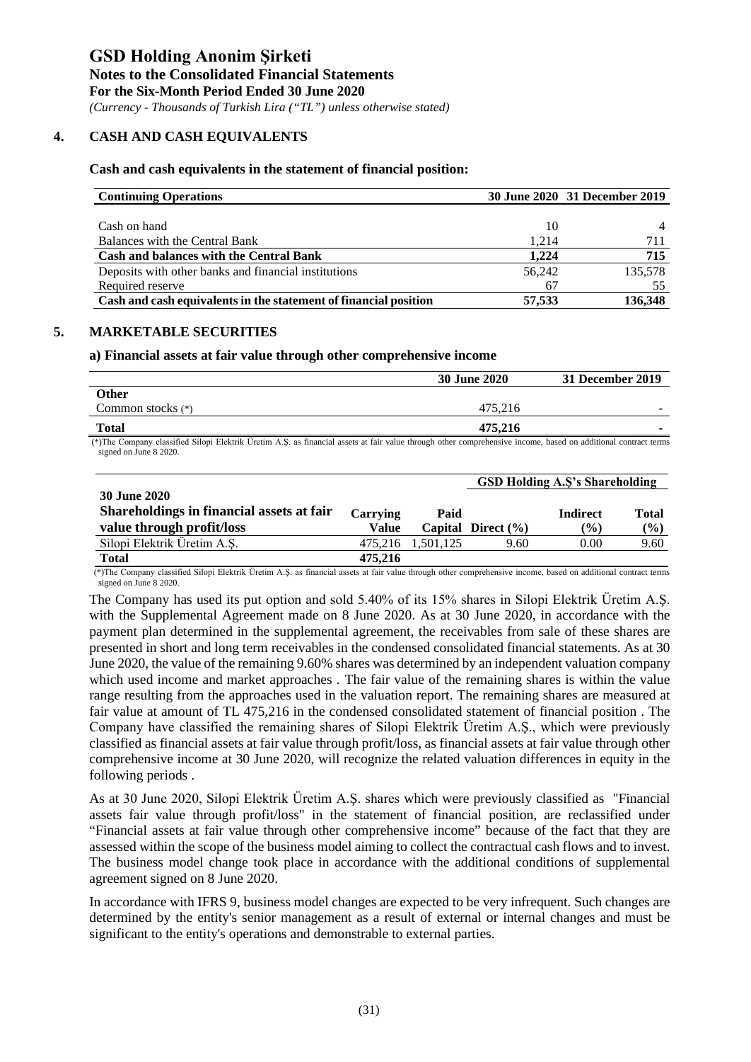## 4. CASH AND CASH EQUIVALENTS

**Cash and cash equivalents in the statement of financial position:**

| Continuing Operations | 30 June 2020 | 31 December 2019 |
|---|---|---|
| Cash on hand | 10 | 4 |
| Balances with the Central Bank | 1,214 | 711 |
| **Cash and balances with the Central Bank** | **1,224** | **715** |
| Deposits with other banks and financial institutions | 56,242 | 135,578 |
| Required reserve | 67 | 55 |
| **Cash and cash equivalents in the statement of financial position** | **57,533** | **136,348** |

## 5. MARKETABLE SECURITIES

**a) Financial assets at fair value through other comprehensive income**

| | 30 June 2020 | 31 December 2019 |
|---|---|---|
| **Other** | | |
| Common stocks (*) | 475,216 | - |
| **Total** | **475,216** | **-** |

(*)The Company classified Silopi Elektrik Üretim A.Ş. as financial assets at fair value through other comprehensive income, based on additional contract terms signed on June 8 2020.

| 30 June 2020<br>Shareholdings in financial assets at fair value through profit/loss | Carrying Value | Paid Capital | GSD Holding A.Ş's Shareholding<br>Direct (%) | Indirect (%) | Total (%) |
|---|---|---|---|---|---|
| Silopi Elektrik Üretim A.Ş. | 475,216 | 1,501,125 | 9.60 | 0.00 | 9.60 |
| **Total** | **475,216** | | | | |

(*)The Company classified Silopi Elektrik Üretim A.Ş. as financial assets at fair value through other comprehensive income, based on additional contract terms signed on June 8 2020.

The Company has used its put option and sold 5.40% of its 15% shares in Silopi Elektrik Üretim A.Ş. with the Supplemental Agreement made on 8 June 2020. As at 30 June 2020, in accordance with the payment plan determined in the supplemental agreement, the receivables from sale of these shares are presented in short and long term receivables in the condensed consolidated financial statements. As at 30 June 2020, the value of the remaining 9.60% shares was determined by an independent valuation company which used income and market approaches . The fair value of the remaining shares is within the value range resulting from the approaches used in the valuation report. The remaining shares are measured at fair value at amount of TL 475,216 in the condensed consolidated statement of financial position . The Company have classified the remaining shares of Silopi Elektrik Üretim A.Ş., which were previously classified as financial assets at fair value through profit/loss, as financial assets at fair value through other comprehensive income at 30 June 2020, will recognize the related valuation differences in equity in the following periods .

As at 30 June 2020, Silopi Elektrik Üretim A.Ş. shares which were previously classified as "Financial assets fair value through profit/loss" in the statement of financial position, are reclassified under "Financial assets at fair value through other comprehensive income" because of the fact that they are assessed within the scope of the business model aiming to collect the contractual cash flows and to invest. The business model change took place in accordance with the additional conditions of supplemental agreement signed on 8 June 2020.

In accordance with IFRS 9, business model changes are expected to be very infrequent. Such changes are determined by the entity's senior management as a result of external or internal changes and must be significant to the entity's operations and demonstrable to external parties.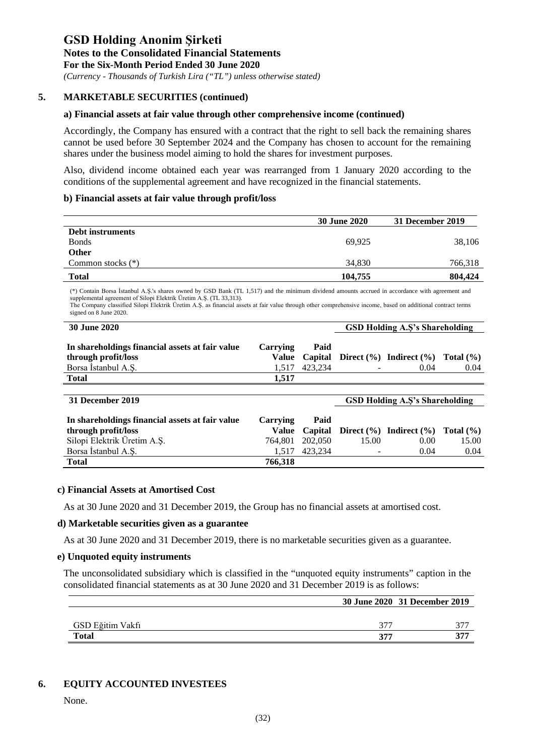## 5. MARKETABLE SECURITIES (continued)

### a) Financial assets at fair value through other comprehensive income (continued)

Accordingly, the Company has ensured with a contract that the right to sell back the remaining shares cannot be used before 30 September 2024 and the Company has chosen to account for the remaining shares under the business model aiming to hold the shares for investment purposes.

Also, dividend income obtained each year was rearranged from 1 January 2020 according to the conditions of the supplemental agreement and have recognized in the financial statements.

### b) Financial assets at fair value through profit/loss

| | 30 June 2020 | 31 December 2019 |
|---|---|---|
| **Debt instruments** | | |
| Bonds | 69,925 | 38,106 |
| **Other** | | |
| Common stocks (*) | 34,830 | 766,318 |
| **Total** | **104,755** | **804,424** |

(*) Contain Borsa İstanbul A.Ş.'s shares owned by GSD Bank (TL 1,517) and the minimum dividend amounts accrued in accordance with agreement and supplemental agreement of Silopi Elektrik Üretim A.Ş. (TL 33,313).
The Company classified Silopi Elektrik Üretim A.Ş. as financial assets at fair value through other comprehensive income, based on additional contract terms signed on 8 June 2020.

| 30 June 2020 | | | GSD Holding A.Ş's Shareholding | | |
|---|---|---|---|---|---|
| **In shareholdings financial assets at fair value through profit/loss** | **Carrying Value** | **Paid Capital** | **Direct (%)** | **Indirect (%)** | **Total (%)** |
| Borsa İstanbul A.Ş. | 1,517 | 423,234 | - | 0.04 | 0.04 |
| **Total** | **1,517** | | | | |

| 31 December 2019 | | | GSD Holding A.Ş's Shareholding | | |
|---|---|---|---|---|---|
| **In shareholdings financial assets at fair value through profit/loss** | **Carrying Value** | **Paid Capital** | **Direct (%)** | **Indirect (%)** | **Total (%)** |
| Silopi Elektrik Üretim A.Ş. | 764,801 | 202,050 | 15.00 | 0.00 | 15.00 |
| Borsa İstanbul A.Ş. | 1,517 | 423,234 | - | 0.04 | 0.04 |
| **Total** | **766,318** | | | | |

### c) Financial Assets at Amortised Cost

As at 30 June 2020 and 31 December 2019, the Group has no financial assets at amortised cost.

### d) Marketable securities given as a guarantee

As at 30 June 2020 and 31 December 2019, there is no marketable securities given as a guarantee.

### e) Unquoted equity instruments

The unconsolidated subsidiary which is classified in the "unquoted equity instruments" caption in the consolidated financial statements as at 30 June 2020 and 31 December 2019 is as follows:

| | 30 June 2020 | 31 December 2019 |
|---|---|---|
| GSD Eğitim Vakfı | 377 | 377 |
| **Total** | **377** | **377** |

## 6. EQUITY ACCOUNTED INVESTEES

None.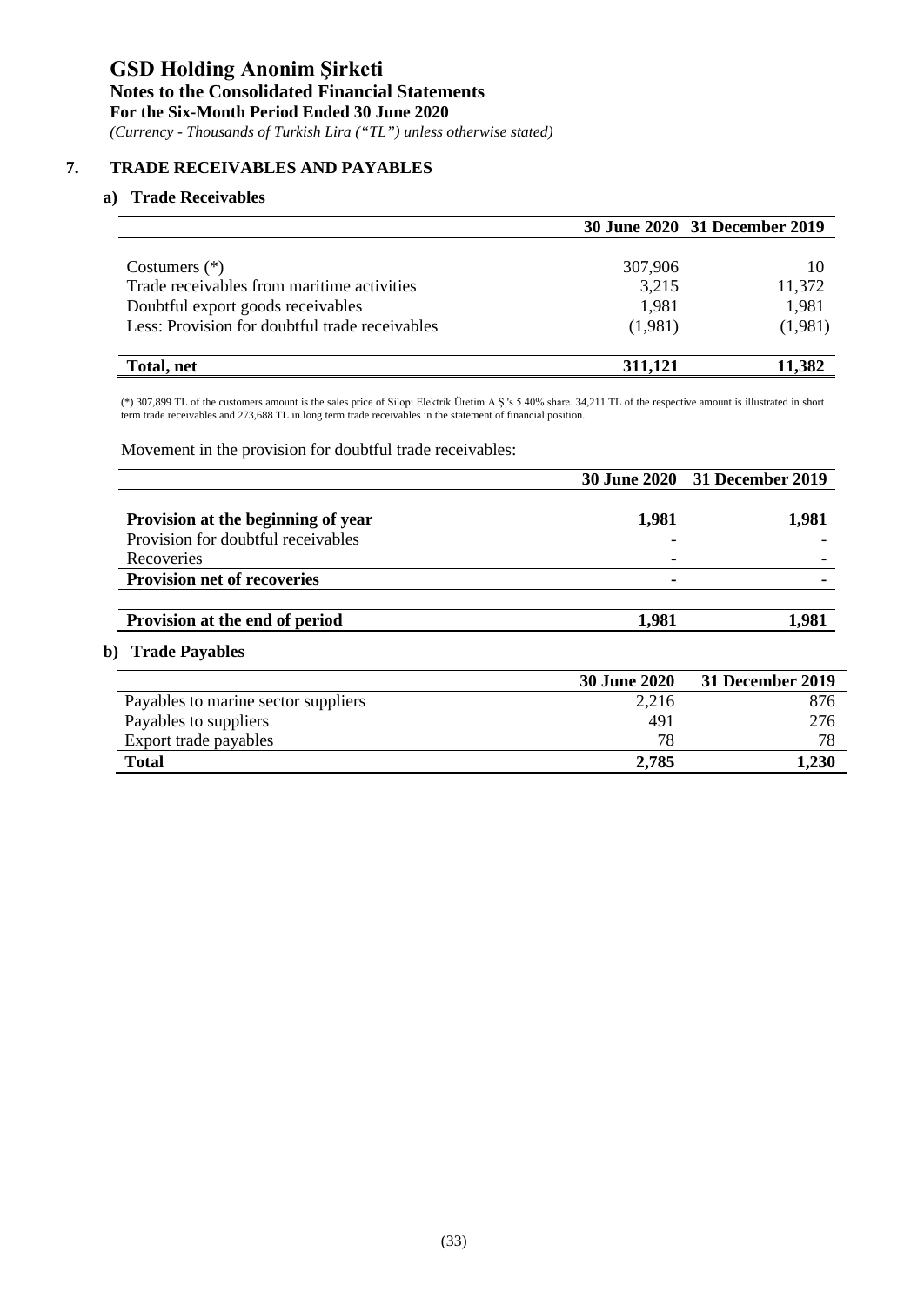## 7. TRADE RECEIVABLES AND PAYABLES

### a) Trade Receivables

| | 30 June 2020 | 31 December 2019 |
|---|---|---|
| Costumers (*) | 307,906 | 10 |
| Trade receivables from maritime activities | 3,215 | 11,372 |
| Doubtful export goods receivables | 1,981 | 1,981 |
| Less: Provision for doubtful trade receivables | (1,981) | (1,981) |
| **Total, net** | **311,121** | **11,382** |

(*) 307,899 TL of the customers amount is the sales price of Silopi Elektrik Üretim A.Ş.'s 5.40% share. 34,211 TL of the respective amount is illustrated in short term trade receivables and 273,688 TL in long term trade receivables in the statement of financial position.

Movement in the provision for doubtful trade receivables:

| | 30 June 2020 | 31 December 2019 |
|---|---|---|
| **Provision at the beginning of year** | **1,981** | **1,981** |
| Provision for doubtful receivables | - | - |
| Recoveries | - | - |
| **Provision net of recoveries** | **-** | **-** |
| **Provision at the end of period** | **1,981** | **1,981** |

### b) Trade Payables

| | 30 June 2020 | 31 December 2019 |
|---|---|---|
| Payables to marine sector suppliers | 2,216 | 876 |
| Payables to suppliers | 491 | 276 |
| Export trade payables | 78 | 78 |
| **Total** | **2,785** | **1,230** |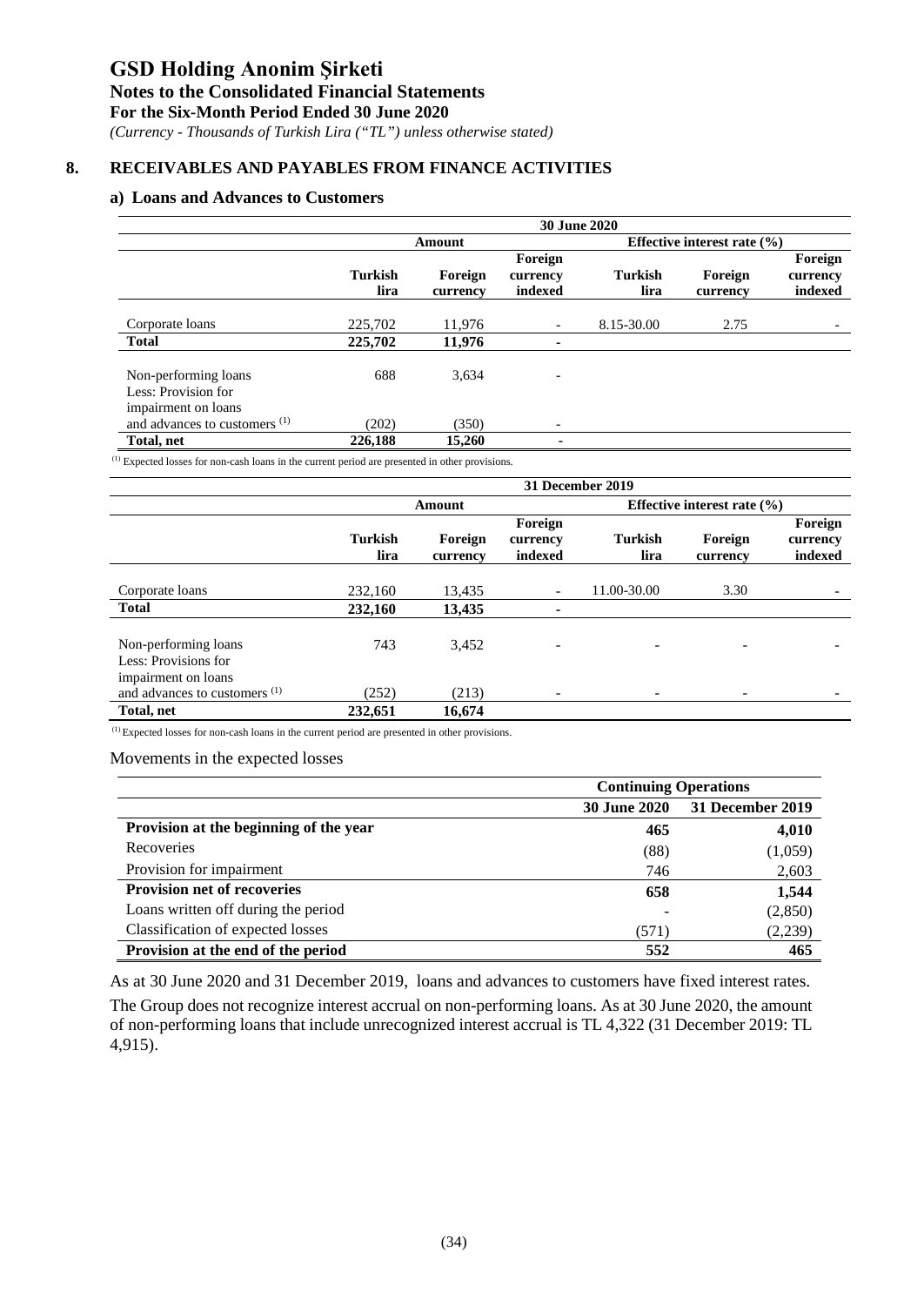# GSD Holding Anonim Şirketi

**Notes to the Consolidated Financial Statements**

**For the Six-Month Period Ended 30 June 2020**

*(Currency - Thousands of Turkish Lira ("TL") unless otherwise stated)*

## 8. RECEIVABLES AND PAYABLES FROM FINANCE ACTIVITIES

### a) Loans and Advances to Customers

| | 30 June 2020 | | | | | |
|---|---|---|---|---|---|---|
| | Amount | | | Effective interest rate (%) | | |
| | Turkish lira | Foreign currency | Foreign currency indexed | Turkish lira | Foreign currency | Foreign currency indexed |
| Corporate loans | 225,702 | 11,976 | - | 8.15-30.00 | 2.75 | - |
| **Total** | **225,702** | **11,976** | **-** | | | |
| Non-performing loans | 688 | 3,634 | - | | | |
| Less: Provision for impairment on loans and advances to customers [(1)] | (202) | (350) | - | | | |
| **Total, net** | **226,188** | **15,260** | **-** | | | |

[(1)] Expected losses for non-cash loans in the current period are presented in other provisions.

| | 31 December 2019 | | | | | |
|---|---|---|---|---|---|---|
| | Amount | | | Effective interest rate (%) | | |
| | Turkish lira | Foreign currency | Foreign currency indexed | Turkish lira | Foreign currency | Foreign currency indexed |
| Corporate loans | 232,160 | 13,435 | - | 11.00-30.00 | 3.30 | - |
| **Total** | **232,160** | **13,435** | **-** | | | |
| Non-performing loans | 743 | 3,452 | - | - | - | - |
| Less: Provisions for impairment on loans and advances to customers [(1)] | (252) | (213) | - | - | - | - |
| **Total, net** | **232,651** | **16,674** | | | | |

[(1)] Expected losses for non-cash loans in the current period are presented in other provisions.

Movements in the expected losses

| | Continuing Operations | |
|---|---|---|
| | 30 June 2020 | 31 December 2019 |
| **Provision at the beginning of the year** | **465** | **4,010** |
| Recoveries | (88) | (1,059) |
| Provision for impairment | 746 | 2,603 |
| **Provision net of recoveries** | **658** | **1,544** |
| Loans written off during the period | - | (2,850) |
| Classification of expected losses | (571) | (2,239) |
| **Provision at the end of the period** | **552** | **465** |

As at 30 June 2020 and 31 December 2019, loans and advances to customers have fixed interest rates.

The Group does not recognize interest accrual on non-performing loans. As at 30 June 2020, the amount of non-performing loans that include unrecognized interest accrual is TL 4,322 (31 December 2019: TL 4,915).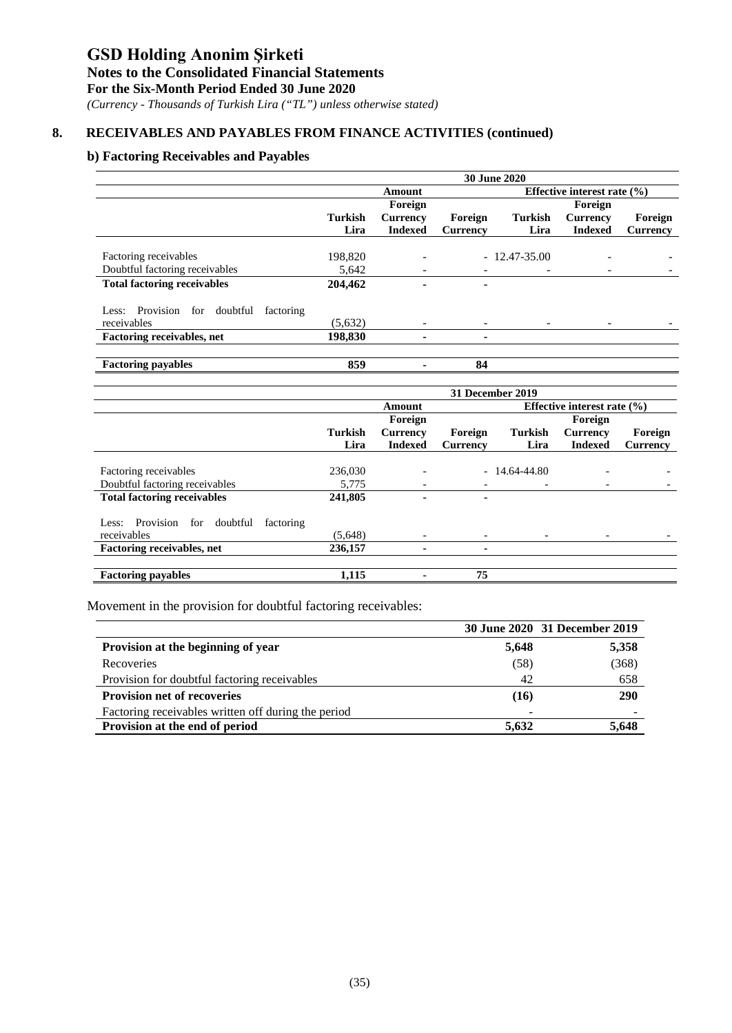## 8. RECEIVABLES AND PAYABLES FROM FINANCE ACTIVITIES (continued)

### b) Factoring Receivables and Payables

| | 30 June 2020 | | | | | |
|---|---|---|---|---|---|---|
| | Amount | | | Effective interest rate (%) | | |
| | Turkish Lira | Foreign Currency Indexed | Foreign Currency | Turkish Lira | Foreign Currency Indexed | Foreign Currency |
| Factoring receivables | 198,820 | - | - | 12.47-35.00 | - | - |
| Doubtful factoring receivables | 5,642 | - | - | - | - | - |
| **Total factoring receivables** | **204,462** | **-** | **-** | | | |
| Less: Provision for doubtful factoring receivables | (5,632) | - | - | - | - | - |
| **Factoring receivables, net** | **198,830** | **-** | **-** | | | |
| **Factoring payables** | **859** | **-** | **84** | | | |

| | 31 December 2019 | | | | | |
|---|---|---|---|---|---|---|
| | Amount | | | Effective interest rate (%) | | |
| | Turkish Lira | Foreign Currency Indexed | Foreign Currency | Turkish Lira | Foreign Currency Indexed | Foreign Currency |
| Factoring receivables | 236,030 | - | - | 14.64-44.80 | - | - |
| Doubtful factoring receivables | 5,775 | - | - | - | - | - |
| **Total factoring receivables** | **241,805** | **-** | **-** | | | |
| Less: Provision for doubtful factoring receivables | (5,648) | - | - | - | - | - |
| **Factoring receivables, net** | **236,157** | **-** | **-** | | | |
| **Factoring payables** | **1,115** | **-** | **75** | | | |

Movement in the provision for doubtful factoring receivables:

| | 30 June 2020 | 31 December 2019 |
|---|---|---|
| **Provision at the beginning of year** | **5,648** | **5,358** |
| Recoveries | (58) | (368) |
| Provision for doubtful factoring receivables | 42 | 658 |
| **Provision net of recoveries** | **(16)** | **290** |
| Factoring receivables written off during the period | - | - |
| **Provision at the end of period** | **5,632** | **5,648** |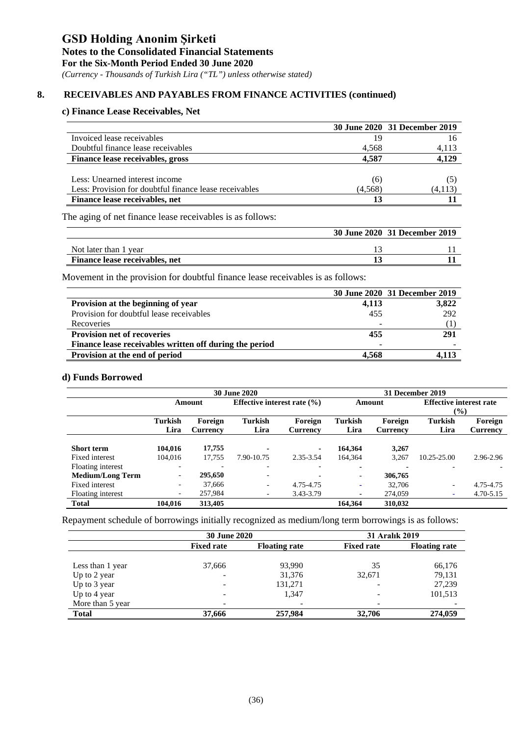# GSD Holding Anonim Şirketi

**Notes to the Consolidated Financial Statements**

**For the Six-Month Period Ended 30 June 2020**

*(Currency - Thousands of Turkish Lira ("TL") unless otherwise stated)*

## 8. RECEIVABLES AND PAYABLES FROM FINANCE ACTIVITIES (continued)

### c) Finance Lease Receivables, Net

| | 30 June 2020 | 31 December 2019 |
|---|---|---|
| Invoiced lease receivables | 19 | 16 |
| Doubtful finance lease receivables | 4,568 | 4,113 |
| **Finance lease receivables, gross** | **4,587** | **4,129** |
| | | |
| Less: Unearned interest income | (6) | (5) |
| Less: Provision for doubtful finance lease receivables | (4,568) | (4,113) |
| **Finance lease receivables, net** | **13** | **11** |

The aging of net finance lease receivables is as follows:

| | 30 June 2020 | 31 December 2019 |
|---|---|---|
| Not later than 1 year | 13 | 11 |
| **Finance lease receivables, net** | **13** | **11** |

Movement in the provision for doubtful finance lease receivables is as follows:

| | 30 June 2020 | 31 December 2019 |
|---|---|---|
| **Provision at the beginning of year** | **4,113** | **3,822** |
| Provision for doubtful lease receivables | 455 | 292 |
| Recoveries | - | (1) |
| **Provision net of recoveries** | **455** | **291** |
| **Finance lease receivables written off during the period** | **-** | **-** |
| **Provision at the end of period** | **4,568** | **4,113** |

### d) Funds Borrowed

| | 30 June 2020 | | | | 31 December 2019 | | | |
|---|---|---|---|---|---|---|---|---|
| | Amount | | Effective interest rate (%) | | Amount | | Effective interest rate (%) | |
| | Turkish Lira | Foreign Currency | Turkish Lira | Foreign Currency | Turkish Lira | Foreign Currency | Turkish Lira | Foreign Currency |
| **Short term** | **104,016** | **17,755** | **-** | **-** | **164,364** | **3,267** | | |
| Fixed interest | 104,016 | 17,755 | 7.90-10.75 | 2.35-3.54 | 164,364 | 3,267 | 10.25-25.00 | 2.96-2.96 |
| Floating interest | - | - | - | - | - | - | - | - |
| **Medium/Long Term** | - | **295,650** | - | **-** | **-** | **306,765** | | |
| Fixed interest | - | 37,666 | - | 4.75-4.75 | - | 32,706 | - | 4.75-4.75 |
| Floating interest | - | 257,984 | - | 3.43-3.79 | - | 274,059 | - | 4.70-5.15 |
| **Total** | **104,016** | **313,405** | | | **164,364** | **310,032** | | |

Repayment schedule of borrowings initially recognized as medium/long term borrowings is as follows:

| | 30 June 2020 | | 31 Aralık 2019 | |
|---|---|---|---|---|
| | Fixed rate | Floating rate | Fixed rate | Floating rate |
| Less than 1 year | 37,666 | 93,990 | 35 | 66,176 |
| Up to 2 year | - | 31,376 | 32,671 | 79,131 |
| Up to 3 year | - | 131,271 | - | 27,239 |
| Up to 4 year | - | 1,347 | - | 101,513 |
| More than 5 year | - | - | - | - |
| **Total** | **37,666** | **257,984** | **32,706** | **274,059** |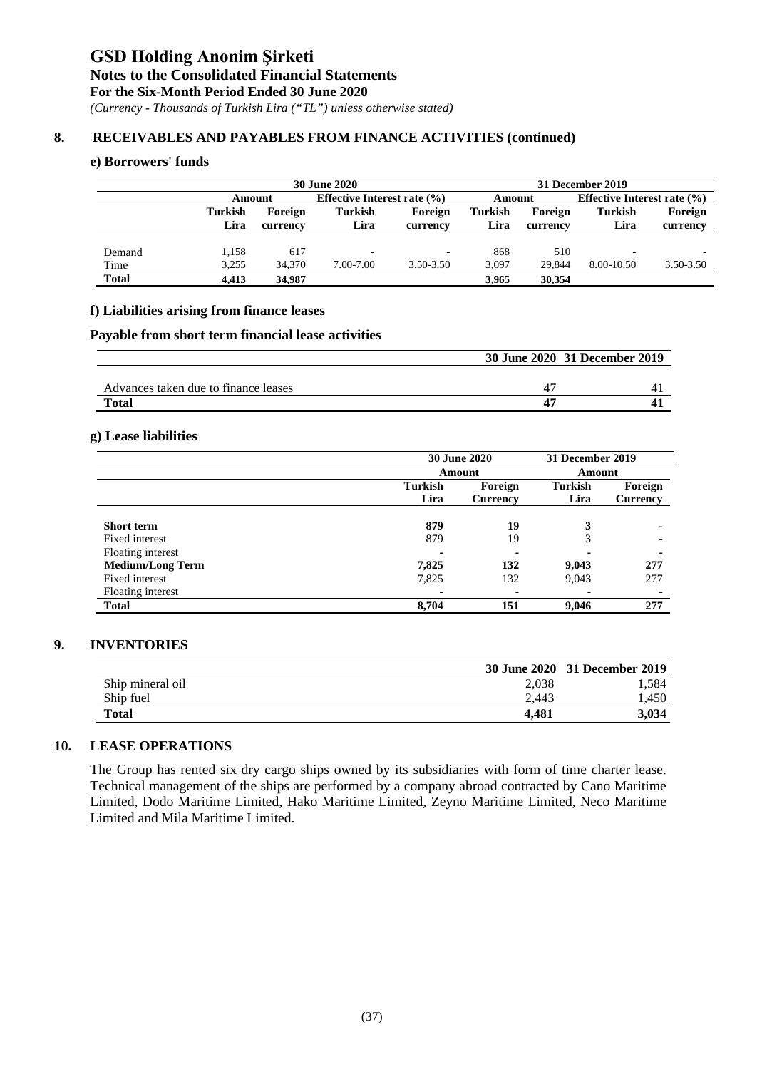# GSD Holding Anonim Şirketi

**Notes to the Consolidated Financial Statements**
**For the Six-Month Period Ended 30 June 2020**
*(Currency - Thousands of Turkish Lira ("TL") unless otherwise stated)*

## 8. RECEIVABLES AND PAYABLES FROM FINANCE ACTIVITIES (continued)

### e) Borrowers' funds

| | 30 June 2020 | | | | 31 December 2019 | | | |
|---|---|---|---|---|---|---|---|---|
| | Amount | | Effective Interest rate (%) | | Amount | | Effective Interest rate (%) | |
| | Turkish Lira | Foreign currency | Turkish Lira | Foreign currency | Turkish Lira | Foreign currency | Turkish Lira | Foreign currency |
| Demand | 1,158 | 617 | - | - | 868 | 510 | - | - |
| Time | 3,255 | 34,370 | 7.00-7.00 | 3.50-3.50 | 3,097 | 29,844 | 8.00-10.50 | 3.50-3.50 |
| **Total** | **4,413** | **34,987** | | | **3,965** | **30,354** | | |

### f) Liabilities arising from finance leases

**Payable from short term financial lease activities**

| | 30 June 2020 | 31 December 2019 |
|---|---|---|
| Advances taken due to finance leases | 47 | 41 |
| **Total** | **47** | **41** |

### g) Lease liabilities

| | 30 June 2020 | | 31 December 2019 | |
|---|---|---|---|---|
| | Amount | | Amount | |
| | Turkish Lira | Foreign Currency | Turkish Lira | Foreign Currency |
| **Short term** | **879** | **19** | **3** | - |
| Fixed interest | 879 | 19 | 3 | - |
| Floating interest | - | - | - | - |
| **Medium/Long Term** | **7,825** | **132** | **9,043** | **277** |
| Fixed interest | 7,825 | 132 | 9,043 | 277 |
| Floating interest | - | - | - | - |
| **Total** | **8,704** | **151** | **9,046** | **277** |

## 9. INVENTORIES

| | 30 June 2020 | 31 December 2019 |
|---|---|---|
| Ship mineral oil | 2,038 | 1,584 |
| Ship fuel | 2,443 | 1,450 |
| **Total** | **4,481** | **3,034** |

## 10. LEASE OPERATIONS

The Group has rented six dry cargo ships owned by its subsidiaries with form of time charter lease. Technical management of the ships are performed by a company abroad contracted by Cano Maritime Limited, Dodo Maritime Limited, Hako Maritime Limited, Zeyno Maritime Limited, Neco Maritime Limited and Mila Maritime Limited.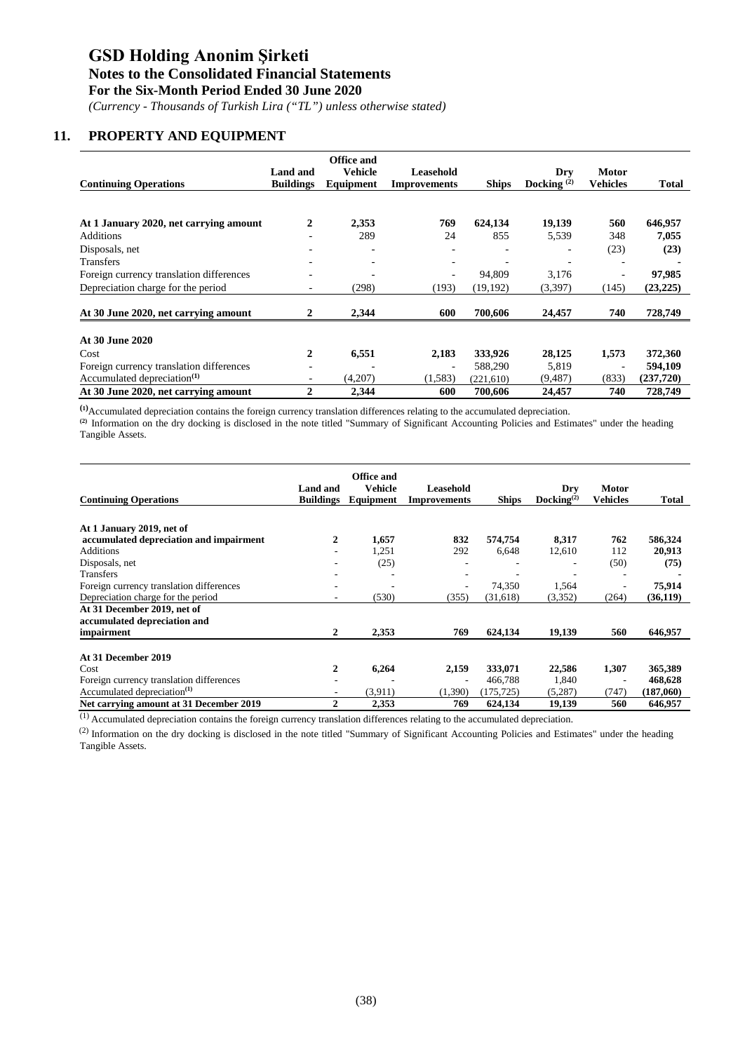# GSD Holding Anonim Şirketi

**Notes to the Consolidated Financial Statements**

**For the Six-Month Period Ended 30 June 2020**

*(Currency - Thousands of Turkish Lira ("TL") unless otherwise stated)*

## 11. PROPERTY AND EQUIPMENT

| Continuing Operations | Land and Buildings | Office and Vehicle Equipment | Leasehold Improvements | Ships | Dry Docking [2] | Motor Vehicles | Total |
|---|---|---|---|---|---|---|---|
| **At 1 January 2020, net carrying amount** | **2** | **2,353** | **769** | **624,134** | **19,139** | **560** | **646,957** |
| Additions | - | 289 | 24 | 855 | 5,539 | 348 | **7,055** |
| Disposals, net | - | - | - | - | - | (23) | **(23)** |
| Transfers | - | - | - | - | - | - | **-** |
| Foreign currency translation differences | - | - | - | 94,809 | 3,176 | - | **97,985** |
| Depreciation charge for the period | - | (298) | (193) | (19,192) | (3,397) | (145) | **(23,225)** |
| **At 30 June 2020, net carrying amount** | **2** | **2,344** | **600** | **700,606** | **24,457** | **740** | **728,749** |
| **At 30 June 2020** | | | | | | | |
| Cost | **2** | **6,551** | **2,183** | **333,926** | **28,125** | **1,573** | **372,360** |
| Foreign currency translation differences | - | - | - | 588,290 | 5,819 | - | **594,109** |
| Accumulated depreciation[1] | - | (4,207) | (1,583) | (221,610) | (9,487) | (833) | **(237,720)** |
| **At 30 June 2020, net carrying amount** | **2** | **2,344** | **600** | **700,606** | **24,457** | **740** | **728,749** |

[1] Accumulated depreciation contains the foreign currency translation differences relating to the accumulated depreciation.
[2] Information on the dry docking is disclosed in the note titled "Summary of Significant Accounting Policies and Estimates" under the heading Tangible Assets.

| Continuing Operations | Land and Buildings | Office and Vehicle Equipment | Leasehold Improvements | Ships | Dry Docking[2] | Motor Vehicles | Total |
|---|---|---|---|---|---|---|---|
| **At 1 January 2019, net of accumulated depreciation and impairment** | **2** | **1,657** | **832** | **574,754** | **8,317** | **762** | **586,324** |
| Additions | - | 1,251 | 292 | 6,648 | 12,610 | 112 | **20,913** |
| Disposals, net | - | (25) | - | - | - | (50) | **(75)** |
| Transfers | - | - | - | - | - | - | **-** |
| Foreign currency translation differences | - | - | - | 74,350 | 1,564 | - | **75,914** |
| Depreciation charge for the period | - | (530) | (355) | (31,618) | (3,352) | (264) | **(36,119)** |
| **At 31 December 2019, net of accumulated depreciation and impairment** | **2** | **2,353** | **769** | **624,134** | **19,139** | **560** | **646,957** |
| **At 31 December 2019** | | | | | | | |
| Cost | **2** | **6,264** | **2,159** | **333,071** | **22,586** | **1,307** | **365,389** |
| Foreign currency translation differences | - | - | - | 466,788 | 1,840 | - | **468,628** |
| Accumulated depreciation[1] | - | (3,911) | (1,390) | (175,725) | (5,287) | (747) | **(187,060)** |
| **Net carrying amount at 31 December 2019** | **2** | **2,353** | **769** | **624,134** | **19,139** | **560** | **646,957** |

[1] Accumulated depreciation contains the foreign currency translation differences relating to the accumulated depreciation.

[2] Information on the dry docking is disclosed in the note titled "Summary of Significant Accounting Policies and Estimates" under the heading Tangible Assets.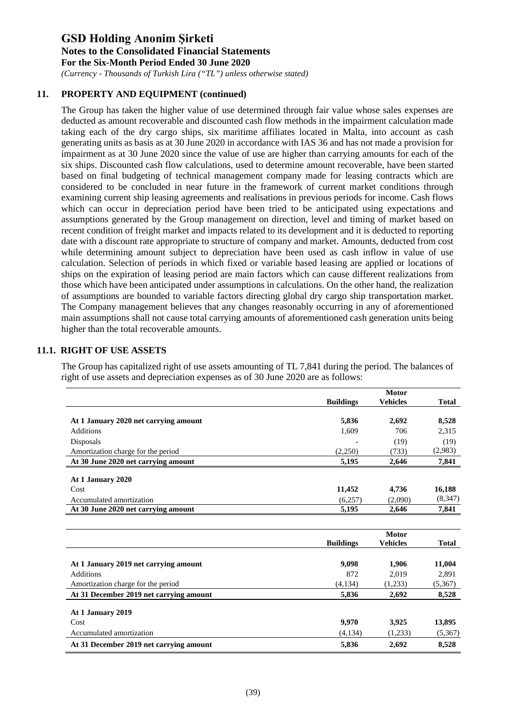## 11. PROPERTY AND EQUIPMENT (continued)

The Group has taken the higher value of use determined through fair value whose sales expenses are deducted as amount recoverable and discounted cash flow methods in the impairment calculation made taking each of the dry cargo ships, six maritime affiliates located in Malta, into account as cash generating units as basis as at 30 June 2020 in accordance with IAS 36 and has not made a provision for impairment as at 30 June 2020 since the value of use are higher than carrying amounts for each of the six ships. Discounted cash flow calculations, used to determine amount recoverable, have been started based on final budgeting of technical management company made for leasing contracts which are considered to be concluded in near future in the framework of current market conditions through examining current ship leasing agreements and realisations in previous periods for income. Cash flows which can occur in depreciation period have been tried to be anticipated using expectations and assumptions generated by the Group management on direction, level and timing of market based on recent condition of freight market and impacts related to its development and it is deducted to reporting date with a discount rate appropriate to structure of company and market. Amounts, deducted from cost while determining amount subject to depreciation have been used as cash inflow in value of use calculation. Selection of periods in which fixed or variable based leasing are applied or locations of ships on the expiration of leasing period are main factors which can cause different realizations from those which have been anticipated under assumptions in calculations. On the other hand, the realization of assumptions are bounded to variable factors directing global dry cargo ship transportation market. The Company management believes that any changes reasonably occurring in any of aforementioned main assumptions shall not cause total carrying amounts of aforementioned cash generation units being higher than the total recoverable amounts.

### 11.1. RIGHT OF USE ASSETS

The Group has capitalized right of use assets amounting of TL 7,841 during the period. The balances of right of use assets and depreciation expenses as of 30 June 2020 are as follows:

| | Buildings | Motor Vehicles | Total |
|---|---|---|---|
| **At 1 January 2020 net carrying amount** | **5,836** | **2,692** | **8,528** |
| Additions | 1,609 | 706 | 2,315 |
| Disposals | - | (19) | (19) |
| Amortization charge for the period | (2,250) | (733) | (2,983) |
| **At 30 June 2020 net carrying amount** | **5,195** | **2,646** | **7,841** |
| **At 1 January 2020** | | | |
| Cost | **11,452** | **4,736** | **16,188** |
| Accumulated amortization | (6,257) | (2,090) | (8,347) |
| **At 30 June 2020 net carrying amount** | **5,195** | **2,646** | **7,841** |

| | Buildings | Motor Vehicles | Total |
|---|---|---|---|
| **At 1 January 2019 net carrying amount** | **9,098** | **1,906** | **11,004** |
| Additions | 872 | 2,019 | 2,891 |
| Amortization charge for the period | (4,134) | (1,233) | (5,367) |
| **At 31 December 2019 net carrying amount** | **5,836** | **2,692** | **8,528** |
| **At 1 January 2019** | | | |
| Cost | **9,970** | **3,925** | **13,895** |
| Accumulated amortization | (4,134) | (1,233) | (5,367) |
| **At 31 December 2019 net carrying amount** | **5,836** | **2,692** | **8,528** |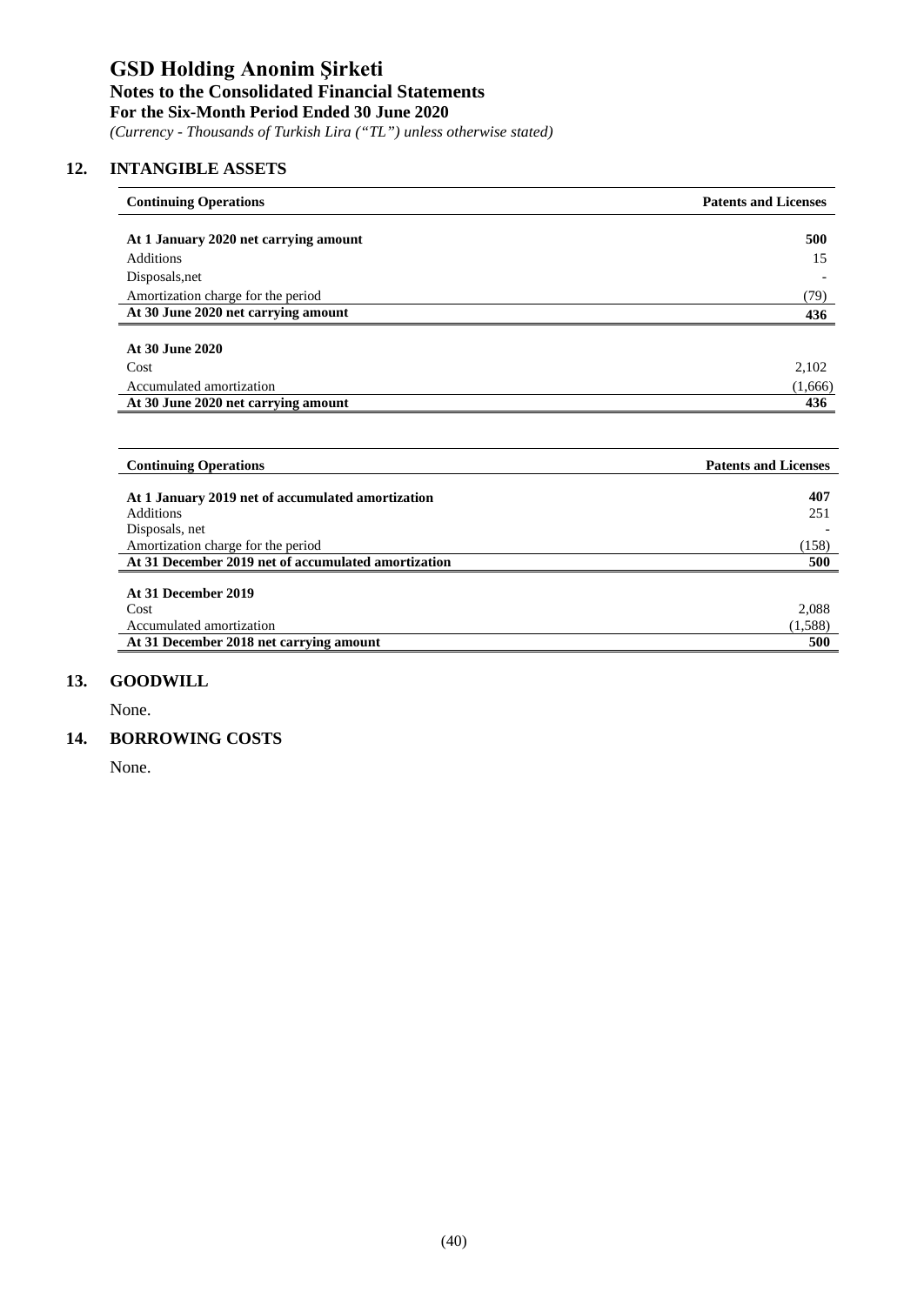# GSD Holding Anonim Şirketi

## Notes to the Consolidated Financial Statements

### For the Six-Month Period Ended 30 June 2020

*(Currency - Thousands of Turkish Lira ("TL") unless otherwise stated)*

## 12. INTANGIBLE ASSETS

| **Continuing Operations** | **Patents and Licenses** |
|---|---|
| **At 1 January 2020 net carrying amount** | **500** |
| Additions | 15 |
| Disposals,net | - |
| Amortization charge for the period | (79) |
| **At 30 June 2020 net carrying amount** | **436** |
| **At 30 June 2020** | |
| Cost | 2,102 |
| Accumulated amortization | (1,666) |
| **At 30 June 2020 net carrying amount** | **436** |

| **Continuing Operations** | **Patents and Licenses** |
|---|---|
| **At 1 January 2019 net of accumulated amortization** | **407** |
| Additions | 251 |
| Disposals, net | - |
| Amortization charge for the period | (158) |
| **At 31 December 2019 net of accumulated amortization** | **500** |
| **At 31 December 2019** | |
| Cost | 2,088 |
| Accumulated amortization | (1,588) |
| **At 31 December 2018 net carrying amount** | **500** |

## 13. GOODWILL

None.

## 14. BORROWING COSTS

None.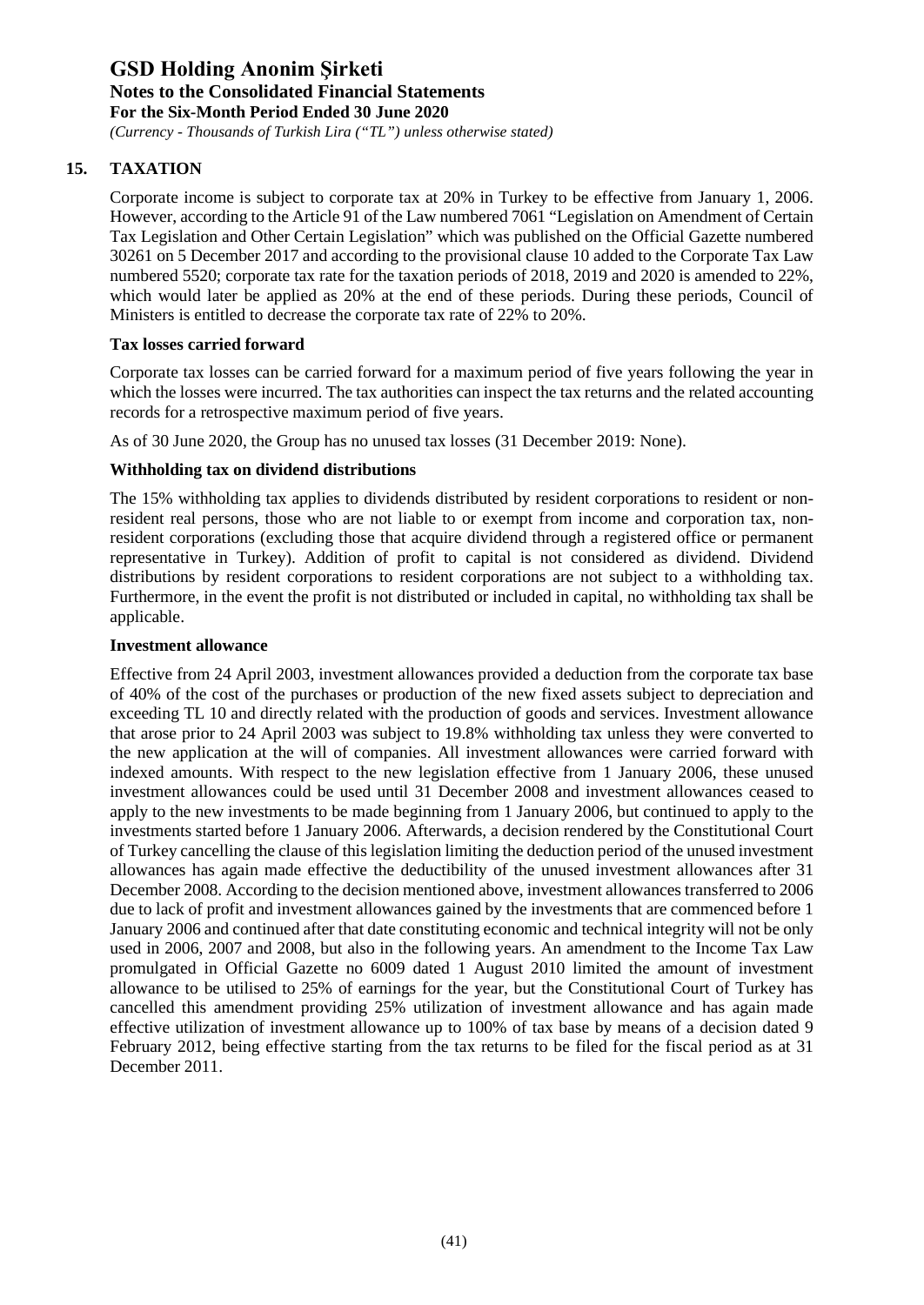## 15. TAXATION

Corporate income is subject to corporate tax at 20% in Turkey to be effective from January 1, 2006. However, according to the Article 91 of the Law numbered 7061 "Legislation on Amendment of Certain Tax Legislation and Other Certain Legislation" which was published on the Official Gazette numbered 30261 on 5 December 2017 and according to the provisional clause 10 added to the Corporate Tax Law numbered 5520; corporate tax rate for the taxation periods of 2018, 2019 and 2020 is amended to 22%, which would later be applied as 20% at the end of these periods. During these periods, Council of Ministers is entitled to decrease the corporate tax rate of 22% to 20%.

### Tax losses carried forward

Corporate tax losses can be carried forward for a maximum period of five years following the year in which the losses were incurred. The tax authorities can inspect the tax returns and the related accounting records for a retrospective maximum period of five years.

As of 30 June 2020, the Group has no unused tax losses (31 December 2019: None).

### Withholding tax on dividend distributions

The 15% withholding tax applies to dividends distributed by resident corporations to resident or non-resident real persons, those who are not liable to or exempt from income and corporation tax, non-resident corporations (excluding those that acquire dividend through a registered office or permanent representative in Turkey). Addition of profit to capital is not considered as dividend. Dividend distributions by resident corporations to resident corporations are not subject to a withholding tax. Furthermore, in the event the profit is not distributed or included in capital, no withholding tax shall be applicable.

### Investment allowance

Effective from 24 April 2003, investment allowances provided a deduction from the corporate tax base of 40% of the cost of the purchases or production of the new fixed assets subject to depreciation and exceeding TL 10 and directly related with the production of goods and services. Investment allowance that arose prior to 24 April 2003 was subject to 19.8% withholding tax unless they were converted to the new application at the will of companies. All investment allowances were carried forward with indexed amounts. With respect to the new legislation effective from 1 January 2006, these unused investment allowances could be used until 31 December 2008 and investment allowances ceased to apply to the new investments to be made beginning from 1 January 2006, but continued to apply to the investments started before 1 January 2006. Afterwards, a decision rendered by the Constitutional Court of Turkey cancelling the clause of this legislation limiting the deduction period of the unused investment allowances has again made effective the deductibility of the unused investment allowances after 31 December 2008. According to the decision mentioned above, investment allowances transferred to 2006 due to lack of profit and investment allowances gained by the investments that are commenced before 1 January 2006 and continued after that date constituting economic and technical integrity will not be only used in 2006, 2007 and 2008, but also in the following years. An amendment to the Income Tax Law promulgated in Official Gazette no 6009 dated 1 August 2010 limited the amount of investment allowance to be utilised to 25% of earnings for the year, but the Constitutional Court of Turkey has cancelled this amendment providing 25% utilization of investment allowance and has again made effective utilization of investment allowance up to 100% of tax base by means of a decision dated 9 February 2012, being effective starting from the tax returns to be filed for the fiscal period as at 31 December 2011.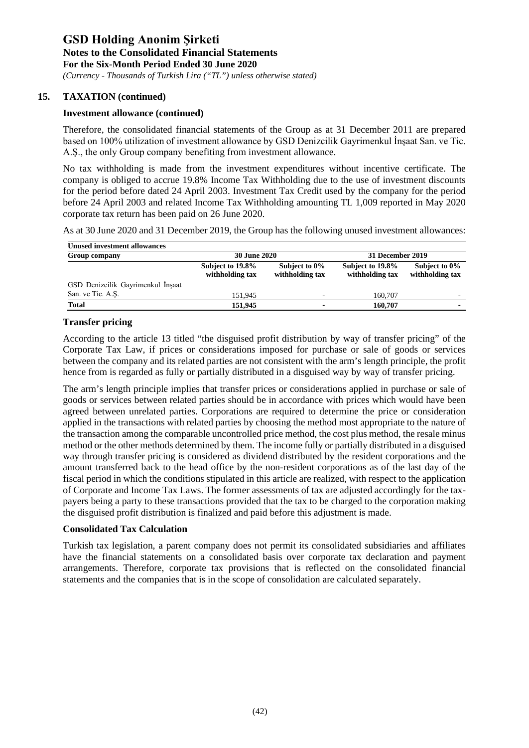## 15. TAXATION (continued)

### Investment allowance (continued)

Therefore, the consolidated financial statements of the Group as at 31 December 2011 are prepared based on 100% utilization of investment allowance by GSD Denizcilik Gayrimenkul İnşaat San. ve Tic. A.Ş., the only Group company benefiting from investment allowance.

No tax withholding is made from the investment expenditures without incentive certificate. The company is obliged to accrue 19.8% Income Tax Withholding due to the use of investment discounts for the period before dated 24 April 2003. Investment Tax Credit used by the company for the period before 24 April 2003 and related Income Tax Withholding amounting TL 1,009 reported in May 2020 corporate tax return has been paid on 26 June 2020.

As at 30 June 2020 and 31 December 2019, the Group has the following unused investment allowances:

| **Unused investment allowances** | | | | |
|---|---|---|---|---|
| **Group company** | **30 June 2020** | | **31 December 2019** | |
| | **Subject to 19.8% withholding tax** | **Subject to 0% withholding tax** | **Subject to 19.8% withholding tax** | **Subject to 0% withholding tax** |
| GSD Denizcilik Gayrimenkul İnşaat San. ve Tic. A.Ş. | 151,945 | - | 160,707 | - |
| **Total** | **151,945** | **-** | **160,707** | **-** |

### Transfer pricing

According to the article 13 titled "the disguised profit distribution by way of transfer pricing" of the Corporate Tax Law, if prices or considerations imposed for purchase or sale of goods or services between the company and its related parties are not consistent with the arm's length principle, the profit hence from is regarded as fully or partially distributed in a disguised way by way of transfer pricing.

The arm's length principle implies that transfer prices or considerations applied in purchase or sale of goods or services between related parties should be in accordance with prices which would have been agreed between unrelated parties. Corporations are required to determine the price or consideration applied in the transactions with related parties by choosing the method most appropriate to the nature of the transaction among the comparable uncontrolled price method, the cost plus method, the resale minus method or the other methods determined by them. The income fully or partially distributed in a disguised way through transfer pricing is considered as dividend distributed by the resident corporations and the amount transferred back to the head office by the non-resident corporations as of the last day of the fiscal period in which the conditions stipulated in this article are realized, with respect to the application of Corporate and Income Tax Laws. The former assessments of tax are adjusted accordingly for the tax-payers being a party to these transactions provided that the tax to be charged to the corporation making the disguised profit distribution is finalized and paid before this adjustment is made.

### Consolidated Tax Calculation

Turkish tax legislation, a parent company does not permit its consolidated subsidiaries and affiliates have the financial statements on a consolidated basis over corporate tax declaration and payment arrangements. Therefore, corporate tax provisions that is reflected on the consolidated financial statements and the companies that is in the scope of consolidation are calculated separately.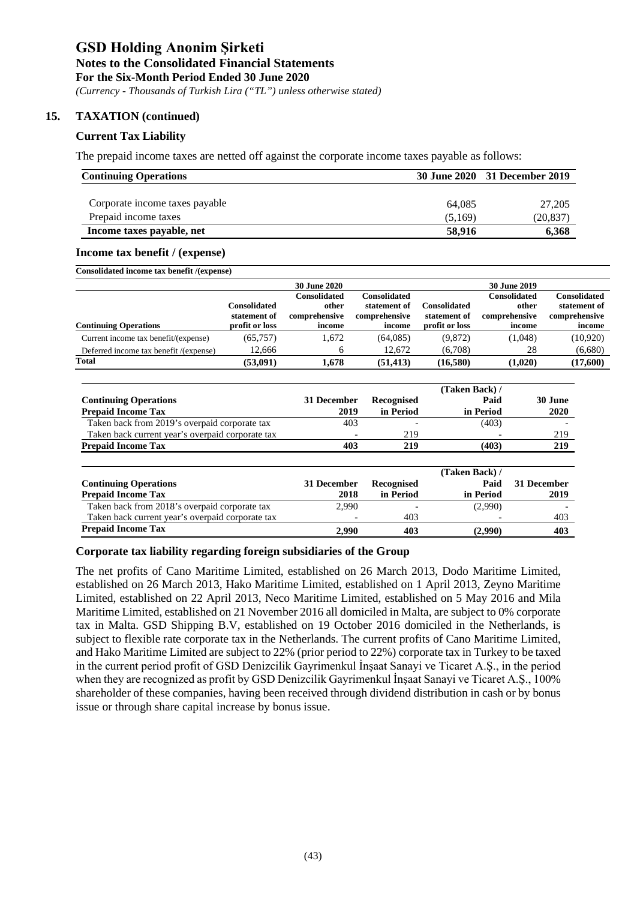# GSD Holding Anonim Şirketi

**Notes to the Consolidated Financial Statements**

**For the Six-Month Period Ended 30 June 2020**

*(Currency - Thousands of Turkish Lira ("TL") unless otherwise stated)*

## 15. TAXATION (continued)

### Current Tax Liability

The prepaid income taxes are netted off against the corporate income taxes payable as follows:

| Continuing Operations | 30 June 2020 | 31 December 2019 |
|---|---|---|
| Corporate income taxes payable | 64,085 | 27,205 |
| Prepaid income taxes | (5,169) | (20,837) |
| **Income taxes payable, net** | **58,916** | **6,368** |

### Income tax benefit / (expense)

**Consolidated income tax benefit /(expense)**

| | 30 June 2020 | | | 30 June 2019 | | |
|---|---|---|---|---|---|---|
| **Continuing Operations** | **Consolidated statement of profit or loss** | **Consolidated other comprehensive income** | **Consolidated statement of comprehensive income** | **Consolidated statement of profit or loss** | **Consolidated other comprehensive income** | **Consolidated statement of comprehensive income** |
| Current income tax benefit/(expense) | (65,757) | 1,672 | (64,085) | (9,872) | (1,048) | (10,920) |
| Deferred income tax benefit /(expense) | 12,666 | 6 | 12,672 | (6,708) | 28 | (6,680) |
| **Total** | **(53,091)** | **1,678** | **(51,413)** | **(16,580)** | **(1,020)** | **(17,600)** |

| Continuing Operations<br>Prepaid Income Tax | 31 December 2019 | Recognised in Period | (Taken Back) / Paid in Period | 30 June 2020 |
|---|---|---|---|---|
| Taken back from 2019's overpaid corporate tax | 403 | - | (403) | - |
| Taken back current year's overpaid corporate tax | - | 219 | - | 219 |
| **Prepaid Income Tax** | **403** | **219** | **(403)** | **219** |

| Continuing Operations<br>Prepaid Income Tax | 31 December 2018 | Recognised in Period | (Taken Back) / Paid in Period | 31 December 2019 |
|---|---|---|---|---|
| Taken back from 2018's overpaid corporate tax | 2,990 | - | (2,990) | - |
| Taken back current year's overpaid corporate tax | - | 403 | - | 403 |
| **Prepaid Income Tax** | **2,990** | **403** | **(2,990)** | **403** |

### Corporate tax liability regarding foreign subsidiaries of the Group

The net profits of Cano Maritime Limited, established on 26 March 2013, Dodo Maritime Limited, established on 26 March 2013, Hako Maritime Limited, established on 1 April 2013, Zeyno Maritime Limited, established on 22 April 2013, Neco Maritime Limited, established on 5 May 2016 and Mila Maritime Limited, established on 21 November 2016 all domiciled in Malta, are subject to 0% corporate tax in Malta. GSD Shipping B.V, established on 19 October 2016 domiciled in the Netherlands, is subject to flexible rate corporate tax in the Netherlands. The current profits of Cano Maritime Limited, and Hako Maritime Limited are subject to 22% (prior period to 22%) corporate tax in Turkey to be taxed in the current period profit of GSD Denizcilik Gayrimenkul İnşaat Sanayi ve Ticaret A.Ş., in the period when they are recognized as profit by GSD Denizcilik Gayrimenkul İnşaat Sanayi ve Ticaret A.Ş., 100% shareholder of these companies, having been received through dividend distribution in cash or by bonus issue or through share capital increase by bonus issue.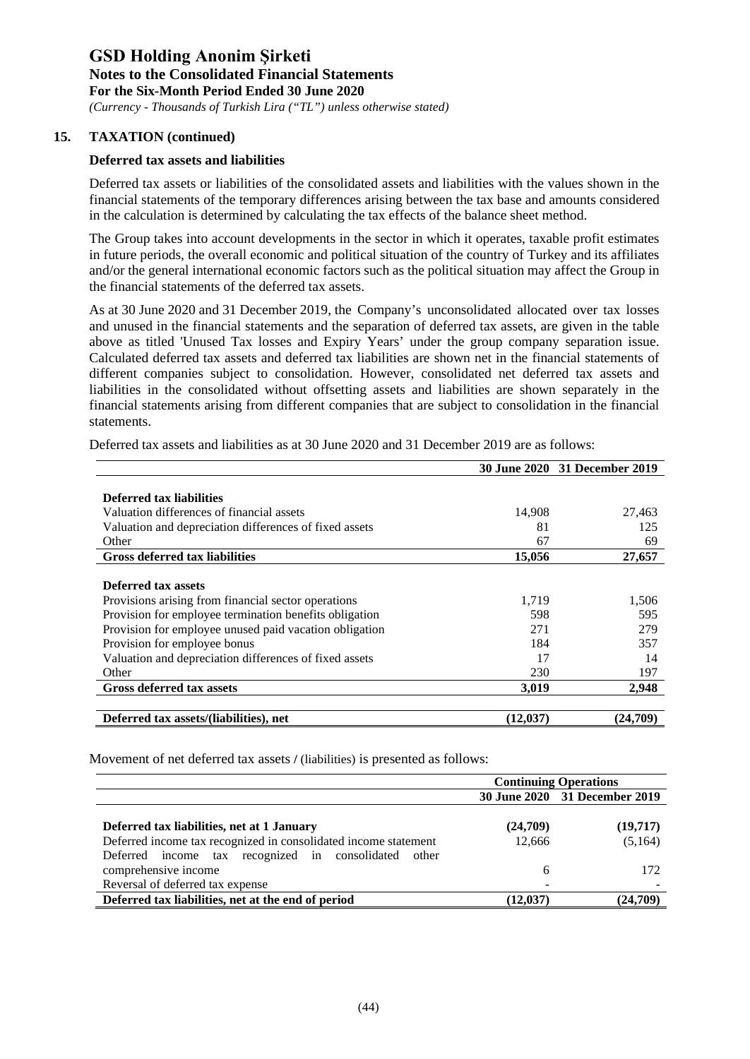## 15. TAXATION (continued)

### Deferred tax assets and liabilities

Deferred tax assets or liabilities of the consolidated assets and liabilities with the values shown in the financial statements of the temporary differences arising between the tax base and amounts considered in the calculation is determined by calculating the tax effects of the balance sheet method.

The Group takes into account developments in the sector in which it operates, taxable profit estimates in future periods, the overall economic and political situation of the country of Turkey and its affiliates and/or the general international economic factors such as the political situation may affect the Group in the financial statements of the deferred tax assets.

As at 30 June 2020 and 31 December 2019, the Company's unconsolidated allocated over tax losses and unused in the financial statements and the separation of deferred tax assets, are given in the table above as titled 'Unused Tax losses and Expiry Years' under the group company separation issue. Calculated deferred tax assets and deferred tax liabilities are shown net in the financial statements of different companies subject to consolidation. However, consolidated net deferred tax assets and liabilities in the consolidated without offsetting assets and liabilities are shown separately in the financial statements arising from different companies that are subject to consolidation in the financial statements.

Deferred tax assets and liabilities as at 30 June 2020 and 31 December 2019 are as follows:

| | 30 June 2020 | 31 December 2019 |
|---|---|---|
| **Deferred tax liabilities** | | |
| Valuation differences of financial assets | 14,908 | 27,463 |
| Valuation and depreciation differences of fixed assets | 81 | 125 |
| Other | 67 | 69 |
| **Gross deferred tax liabilities** | **15,056** | **27,657** |
| **Deferred tax assets** | | |
| Provisions arising from financial sector operations | 1,719 | 1,506 |
| Provision for employee termination benefits obligation | 598 | 595 |
| Provision for employee unused paid vacation obligation | 271 | 279 |
| Provision for employee bonus | 184 | 357 |
| Valuation and depreciation differences of fixed assets | 17 | 14 |
| Other | 230 | 197 |
| **Gross deferred tax assets** | **3,019** | **2,948** |
| **Deferred tax assets/(liabilities), net** | **(12,037)** | **(24,709)** |

Movement of net deferred tax assets / (liabilities) is presented as follows:

| | Continuing Operations | |
|---|---|---|
| | 30 June 2020 | 31 December 2019 |
| **Deferred tax liabilities, net at 1 January** | **(24,709)** | **(19,717)** |
| Deferred income tax recognized in consolidated income statement | 12,666 | (5,164) |
| Deferred income tax recognized in consolidated other comprehensive income | 6 | 172 |
| Reversal of deferred tax expense | - | - |
| **Deferred tax liabilities, net at the end of period** | **(12,037)** | **(24,709)** |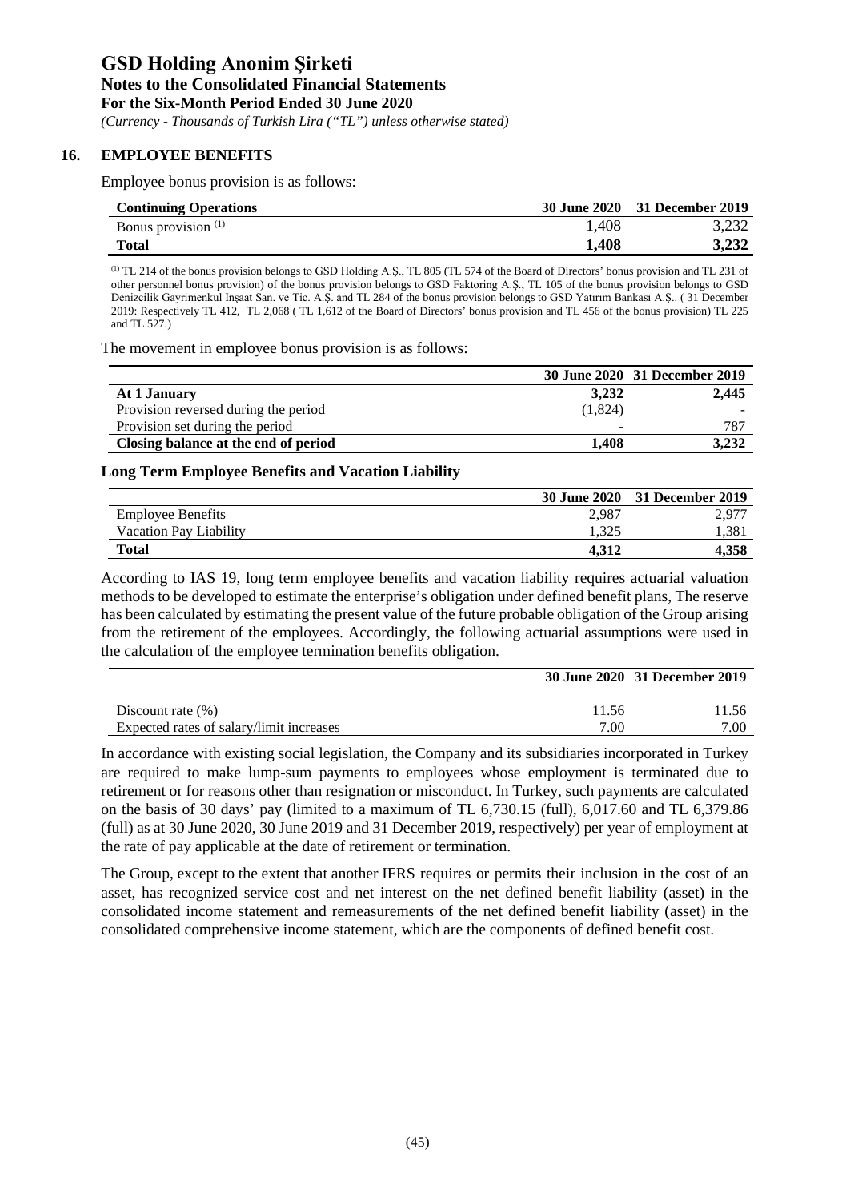## 16. EMPLOYEE BENEFITS

Employee bonus provision is as follows:

| Continuing Operations | 30 June 2020 | 31 December 2019 |
|---|---|---|
| Bonus provision (1) | 1,408 | 3,232 |
| **Total** | **1,408** | **3,232** |

(1) TL 214 of the bonus provision belongs to GSD Holding A.Ş., TL 805 (TL 574 of the Board of Directors' bonus provision and TL 231 of other personnel bonus provision) of the bonus provision belongs to GSD Faktoring A.Ş., TL 105 of the bonus provision belongs to GSD Denizcilik Gayrimenkul Inşaat San. ve Tic. A.Ş. and TL 284 of the bonus provision belongs to GSD Yatırım Bankası A.Ş.. ( 31 December 2019: Respectively TL 412, TL 2,068 ( TL 1,612 of the Board of Directors' bonus provision and TL 456 of the bonus provision) TL 225 and TL 527.)

The movement in employee bonus provision is as follows:

| | 30 June 2020 | 31 December 2019 |
|---|---|---|
| **At 1 January** | **3,232** | **2,445** |
| Provision reversed during the period | (1,824) | - |
| Provision set during the period | - | 787 |
| **Closing balance at the end of period** | **1,408** | **3,232** |

### Long Term Employee Benefits and Vacation Liability

| | 30 June 2020 | 31 December 2019 |
|---|---|---|
| Employee Benefits | 2,987 | 2,977 |
| Vacation Pay Liability | 1,325 | 1,381 |
| **Total** | **4,312** | **4,358** |

According to IAS 19, long term employee benefits and vacation liability requires actuarial valuation methods to be developed to estimate the enterprise's obligation under defined benefit plans, The reserve has been calculated by estimating the present value of the future probable obligation of the Group arising from the retirement of the employees. Accordingly, the following actuarial assumptions were used in the calculation of the employee termination benefits obligation.

| | 30 June 2020 | 31 December 2019 |
|---|---|---|
| Discount rate (%) | 11.56 | 11.56 |
| Expected rates of salary/limit increases | 7.00 | 7.00 |

In accordance with existing social legislation, the Company and its subsidiaries incorporated in Turkey are required to make lump-sum payments to employees whose employment is terminated due to retirement or for reasons other than resignation or misconduct. In Turkey, such payments are calculated on the basis of 30 days' pay (limited to a maximum of TL 6,730.15 (full), 6,017.60 and TL 6,379.86 (full) as at 30 June 2020, 30 June 2019 and 31 December 2019, respectively) per year of employment at the rate of pay applicable at the date of retirement or termination.

The Group, except to the extent that another IFRS requires or permits their inclusion in the cost of an asset, has recognized service cost and net interest on the net defined benefit liability (asset) in the consolidated income statement and remeasurements of the net defined benefit liability (asset) in the consolidated comprehensive income statement, which are the components of defined benefit cost.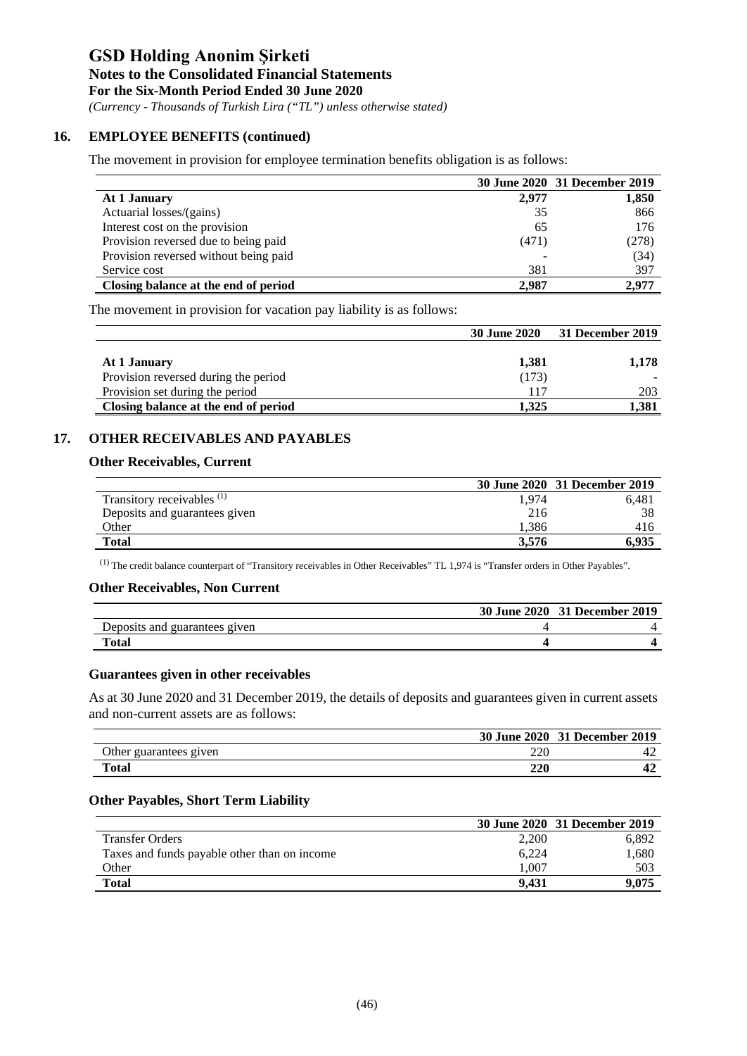# GSD Holding Anonim Şirketi

## Notes to the Consolidated Financial Statements

**For the Six-Month Period Ended 30 June 2020**

*(Currency - Thousands of Turkish Lira ("TL") unless otherwise stated)*

## 16. EMPLOYEE BENEFITS (continued)

The movement in provision for employee termination benefits obligation is as follows:

| | 30 June 2020 | 31 December 2019 |
|---|---|---|
| **At 1 January** | **2,977** | **1,850** |
| Actuarial losses/(gains) | 35 | 866 |
| Interest cost on the provision | 65 | 176 |
| Provision reversed due to being paid | (471) | (278) |
| Provision reversed without being paid | - | (34) |
| Service cost | 381 | 397 |
| **Closing balance at the end of period** | **2,987** | **2,977** |

The movement in provision for vacation pay liability is as follows:

| | 30 June 2020 | 31 December 2019 |
|---|---|---|
| **At 1 January** | **1,381** | **1,178** |
| Provision reversed during the period | (173) | - |
| Provision set during the period | 117 | 203 |
| **Closing balance at the end of period** | **1,325** | **1,381** |

## 17. OTHER RECEIVABLES AND PAYABLES

### Other Receivables, Current

| | 30 June 2020 | 31 December 2019 |
|---|---|---|
| Transitory receivables (1) | 1,974 | 6,481 |
| Deposits and guarantees given | 216 | 38 |
| Other | 1,386 | 416 |
| **Total** | **3,576** | **6,935** |

(1) The credit balance counterpart of "Transitory receivables in Other Receivables" TL 1,974 is "Transfer orders in Other Payables".

### Other Receivables, Non Current

| | 30 June 2020 | 31 December 2019 |
|---|---|---|
| Deposits and guarantees given | 4 | 4 |
| **Total** | **4** | **4** |

### Guarantees given in other receivables

As at 30 June 2020 and 31 December 2019, the details of deposits and guarantees given in current assets and non-current assets are as follows:

| | 30 June 2020 | 31 December 2019 |
|---|---|---|
| Other guarantees given | 220 | 42 |
| **Total** | **220** | **42** |

### Other Payables, Short Term Liability

| | 30 June 2020 | 31 December 2019 |
|---|---|---|
| Transfer Orders | 2,200 | 6,892 |
| Taxes and funds payable other than on income | 6,224 | 1,680 |
| Other | 1,007 | 503 |
| **Total** | **9,431** | **9,075** |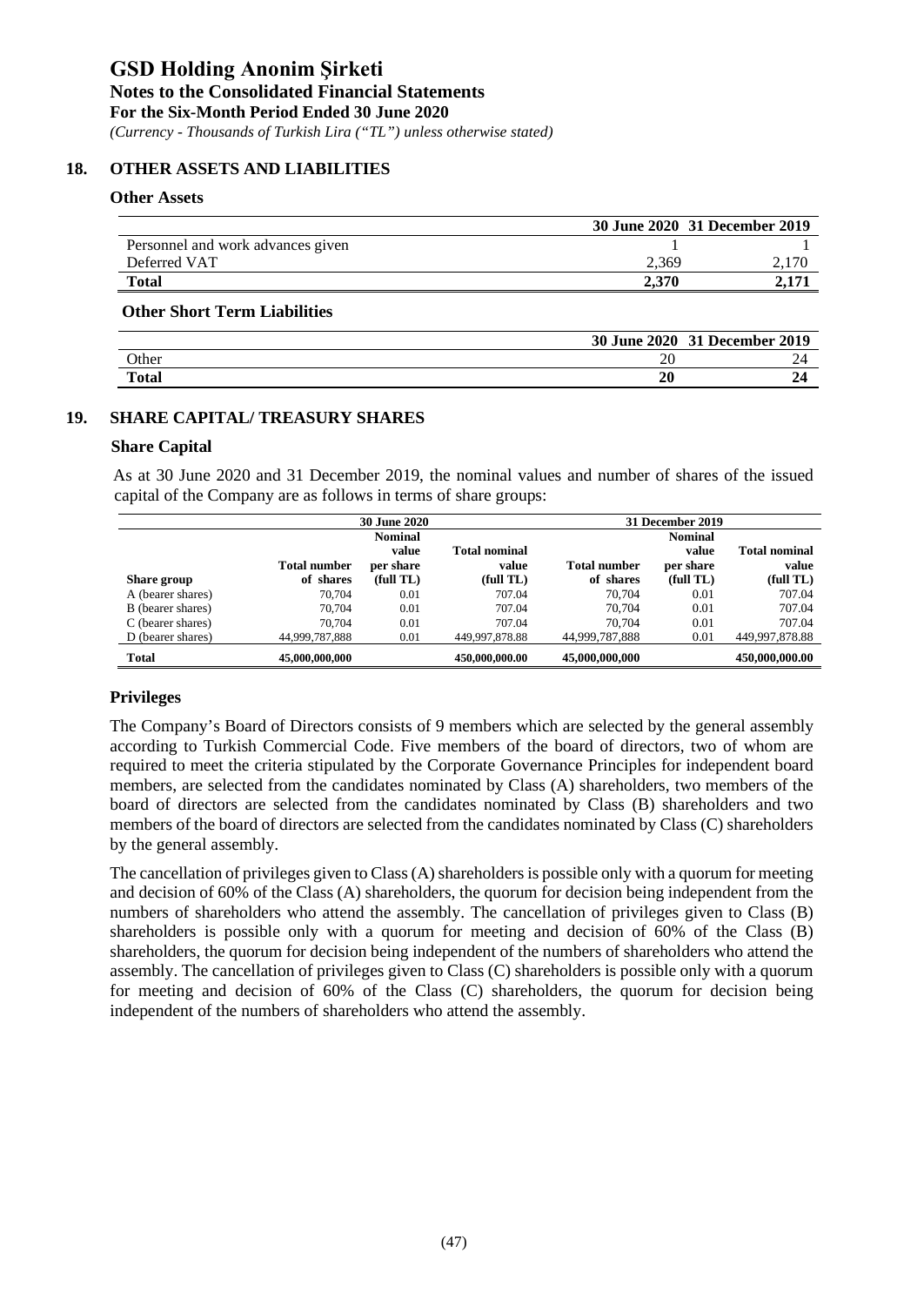# GSD Holding Anonim Şirketi

**Notes to the Consolidated Financial Statements**
**For the Six-Month Period Ended 30 June 2020**
*(Currency - Thousands of Turkish Lira ("TL") unless otherwise stated)*

## 18. OTHER ASSETS AND LIABILITIES

### Other Assets

| | 30 June 2020 | 31 December 2019 |
|---|---|---|
| Personnel and work advances given | 1 | 1 |
| Deferred VAT | 2,369 | 2,170 |
| **Total** | **2,370** | **2,171** |

### Other Short Term Liabilities

| | 30 June 2020 | 31 December 2019 |
|---|---|---|
| Other | 20 | 24 |
| **Total** | **20** | **24** |

## 19. SHARE CAPITAL/ TREASURY SHARES

### Share Capital

As at 30 June 2020 and 31 December 2019, the nominal values and number of shares of the issued capital of the Company are as follows in terms of share groups:

| | 30 June 2020 | | | 31 December 2019 | | |
|---|---|---|---|---|---|---|
| Share group | Total number of shares | Nominal value per share (full TL) | Total nominal value (full TL) | Total number of shares | Nominal value per share (full TL) | Total nominal value (full TL) |
| A (bearer shares) | 70,704 | 0.01 | 707.04 | 70,704 | 0.01 | 707.04 |
| B (bearer shares) | 70,704 | 0.01 | 707.04 | 70,704 | 0.01 | 707.04 |
| C (bearer shares) | 70,704 | 0.01 | 707.04 | 70,704 | 0.01 | 707.04 |
| D (bearer shares) | 44,999,787,888 | 0.01 | 449,997,878.88 | 44,999,787,888 | 0.01 | 449,997,878.88 |
| **Total** | **45,000,000,000** | | **450,000,000.00** | **45,000,000,000** | | **450,000,000.00** |

### Privileges

The Company's Board of Directors consists of 9 members which are selected by the general assembly according to Turkish Commercial Code. Five members of the board of directors, two of whom are required to meet the criteria stipulated by the Corporate Governance Principles for independent board members, are selected from the candidates nominated by Class (A) shareholders, two members of the board of directors are selected from the candidates nominated by Class (B) shareholders and two members of the board of directors are selected from the candidates nominated by Class (C) shareholders by the general assembly.

The cancellation of privileges given to Class (A) shareholders is possible only with a quorum for meeting and decision of 60% of the Class (A) shareholders, the quorum for decision being independent from the numbers of shareholders who attend the assembly. The cancellation of privileges given to Class (B) shareholders is possible only with a quorum for meeting and decision of 60% of the Class (B) shareholders, the quorum for decision being independent of the numbers of shareholders who attend the assembly. The cancellation of privileges given to Class (C) shareholders is possible only with a quorum for meeting and decision of 60% of the Class (C) shareholders, the quorum for decision being independent of the numbers of shareholders who attend the assembly.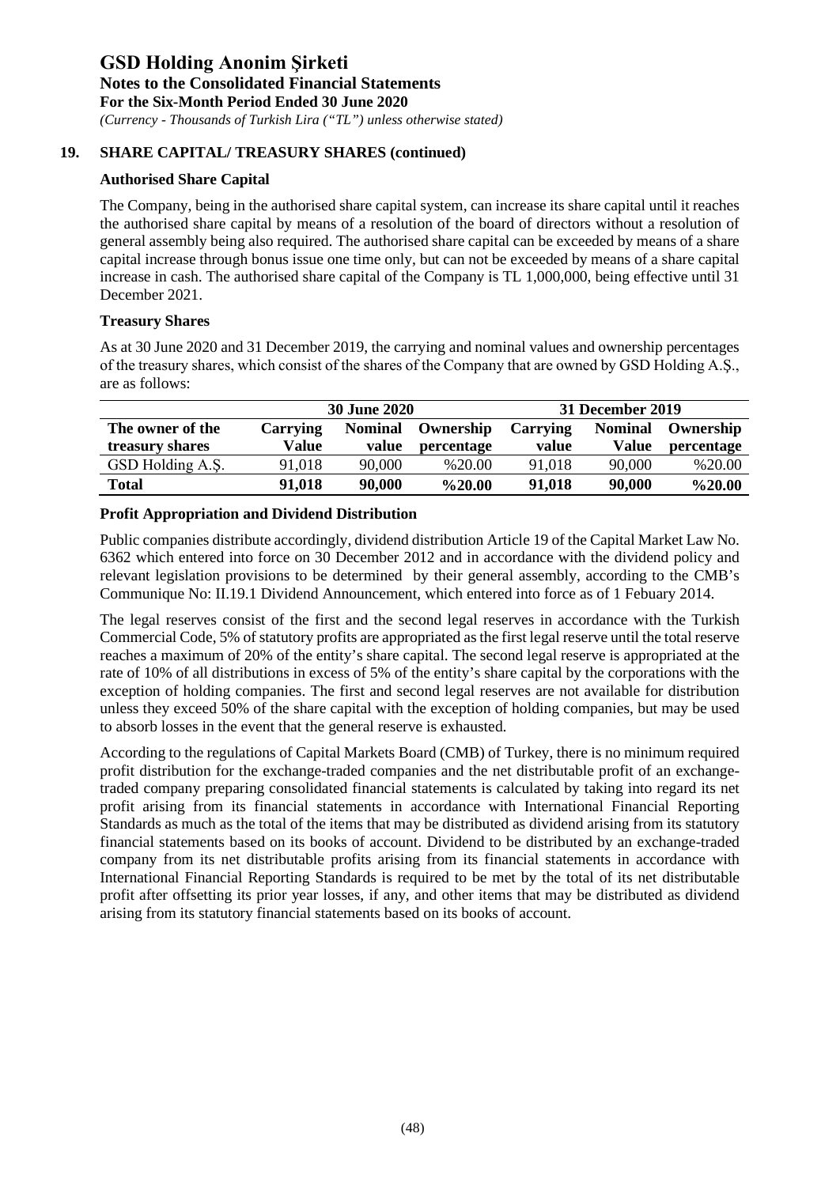## 19. SHARE CAPITAL/ TREASURY SHARES (continued)

### Authorised Share Capital

The Company, being in the authorised share capital system, can increase its share capital until it reaches the authorised share capital by means of a resolution of the board of directors without a resolution of general assembly being also required. The authorised share capital can be exceeded by means of a share capital increase through bonus issue one time only, but can not be exceeded by means of a share capital increase in cash. The authorised share capital of the Company is TL 1,000,000, being effective until 31 December 2021.

### Treasury Shares

As at 30 June 2020 and 31 December 2019, the carrying and nominal values and ownership percentages of the treasury shares, which consist of the shares of the Company that are owned by GSD Holding A.Ş., are as follows:

| | 30 June 2020 | | | 31 December 2019 | | |
|---|---|---|---|---|---|---|
| **The owner of the treasury shares** | **Carrying Value** | **Nominal value** | **Ownership percentage** | **Carrying value** | **Nominal Value** | **Ownership percentage** |
| GSD Holding A.Ş. | 91,018 | 90,000 | %20.00 | 91,018 | 90,000 | %20.00 |
| **Total** | **91,018** | **90,000** | **%20.00** | **91,018** | **90,000** | **%20.00** |

### Profit Appropriation and Dividend Distribution

Public companies distribute accordingly, dividend distribution Article 19 of the Capital Market Law No. 6362 which entered into force on 30 December 2012 and in accordance with the dividend policy and relevant legislation provisions to be determined by their general assembly, according to the CMB's Communique No: II.19.1 Dividend Announcement, which entered into force as of 1 Febuary 2014.

The legal reserves consist of the first and the second legal reserves in accordance with the Turkish Commercial Code, 5% of statutory profits are appropriated as the first legal reserve until the total reserve reaches a maximum of 20% of the entity's share capital. The second legal reserve is appropriated at the rate of 10% of all distributions in excess of 5% of the entity's share capital by the corporations with the exception of holding companies. The first and second legal reserves are not available for distribution unless they exceed 50% of the share capital with the exception of holding companies, but may be used to absorb losses in the event that the general reserve is exhausted.

According to the regulations of Capital Markets Board (CMB) of Turkey, there is no minimum required profit distribution for the exchange-traded companies and the net distributable profit of an exchange-traded company preparing consolidated financial statements is calculated by taking into regard its net profit arising from its financial statements in accordance with International Financial Reporting Standards as much as the total of the items that may be distributed as dividend arising from its statutory financial statements based on its books of account. Dividend to be distributed by an exchange-traded company from its net distributable profits arising from its financial statements in accordance with International Financial Reporting Standards is required to be met by the total of its net distributable profit after offsetting its prior year losses, if any, and other items that may be distributed as dividend arising from its statutory financial statements based on its books of account.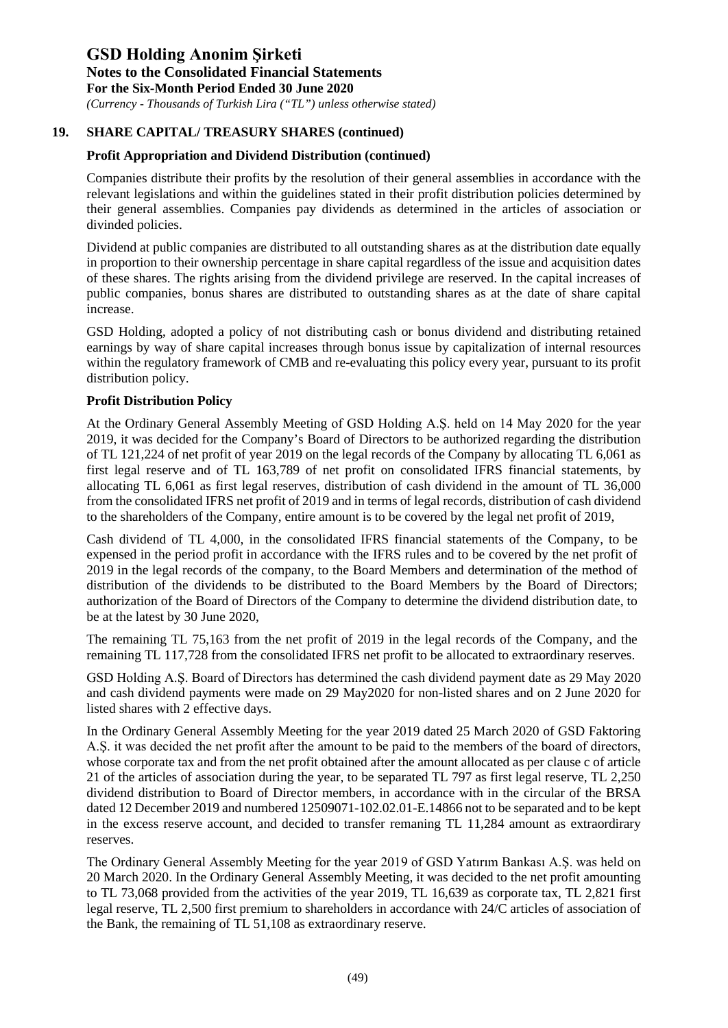## 19. SHARE CAPITAL/ TREASURY SHARES (continued)

### Profit Appropriation and Dividend Distribution (continued)

Companies distribute their profits by the resolution of their general assemblies in accordance with the relevant legislations and within the guidelines stated in their profit distribution policies determined by their general assemblies. Companies pay dividends as determined in the articles of association or divinded policies.

Dividend at public companies are distributed to all outstanding shares as at the distribution date equally in proportion to their ownership percentage in share capital regardless of the issue and acquisition dates of these shares. The rights arising from the dividend privilege are reserved. In the capital increases of public companies, bonus shares are distributed to outstanding shares as at the date of share capital increase.

GSD Holding, adopted a policy of not distributing cash or bonus dividend and distributing retained earnings by way of share capital increases through bonus issue by capitalization of internal resources within the regulatory framework of CMB and re-evaluating this policy every year, pursuant to its profit distribution policy.

### Profit Distribution Policy

At the Ordinary General Assembly Meeting of GSD Holding A.Ş. held on 14 May 2020 for the year 2019, it was decided for the Company's Board of Directors to be authorized regarding the distribution of TL 121,224 of net profit of year 2019 on the legal records of the Company by allocating TL 6,061 as first legal reserve and of TL 163,789 of net profit on consolidated IFRS financial statements, by allocating TL 6,061 as first legal reserves, distribution of cash dividend in the amount of TL 36,000 from the consolidated IFRS net profit of 2019 and in terms of legal records, distribution of cash dividend to the shareholders of the Company, entire amount is to be covered by the legal net profit of 2019,

Cash dividend of TL 4,000, in the consolidated IFRS financial statements of the Company, to be expensed in the period profit in accordance with the IFRS rules and to be covered by the net profit of 2019 in the legal records of the company, to the Board Members and determination of the method of distribution of the dividends to be distributed to the Board Members by the Board of Directors; authorization of the Board of Directors of the Company to determine the dividend distribution date, to be at the latest by 30 June 2020,

The remaining TL 75,163 from the net profit of 2019 in the legal records of the Company, and the remaining TL 117,728 from the consolidated IFRS net profit to be allocated to extraordinary reserves.

GSD Holding A.Ş. Board of Directors has determined the cash dividend payment date as 29 May 2020 and cash dividend payments were made on 29 May2020 for non-listed shares and on 2 June 2020 for listed shares with 2 effective days.

In the Ordinary General Assembly Meeting for the year 2019 dated 25 March 2020 of GSD Faktoring A.Ş. it was decided the net profit after the amount to be paid to the members of the board of directors, whose corporate tax and from the net profit obtained after the amount allocated as per clause c of article 21 of the articles of association during the year, to be separated TL 797 as first legal reserve, TL 2,250 dividend distribution to Board of Director members, in accordance with in the circular of the BRSA dated 12 December 2019 and numbered 12509071-102.02.01-E.14866 not to be separated and to be kept in the excess reserve account, and decided to transfer remaning TL 11,284 amount as extraordirary reserves.

The Ordinary General Assembly Meeting for the year 2019 of GSD Yatırım Bankası A.Ş. was held on 20 March 2020. In the Ordinary General Assembly Meeting, it was decided to the net profit amounting to TL 73,068 provided from the activities of the year 2019, TL 16,639 as corporate tax, TL 2,821 first legal reserve, TL 2,500 first premium to shareholders in accordance with 24/C articles of association of the Bank, the remaining of TL 51,108 as extraordinary reserve.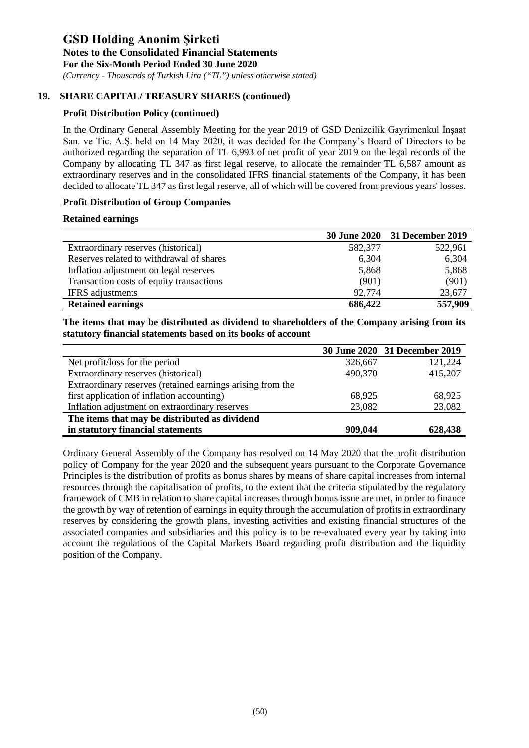## 19. SHARE CAPITAL/ TREASURY SHARES (continued)

### Profit Distribution Policy (continued)

In the Ordinary General Assembly Meeting for the year 2019 of GSD Denizcilik Gayrimenkul İnşaat San. ve Tic. A.Ş. held on 14 May 2020, it was decided for the Company's Board of Directors to be authorized regarding the separation of TL 6,993 of net profit of year 2019 on the legal records of the Company by allocating TL 347 as first legal reserve, to allocate the remainder TL 6,587 amount as extraordinary reserves and in the consolidated IFRS financial statements of the Company, it has been decided to allocate TL 347 as first legal reserve, all of which will be covered from previous years' losses.

### Profit Distribution of Group Companies

**Retained earnings**

| | 30 June 2020 | 31 December 2019 |
|---|---|---|
| Extraordinary reserves (historical) | 582,377 | 522,961 |
| Reserves related to withdrawal of shares | 6,304 | 6,304 |
| Inflation adjustment on legal reserves | 5,868 | 5,868 |
| Transaction costs of equity transactions | (901) | (901) |
| IFRS adjustments | 92,774 | 23,677 |
| **Retained earnings** | **686,422** | **557,909** |

**The items that may be distributed as dividend to shareholders of the Company arising from its statutory financial statements based on its books of account**

| | 30 June 2020 | 31 December 2019 |
|---|---|---|
| Net profit/loss for the period | 326,667 | 121,224 |
| Extraordinary reserves (historical) | 490,370 | 415,207 |
| Extraordinary reserves (retained earnings arising from the first application of inflation accounting) | 68,925 | 68,925 |
| Inflation adjustment on extraordinary reserves | 23,082 | 23,082 |
| **The items that may be distributed as dividend in statutory financial statements** | **909,044** | **628,438** |

Ordinary General Assembly of the Company has resolved on 14 May 2020 that the profit distribution policy of Company for the year 2020 and the subsequent years pursuant to the Corporate Governance Principles is the distribution of profits as bonus shares by means of share capital increases from internal resources through the capitalisation of profits, to the extent that the criteria stipulated by the regulatory framework of CMB in relation to share capital increases through bonus issue are met, in order to finance the growth by way of retention of earnings in equity through the accumulation of profits in extraordinary reserves by considering the growth plans, investing activities and existing financial structures of the associated companies and subsidiaries and this policy is to be re-evaluated every year by taking into account the regulations of the Capital Markets Board regarding profit distribution and the liquidity position of the Company.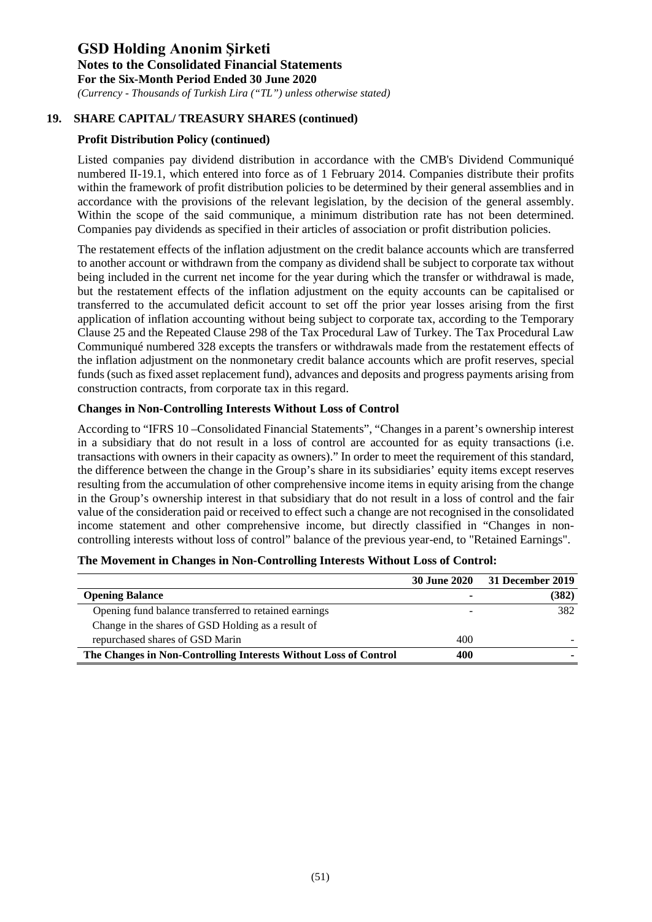## 19. SHARE CAPITAL/ TREASURY SHARES (continued)

### Profit Distribution Policy (continued)

Listed companies pay dividend distribution in accordance with the CMB's Dividend Communiqué numbered II-19.1, which entered into force as of 1 February 2014. Companies distribute their profits within the framework of profit distribution policies to be determined by their general assemblies and in accordance with the provisions of the relevant legislation, by the decision of the general assembly. Within the scope of the said communique, a minimum distribution rate has not been determined. Companies pay dividends as specified in their articles of association or profit distribution policies.

The restatement effects of the inflation adjustment on the credit balance accounts which are transferred to another account or withdrawn from the company as dividend shall be subject to corporate tax without being included in the current net income for the year during which the transfer or withdrawal is made, but the restatement effects of the inflation adjustment on the equity accounts can be capitalised or transferred to the accumulated deficit account to set off the prior year losses arising from the first application of inflation accounting without being subject to corporate tax, according to the Temporary Clause 25 and the Repeated Clause 298 of the Tax Procedural Law of Turkey. The Tax Procedural Law Communiqué numbered 328 excepts the transfers or withdrawals made from the restatement effects of the inflation adjustment on the nonmonetary credit balance accounts which are profit reserves, special funds (such as fixed asset replacement fund), advances and deposits and progress payments arising from construction contracts, from corporate tax in this regard.

### Changes in Non-Controlling Interests Without Loss of Control

According to "IFRS 10 –Consolidated Financial Statements", "Changes in a parent's ownership interest in a subsidiary that do not result in a loss of control are accounted for as equity transactions (i.e. transactions with owners in their capacity as owners)." In order to meet the requirement of this standard, the difference between the change in the Group's share in its subsidiaries' equity items except reserves resulting from the accumulation of other comprehensive income items in equity arising from the change in the Group's ownership interest in that subsidiary that do not result in a loss of control and the fair value of the consideration paid or received to effect such a change are not recognised in the consolidated income statement and other comprehensive income, but directly classified in "Changes in non-controlling interests without loss of control" balance of the previous year-end, to "Retained Earnings".

**The Movement in Changes in Non-Controlling Interests Without Loss of Control:**

| | 30 June 2020 | 31 December 2019 |
|---|---|---|
| **Opening Balance** | **-** | **(382)** |
| Opening fund balance transferred to retained earnings | - | 382 |
| Change in the shares of GSD Holding as a result of repurchased shares of GSD Marin | 400 | - |
| **The Changes in Non-Controlling Interests Without Loss of Control** | **400** | **-** |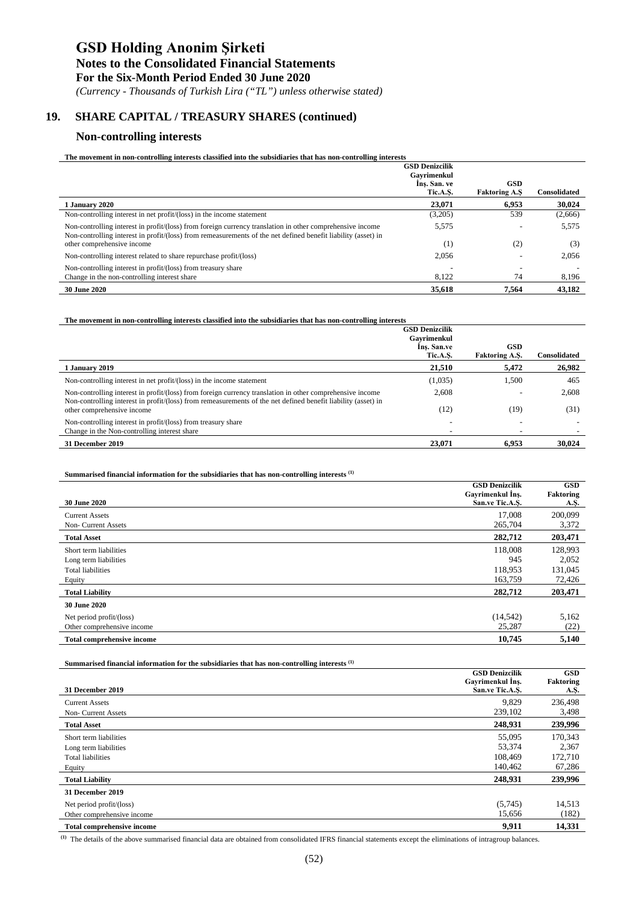## 19. SHARE CAPITAL / TREASURY SHARES (continued)

### Non-controlling interests

**The movement in non-controlling interests classified into the subsidiaries that has non-controlling interests**

| | GSD Denizcilik Gayrimenkul İnş. San. ve Tic.A.Ş. | GSD Faktoring A.Ş | Consolidated |
|---|---|---|---|
| **1 January 2020** | **23,071** | **6,953** | **30,024** |
| Non-controlling interest in net profit/(loss) in the income statement | (3,205) | 539 | (2,666) |
| Non-controlling interest in profit/(loss) from foreign currency translation in other comprehensive income | 5,575 | - | 5,575 |
| Non-controlling interest in profit/(loss) from remeasurements of the net defined benefit liability (asset) in other comprehensive income | (1) | (2) | (3) |
| Non-controlling interest related to share repurchase profit/(loss) | 2,056 | - | 2,056 |
| Non-controlling interest in profit/(loss) from treasury share | - | - | - |
| Change in the non-controlling interest share | 8,122 | 74 | 8,196 |
| **30 June 2020** | **35,618** | **7,564** | **43,182** |

**The movement in non-controlling interests classified into the subsidiaries that has non-controlling interests**

| | GSD Denizcilik Gayrimenkul İnş. San.ve Tic.A.Ş. | GSD Faktoring A.Ş. | Consolidated |
|---|---|---|---|
| **1 January 2019** | **21,510** | **5,472** | **26,982** |
| Non-controlling interest in net profit/(loss) in the income statement | (1,035) | 1,500 | 465 |
| Non-controlling interest in profit/(loss) from foreign currency translation in other comprehensive income | 2,608 | - | 2,608 |
| Non-controlling interest in profit/(loss) from remeasurements of the net defined benefit liability (asset) in other comprehensive income | (12) | (19) | (31) |
| Non-controlling interest in profit/(loss) from treasury share | - | - | - |
| Change in the Non-controlling interest share | - | - | - |
| **31 December 2019** | **23,071** | **6,953** | **30,024** |

**Summarised financial information for the subsidiaries that has non-controlling interests [(1)]**

| 30 June 2020 | GSD Denizcilik Gayrimenkul İnş. San.ve Tic.A.Ş. | GSD Faktoring A.Ş. |
|---|---|---|
| Current Assets | 17,008 | 200,099 |
| Non- Current Assets | 265,704 | 3,372 |
| **Total Asset** | **282,712** | **203,471** |
| Short term liabilities | 118,008 | 128,993 |
| Long term liabilities | 945 | 2,052 |
| Total liabilities | 118,953 | 131,045 |
| Equity | 163,759 | 72,426 |
| **Total Liability** | **282,712** | **203,471** |
| **30 June 2020** | | |
| Net period profit/(loss) | (14,542) | 5,162 |
| Other comprehensive income | 25,287 | (22) |
| **Total comprehensive income** | **10,745** | **5,140** |

**Summarised financial information for the subsidiaries that has non-controlling interests [(1)]**

| 31 December 2019 | GSD Denizcilik Gayrimenkul İnş. San.ve Tic.A.Ş. | GSD Faktoring A.Ş. |
|---|---|---|
| Current Assets | 9,829 | 236,498 |
| Non- Current Assets | 239,102 | 3,498 |
| **Total Asset** | **248,931** | **239,996** |
| Short term liabilities | 55,095 | 170,343 |
| Long term liabilities | 53,374 | 2,367 |
| Total liabilities | 108,469 | 172,710 |
| Equity | 140,462 | 67,286 |
| **Total Liability** | **248,931** | **239,996** |
| **31 December 2019** | | |
| Net period profit/(loss) | (5,745) | 14,513 |
| Other comprehensive income | 15,656 | (182) |
| **Total comprehensive income** | **9,911** | **14,331** |

[(1)] The details of the above summarised financial data are obtained from consolidated IFRS financial statements except the eliminations of intragroup balances.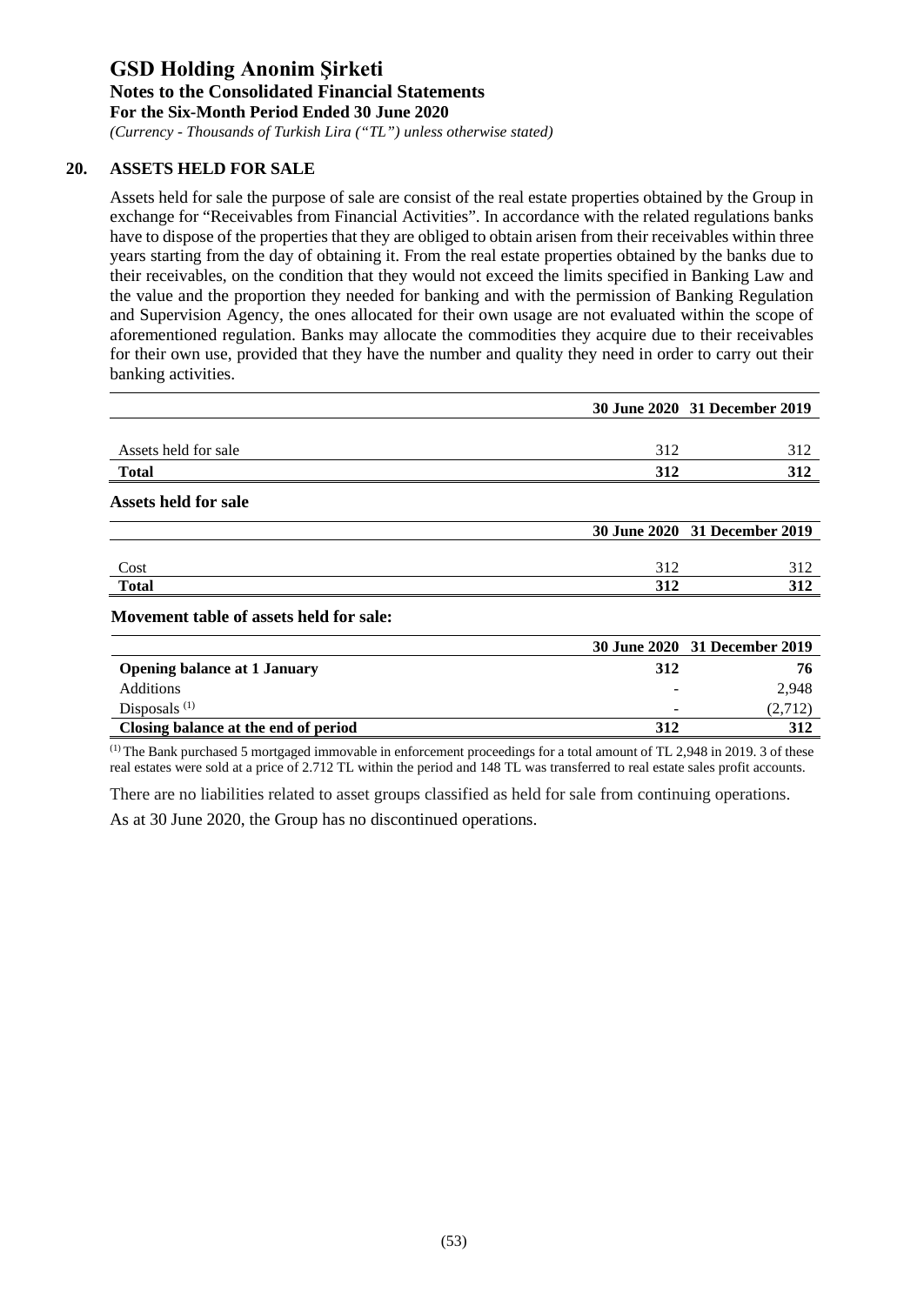## 20. ASSETS HELD FOR SALE

Assets held for sale the purpose of sale are consist of the real estate properties obtained by the Group in exchange for "Receivables from Financial Activities". In accordance with the related regulations banks have to dispose of the properties that they are obliged to obtain arisen from their receivables within three years starting from the day of obtaining it. From the real estate properties obtained by the banks due to their receivables, on the condition that they would not exceed the limits specified in Banking Law and the value and the proportion they needed for banking and with the permission of Banking Regulation and Supervision Agency, the ones allocated for their own usage are not evaluated within the scope of aforementioned regulation. Banks may allocate the commodities they acquire due to their receivables for their own use, provided that they have the number and quality they need in order to carry out their banking activities.

| | 30 June 2020 | 31 December 2019 |
|---|---|---|
| Assets held for sale | 312 | 312 |
| **Total** | **312** | **312** |

**Assets held for sale**

| | 30 June 2020 | 31 December 2019 |
|---|---|---|
| Cost | 312 | 312 |
| **Total** | **312** | **312** |

**Movement table of assets held for sale:**

| | 30 June 2020 | 31 December 2019 |
|---|---|---|
| **Opening balance at 1 January** | **312** | **76** |
| Additions | - | 2,948 |
| Disposals [1] | - | (2,712) |
| **Closing balance at the end of period** | **312** | **312** |

[1] The Bank purchased 5 mortgaged immovable in enforcement proceedings for a total amount of TL 2,948 in 2019. 3 of these real estates were sold at a price of 2.712 TL within the period and 148 TL was transferred to real estate sales profit accounts.

There are no liabilities related to asset groups classified as held for sale from continuing operations.

As at 30 June 2020, the Group has no discontinued operations.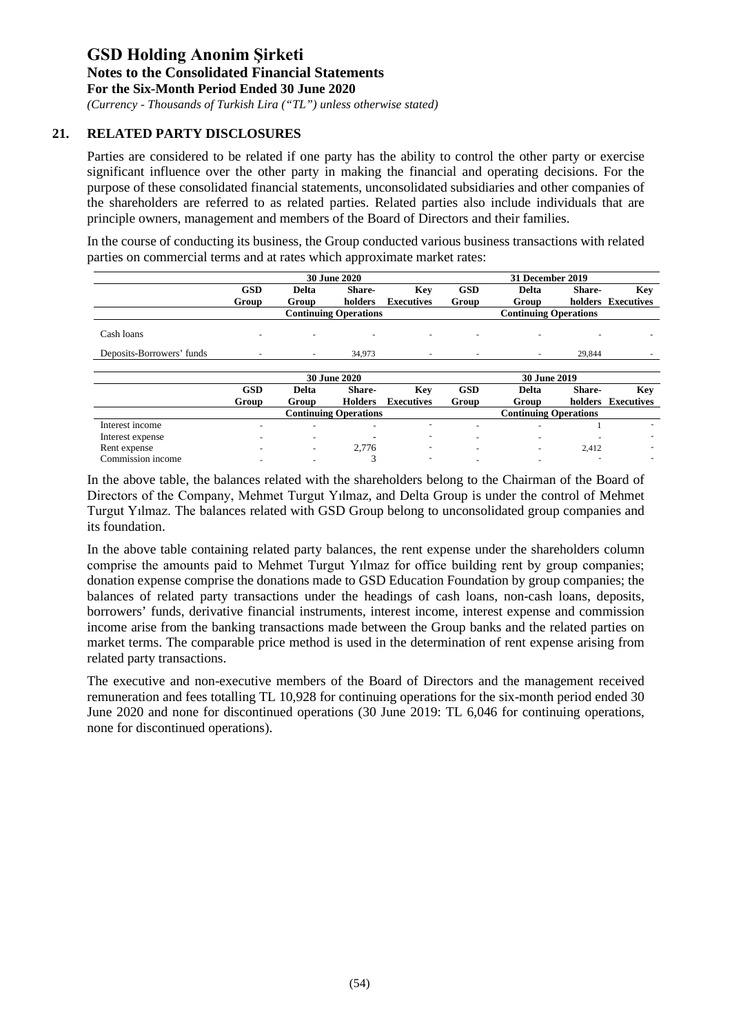**GSD Holding Anonim Şirketi**
**Notes to the Consolidated Financial Statements**
**For the Six-Month Period Ended 30 June 2020**
*(Currency - Thousands of Turkish Lira ("TL") unless otherwise stated)*

## 21. RELATED PARTY DISCLOSURES

Parties are considered to be related if one party has the ability to control the other party or exercise significant influence over the other party in making the financial and operating decisions. For the purpose of these consolidated financial statements, unconsolidated subsidiaries and other companies of the shareholders are referred to as related parties. Related parties also include individuals that are principle owners, management and members of the Board of Directors and their families.

In the course of conducting its business, the Group conducted various business transactions with related parties on commercial terms and at rates which approximate market rates:

| | 30 June 2020 | | | | 31 December 2019 | | | |
|---|---|---|---|---|---|---|---|---|
| | GSD Group | Delta Group | Share-holders | Key Executives | GSD Group | Delta Group | Share-holders | Key Executives |
| | Continuing Operations | | | | Continuing Operations | | | |
| Cash loans | - | - | - | - | - | - | - | - |
| Deposits-Borrowers' funds | - | - | 34,973 | - | - | - | 29,844 | - |

| | 30 June 2020 | | | | 30 June 2019 | | | |
|---|---|---|---|---|---|---|---|---|
| | GSD Group | Delta Group | Share-Holders | Key Executives | GSD Group | Delta Group | Share-holders | Key Executives |
| | Continuing Operations | | | | Continuing Operations | | | |
| Interest income | - | - | - | - | - | - | 1 | - |
| Interest expense | - | - | - | - | - | - | - | - |
| Rent expense | - | - | 2,776 | - | - | - | 2,412 | - |
| Commission income | - | - | 3 | - | - | - | - | - |

In the above table, the balances related with the shareholders belong to the Chairman of the Board of Directors of the Company, Mehmet Turgut Yılmaz, and Delta Group is under the control of Mehmet Turgut Yılmaz. The balances related with GSD Group belong to unconsolidated group companies and its foundation.

In the above table containing related party balances, the rent expense under the shareholders column comprise the amounts paid to Mehmet Turgut Yılmaz for office building rent by group companies; donation expense comprise the donations made to GSD Education Foundation by group companies; the balances of related party transactions under the headings of cash loans, non-cash loans, deposits, borrowers' funds, derivative financial instruments, interest income, interest expense and commission income arise from the banking transactions made between the Group banks and the related parties on market terms. The comparable price method is used in the determination of rent expense arising from related party transactions.

The executive and non-executive members of the Board of Directors and the management received remuneration and fees totalling TL 10,928 for continuing operations for the six-month period ended 30 June 2020 and none for discontinued operations (30 June 2019: TL 6,046 for continuing operations, none for discontinued operations).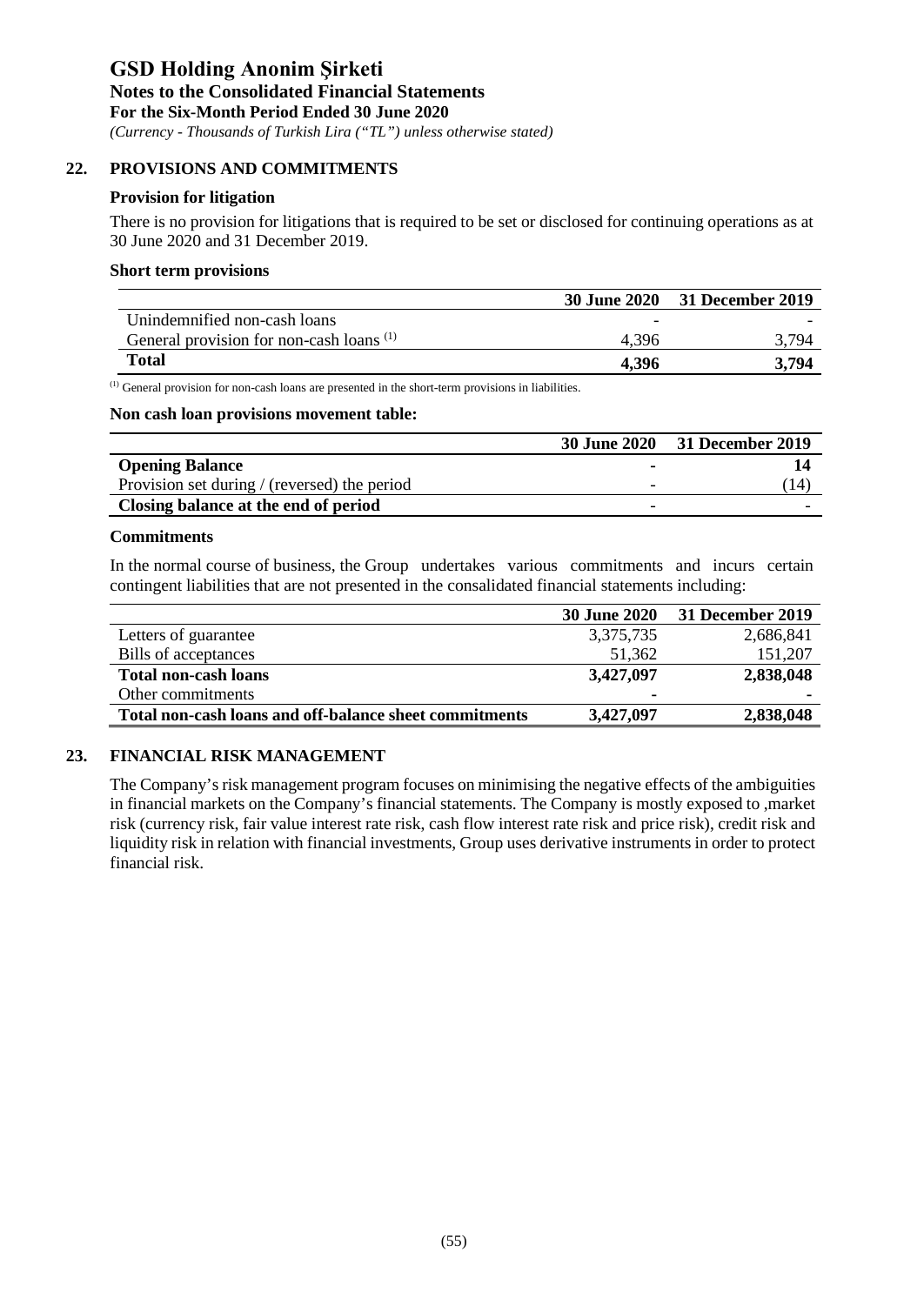# GSD Holding Anonim Şirketi

**Notes to the Consolidated Financial Statements**
**For the Six-Month Period Ended 30 June 2020**
*(Currency - Thousands of Turkish Lira ("TL") unless otherwise stated)*

## 22. PROVISIONS AND COMMITMENTS

### Provision for litigation

There is no provision for litigations that is required to be set or disclosed for continuing operations as at 30 June 2020 and 31 December 2019.

### Short term provisions

| | 30 June 2020 | 31 December 2019 |
|---|---|---|
| Unindemnified non-cash loans | - | - |
| General provision for non-cash loans [1] | 4,396 | 3,794 |
| **Total** | **4,396** | **3,794** |

[1] General provision for non-cash loans are presented in the short-term provisions in liabilities.

### Non cash loan provisions movement table:

| | 30 June 2020 | 31 December 2019 |
|---|---|---|
| **Opening Balance** | - | **14** |
| Provision set during / (reversed) the period | - | (14) |
| **Closing balance at the end of period** | - | - |

### Commitments

In the normal course of business, the Group undertakes various commitments and incurs certain contingent liabilities that are not presented in the consalidated financial statements including:

| | 30 June 2020 | 31 December 2019 |
|---|---|---|
| Letters of guarantee | 3,375,735 | 2,686,841 |
| Bills of acceptances | 51,362 | 151,207 |
| **Total non-cash loans** | **3,427,097** | **2,838,048** |
| Other commitments | - | - |
| **Total non-cash loans and off-balance sheet commitments** | **3,427,097** | **2,838,048** |

## 23. FINANCIAL RISK MANAGEMENT

The Company's risk management program focuses on minimising the negative effects of the ambiguities in financial markets on the Company's financial statements. The Company is mostly exposed to ,market risk (currency risk, fair value interest rate risk, cash flow interest rate risk and price risk), credit risk and liquidity risk in relation with financial investments, Group uses derivative instruments in order to protect financial risk.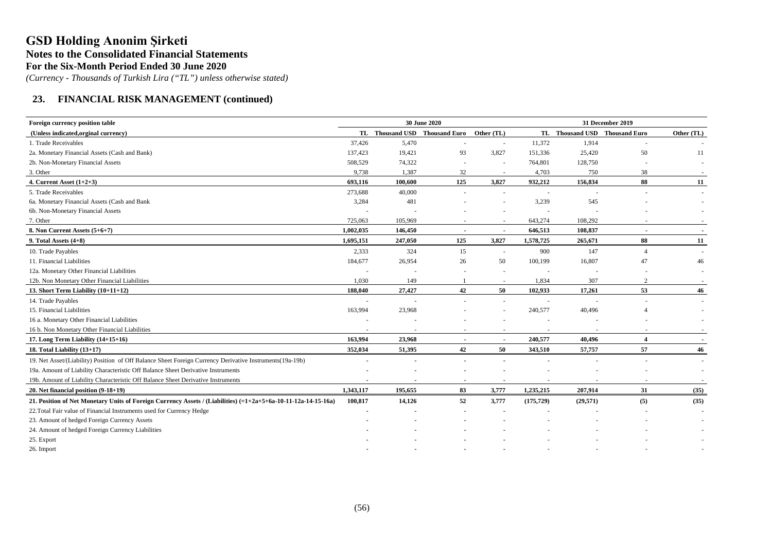# GSD Holding Anonim Şirketi

## Notes to the Consolidated Financial Statements

## For the Six-Month Period Ended 30 June 2020

*(Currency - Thousands of Turkish Lira ("TL") unless otherwise stated)*

## 23. FINANCIAL RISK MANAGEMENT (continued)

| Foreign currency position table | 30 June 2020 | | | | 31 December 2019 | | | |
|---|---|---|---|---|---|---|---|---|
| (Unless indicated,orginal currency) | TL | Thousand USD | Thousand Euro | Other (TL) | TL | Thousand USD | Thousand Euro | Other (TL) |
| 1. Trade Receivables | 37,426 | 5,470 | - | - | 11,372 | 1,914 | - | - |
| 2a. Monetary Financial Assets (Cash and Bank) | 137,423 | 19,421 | 93 | 3,827 | 151,336 | 25,420 | 50 | 11 |
| 2b. Non-Monetary Financial Assets | 508,529 | 74,322 | - | - | 764,801 | 128,750 | - | - |
| 3. Other | 9,738 | 1,387 | 32 | - | 4,703 | 750 | 38 | - |
| **4. Current Asset (1+2+3)** | **693,116** | **100,600** | **125** | **3,827** | **932,212** | **156,834** | **88** | **11** |
| 5. Trade Receivables | 273,688 | 40,000 | - | - | - | - | - | - |
| 6a. Monetary Financial Assets (Cash and Bank | 3,284 | 481 | - | - | 3,239 | 545 | - | - |
| 6b. Non-Monetary Financial Assets | - | - | - | - | - | - | - | - |
| 7. Other | 725,063 | 105,969 | - | - | 643,274 | 108,292 | - | - |
| **8. Non Current Assets (5+6+7)** | **1,002,035** | **146,450** | **-** | **-** | **646,513** | **108,837** | **-** | **-** |
| **9. Total Assets (4+8)** | **1,695,151** | **247,050** | **125** | **3,827** | **1,578,725** | **265,671** | **88** | **11** |
| 10. Trade Payables | 2,333 | 324 | 15 | - | 900 | 147 | 4 | - |
| 11. Financial Liabilities | 184,677 | 26,954 | 26 | 50 | 100,199 | 16,807 | 47 | 46 |
| 12a. Monetary Other Financial Liabilities | - | - | - | - | - | - | - | - |
| 12b. Non Monetary Other Financial Liabilities | 1,030 | 149 | 1 | - | 1,834 | 307 | 2 | - |
| **13. Short Term Liability (10+11+12)** | **188,040** | **27,427** | **42** | **50** | **102,933** | **17,261** | **53** | **46** |
| 14. Trade Payables | - | - | - | - | - | - | - | - |
| 15. Financial Liabilities | 163,994 | 23,968 | - | - | 240,577 | 40,496 | 4 | - |
| 16 a. Monetary Other Financial Liabilities | - | - | - | - | - | - | - | - |
| 16 b. Non Monetary Other Financial Liabilities | - | - | - | - | - | - | - | - |
| **17. Long Term Liability (14+15+16)** | **163,994** | **23,968** | **-** | **-** | **240,577** | **40,496** | **4** | **-** |
| **18. Total Liability (13+17)** | **352,034** | **51,395** | **42** | **50** | **343,510** | **57,757** | **57** | **46** |
| 19. Net Asset/(Liability) Position of Off Balance Sheet Foreign Currency Derivative Instruments(19a-19b) | - | - | - | - | - | - | - | - |
| 19a. Amount of Liability Characteristic Off Balance Sheet Derivative Instruments | - | - | - | - | - | - | - | - |
| 19b. Amount of Liability Characteristic Off Balance Sheet Derivative Instruments | - | - | - | - | - | - | - | - |
| **20. Net financial position (9-18+19)** | **1,343,117** | **195,655** | **83** | **3,777** | **1,235,215** | **207,914** | **31** | **(35)** |
| **21. Position of Net Monetary Units of Foreign Currency Assets / (Liabilities) (=1+2a+5+6a-10-11-12a-14-15-16a)** | **100,817** | **14,126** | **52** | **3,777** | **(175,729)** | **(29,571)** | **(5)** | **(35)** |
| 22.Total Fair value of Financial Instruments used for Currency Hedge | - | - | - | - | - | - | - | - |
| 23. Amount of hedged Foreign Currency Assets | - | - | - | - | - | - | - | - |
| 24. Amount of hedged Foreign Currency Liabilities | - | - | - | - | - | - | - | - |
| 25. Export | - | - | - | - | - | - | - | - |
| 26. Import | - | - | - | - | - | - | - | - |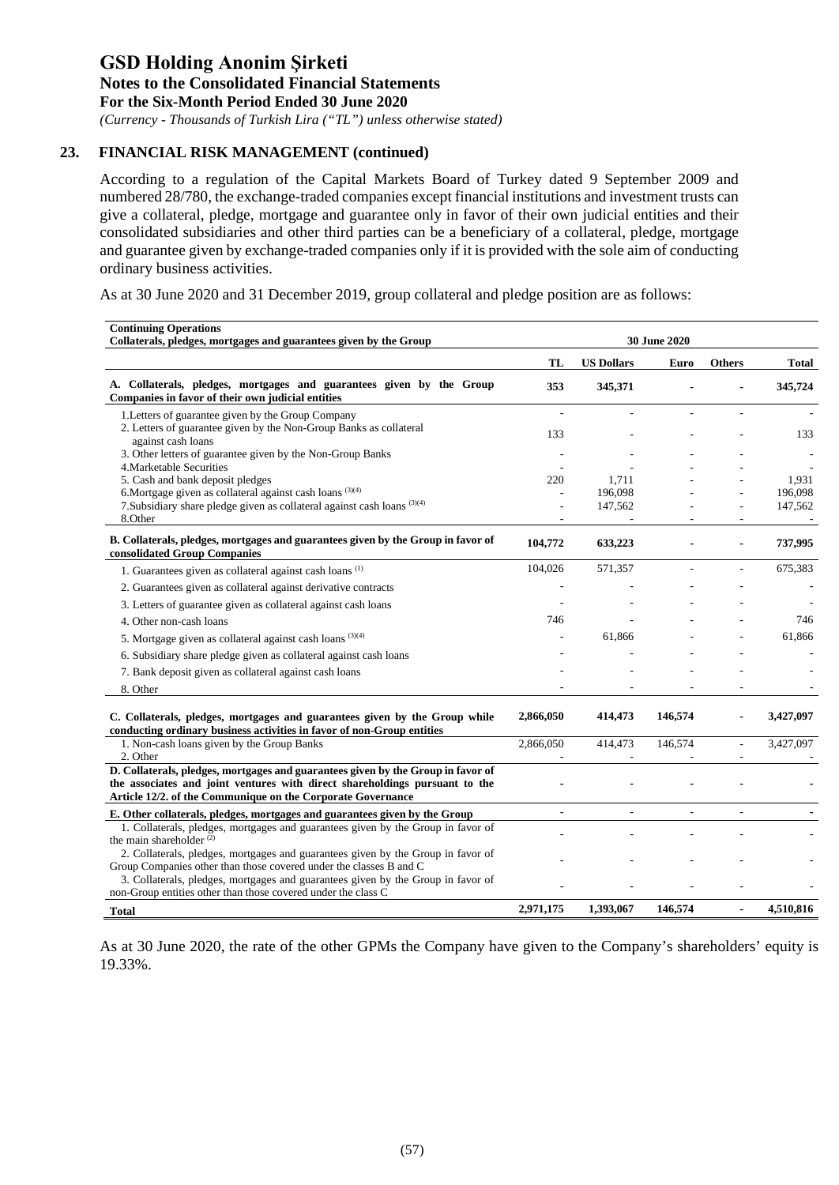# GSD Holding Anonim Şirketi

**Notes to the Consolidated Financial Statements**

**For the Six-Month Period Ended 30 June 2020**

*(Currency - Thousands of Turkish Lira ("TL") unless otherwise stated)*

## 23. FINANCIAL RISK MANAGEMENT (continued)

According to a regulation of the Capital Markets Board of Turkey dated 9 September 2009 and numbered 28/780, the exchange-traded companies except financial institutions and investment trusts can give a collateral, pledge, mortgage and guarantee only in favor of their own judicial entities and their consolidated subsidiaries and other third parties can be a beneficiary of a collateral, pledge, mortgage and guarantee given by exchange-traded companies only if it is provided with the sole aim of conducting ordinary business activities.

As at 30 June 2020 and 31 December 2019, group collateral and pledge position are as follows:

| **Continuing Operations**<br>**Collaterals, pledges, mortgages and guarantees given by the Group** | **30 June 2020** | | | | |
|---|---|---|---|---|---|
| | **TL** | **US Dollars** | **Euro** | **Others** | **Total** |
| **A. Collaterals, pledges, mortgages and guarantees given by the Group Companies in favor of their own judicial entities** | **353** | **345,371** | **-** | **-** | **345,724** |
| 1.Letters of guarantee given by the Group Company | - | - | - | - | - |
| 2. Letters of guarantee given by the Non-Group Banks as collateral against cash loans | 133 | - | - | - | 133 |
| 3. Other letters of guarantee given by the Non-Group Banks | - | - | - | - | - |
| 4.Marketable Securities | - | - | - | - | - |
| 5. Cash and bank deposit pledges | 220 | 1,711 | - | - | 1,931 |
| 6.Mortgage given as collateral against cash loans [(3)(4)] | - | 196,098 | - | - | 196,098 |
| 7.Subsidiary share pledge given as collateral against cash loans [(3)(4)] | - | 147,562 | - | - | 147,562 |
| 8.Other | - | - | - | - | - |
| **B. Collaterals, pledges, mortgages and guarantees given by the Group in favor of consolidated Group Companies** | **104,772** | **633,223** | **-** | **-** | **737,995** |
| 1. Guarantees given as collateral against cash loans [(1)] | 104,026 | 571,357 | - | - | 675,383 |
| 2. Guarantees given as collateral against derivative contracts | - | - | - | - | - |
| 3. Letters of guarantee given as collateral against cash loans | - | - | - | - | - |
| 4. Other non-cash loans | 746 | - | - | - | 746 |
| 5. Mortgage given as collateral against cash loans [(3)(4)] | - | 61,866 | - | - | 61,866 |
| 6. Subsidiary share pledge given as collateral against cash loans | - | - | - | - | - |
| 7. Bank deposit given as collateral against cash loans | - | - | - | - | - |
| 8. Other | - | - | - | - | - |
| **C. Collaterals, pledges, mortgages and guarantees given by the Group while conducting ordinary business activities in favor of non-Group entities** | **2,866,050** | **414,473** | **146,574** | **-** | **3,427,097** |
| 1. Non-cash loans given by the Group Banks | 2,866,050 | 414,473 | 146,574 | - | 3,427,097 |
| 2. Other | - | - | - | - | - |
| **D. Collaterals, pledges, mortgages and guarantees given by the Group in favor of the associates and joint ventures with direct shareholdings pursuant to the Article 12/2. of the Communique on the Corporate Governance** | **-** | **-** | **-** | **-** | **-** |
| **E. Other collaterals, pledges, mortgages and guarantees given by the Group** | **-** | **-** | **-** | **-** | **-** |
| 1. Collaterals, pledges, mortgages and guarantees given by the Group in favor of the main shareholder [(2)] | - | - | - | - | - |
| 2. Collaterals, pledges, mortgages and guarantees given by the Group in favor of Group Companies other than those covered under the classes B and C | - | - | - | - | - |
| 3. Collaterals, pledges, mortgages and guarantees given by the Group in favor of non-Group entities other than those covered under the class C | - | - | - | - | - |
| **Total** | **2,971,175** | **1,393,067** | **146,574** | **-** | **4,510,816** |

As at 30 June 2020, the rate of the other GPMs the Company have given to the Company's shareholders' equity is 19.33%.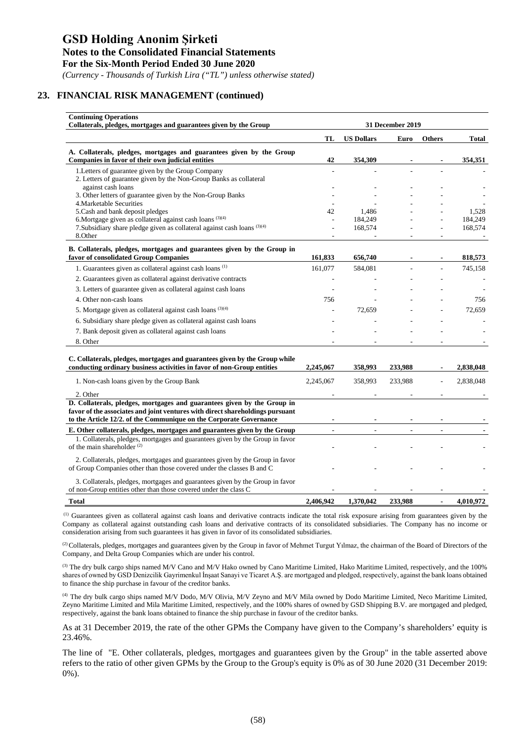## 23. FINANCIAL RISK MANAGEMENT (continued)

| **Continuing Operations** **Collaterals, pledges, mortgages and guarantees given by the Group** | **31 December 2019** | | | | |
|---|---|---|---|---|---|
| | **TL** | **US Dollars** | **Euro** | **Others** | **Total** |
| **A. Collaterals, pledges, mortgages and guarantees given by the Group Companies in favor of their own judicial entities** | **42** | **354,309** | **-** | **-** | **354,351** |
| 1.Letters of guarantee given by the Group Company | - | - | - | - | - |
| 2. Letters of guarantee given by the Non-Group Banks as collateral against cash loans | - | - | - | - | - |
| 3. Other letters of guarantee given by the Non-Group Banks | - | - | - | - | - |
| 4.Marketable Securities | - | - | - | - | - |
| 5.Cash and bank deposit pledges | 42 | 1,486 | - | - | 1,528 |
| 6.Mortgage given as collateral against cash loans [(3)(4)] | - | 184,249 | - | - | 184,249 |
| 7.Subsidiary share pledge given as collateral against cash loans [(3)(4)] | - | 168,574 | - | - | 168,574 |
| 8.Other | - | - | - | - | - |
| **B. Collaterals, pledges, mortgages and guarantees given by the Group in favor of consolidated Group Companies** | **161,833** | **656,740** | **-** | **-** | **818,573** |
| 1. Guarantees given as collateral against cash loans [(1)] | 161,077 | 584,081 | - | - | 745,158 |
| 2. Guarantees given as collateral against derivative contracts | - | - | - | - | - |
| 3. Letters of guarantee given as collateral against cash loans | - | - | - | - | - |
| 4. Other non-cash loans | 756 | - | - | - | 756 |
| 5. Mortgage given as collateral against cash loans [(3)(4)] | - | 72,659 | - | - | 72,659 |
| 6. Subsidiary share pledge given as collateral against cash loans | - | - | - | - | - |
| 7. Bank deposit given as collateral against cash loans | - | - | - | - | - |
| 8. Other | - | - | - | - | - |
| **C. Collaterals, pledges, mortgages and guarantees given by the Group while conducting ordinary business activities in favor of non-Group entities** | **2,245,067** | **358,993** | **233,988** | **-** | **2,838,048** |
| 1. Non-cash loans given by the Group Bank | 2,245,067 | 358,993 | 233,988 | - | 2,838,048 |
| 2. Other | - | - | - | - | - |
| **D. Collaterals, pledges, mortgages and guarantees given by the Group in favor of the associates and joint ventures with direct shareholdings pursuant to the Article 12/2. of the Communique on the Corporate Governance** | **-** | **-** | **-** | **-** | **-** |
| **E. Other collaterals, pledges, mortgages and guarantees given by the Group** | **-** | **-** | **-** | **-** | **-** |
| 1. Collaterals, pledges, mortgages and guarantees given by the Group in favor of the main shareholder [(2)] | - | - | - | - | - |
| 2. Collaterals, pledges, mortgages and guarantees given by the Group in favor of Group Companies other than those covered under the classes B and C | - | - | - | - | - |
| 3. Collaterals, pledges, mortgages and guarantees given by the Group in favor of non-Group entities other than those covered under the class C | - | - | - | - | - |
| **Total** | **2,406,942** | **1,370,042** | **233,988** | **-** | **4,010,972** |

[(1)] Guarantees given as collateral against cash loans and derivative contracts indicate the total risk exposure arising from guarantees given by the Company as collateral against outstanding cash loans and derivative contracts of its consolidated subsidiaries. The Company has no income or consideration arising from such guarantees it has given in favor of its consolidated subsidiaries.

[(2)] Collaterals, pledges, mortgages and guarantees given by the Group in favor of Mehmet Turgut Yılmaz, the chairman of the Board of Directors of the Company, and Delta Group Companies which are under his control.

[(3)] The dry bulk cargo ships named M/V Cano and M/V Hako owned by Cano Maritime Limited, Hako Maritime Limited, respectively, and the 100% shares of owned by GSD Denizcilik Gayrimenkul İnşaat Sanayi ve Ticaret A.Ş. are mortgaged and pledged, respectively, against the bank loans obtained to finance the ship purchase in favour of the creditor banks.

[(4)] The dry bulk cargo ships named M/V Dodo, M/V Olivia, M/V Zeyno and M/V Mila owned by Dodo Maritime Limited, Neco Maritime Limited, Zeyno Maritime Limited and Mila Maritime Limited, respectively, and the 100% shares of owned by GSD Shipping B.V. are mortgaged and pledged, respectively, against the bank loans obtained to finance the ship purchase in favour of the creditor banks.

As at 31 December 2019, the rate of the other GPMs the Company have given to the Company's shareholders' equity is 23.46%.

The line of "E. Other collaterals, pledges, mortgages and guarantees given by the Group" in the table asserted above refers to the ratio of other given GPMs by the Group to the Group's equity is 0% as of 30 June 2020 (31 December 2019: 0%).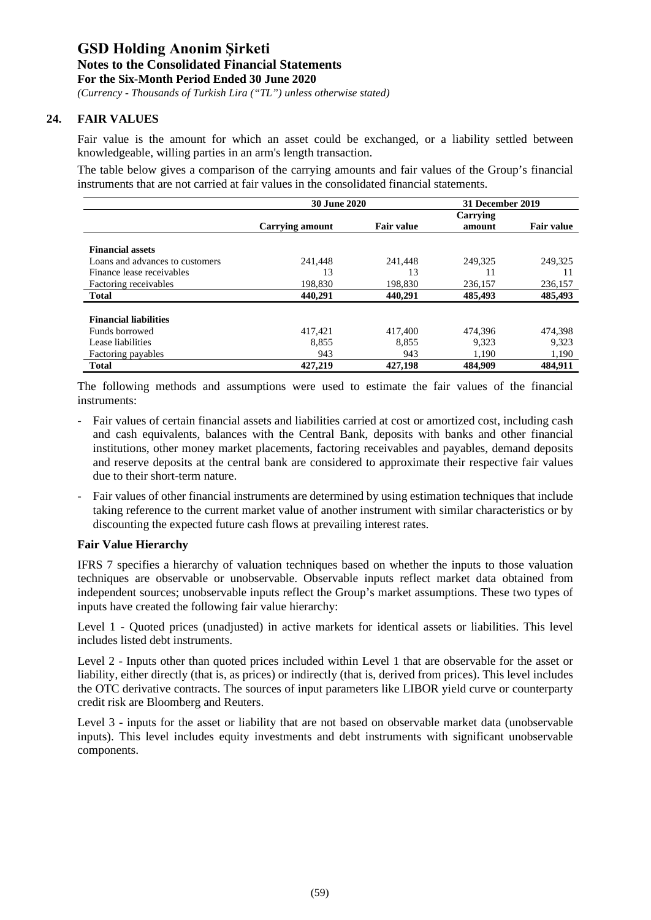# GSD Holding Anonim Şirketi

**Notes to the Consolidated Financial Statements**

**For the Six-Month Period Ended 30 June 2020**

*(Currency - Thousands of Turkish Lira ("TL") unless otherwise stated)*

## 24. FAIR VALUES

Fair value is the amount for which an asset could be exchanged, or a liability settled between knowledgeable, willing parties in an arm's length transaction.

The table below gives a comparison of the carrying amounts and fair values of the Group's financial instruments that are not carried at fair values in the consolidated financial statements.

| | 30 June 2020 | | 31 December 2019 | |
|---|---|---|---|---|
| | Carrying amount | Fair value | Carrying amount | Fair value |
| **Financial assets** | | | | |
| Loans and advances to customers | 241,448 | 241,448 | 249,325 | 249,325 |
| Finance lease receivables | 13 | 13 | 11 | 11 |
| Factoring receivables | 198,830 | 198,830 | 236,157 | 236,157 |
| **Total** | **440,291** | **440,291** | **485,493** | **485,493** |
| **Financial liabilities** | | | | |
| Funds borrowed | 417,421 | 417,400 | 474,396 | 474,398 |
| Lease liabilities | 8,855 | 8,855 | 9,323 | 9,323 |
| Factoring payables | 943 | 943 | 1,190 | 1,190 |
| **Total** | **427,219** | **427,198** | **484,909** | **484,911** |

The following methods and assumptions were used to estimate the fair values of the financial instruments:

- Fair values of certain financial assets and liabilities carried at cost or amortized cost, including cash and cash equivalents, balances with the Central Bank, deposits with banks and other financial institutions, other money market placements, factoring receivables and payables, demand deposits and reserve deposits at the central bank are considered to approximate their respective fair values due to their short-term nature.
- Fair values of other financial instruments are determined by using estimation techniques that include taking reference to the current market value of another instrument with similar characteristics or by discounting the expected future cash flows at prevailing interest rates.

### Fair Value Hierarchy

IFRS 7 specifies a hierarchy of valuation techniques based on whether the inputs to those valuation techniques are observable or unobservable. Observable inputs reflect market data obtained from independent sources; unobservable inputs reflect the Group's market assumptions. These two types of inputs have created the following fair value hierarchy:

Level 1 - Quoted prices (unadjusted) in active markets for identical assets or liabilities. This level includes listed debt instruments.

Level 2 - Inputs other than quoted prices included within Level 1 that are observable for the asset or liability, either directly (that is, as prices) or indirectly (that is, derived from prices). This level includes the OTC derivative contracts. The sources of input parameters like LIBOR yield curve or counterparty credit risk are Bloomberg and Reuters.

Level 3 - inputs for the asset or liability that are not based on observable market data (unobservable inputs). This level includes equity investments and debt instruments with significant unobservable components.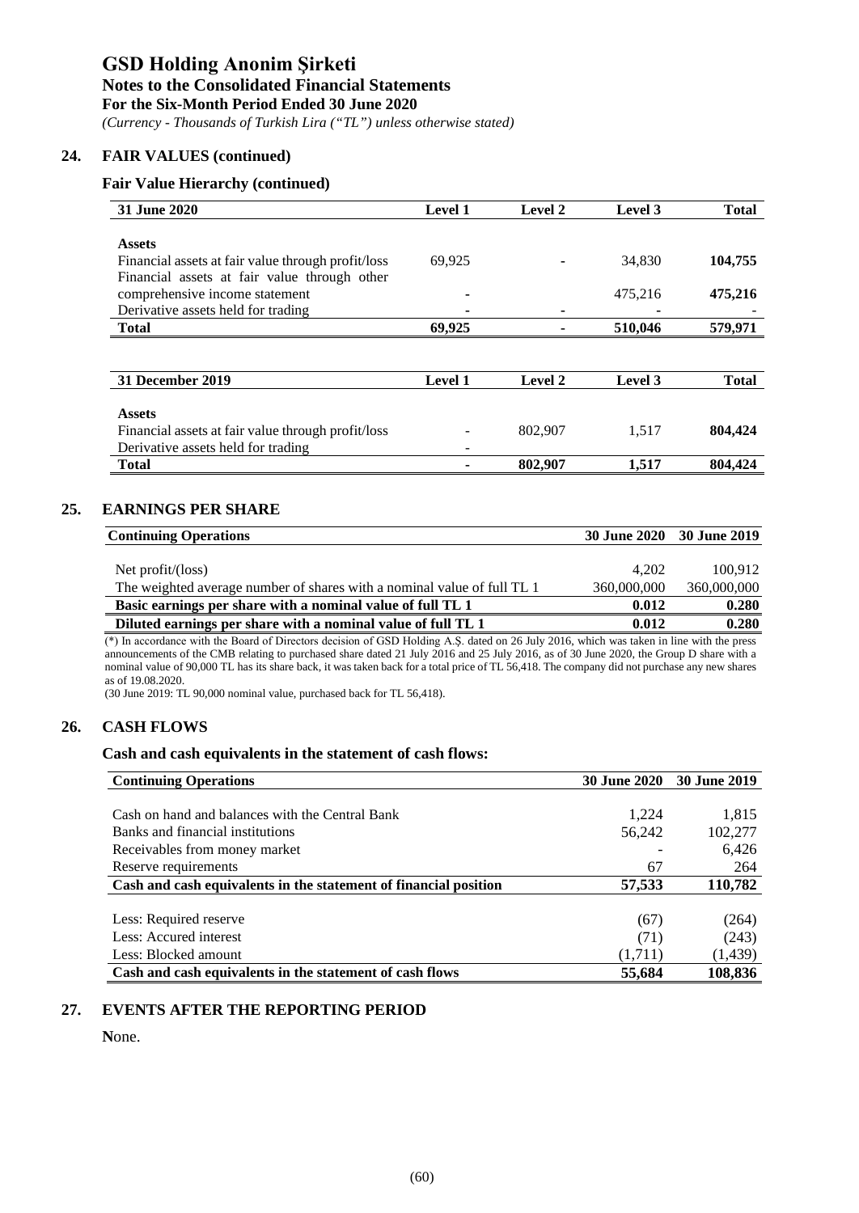# GSD Holding Anonim Şirketi

**Notes to the Consolidated Financial Statements**
**For the Six-Month Period Ended 30 June 2020**
*(Currency - Thousands of Turkish Lira ("TL") unless otherwise stated)*

## 24. FAIR VALUES (continued)

### Fair Value Hierarchy (continued)

| 31 June 2020 | Level 1 | Level 2 | Level 3 | Total |
|---|---|---|---|---|
| **Assets** | | | | |
| Financial assets at fair value through profit/loss | 69,925 | - | 34,830 | **104,755** |
| Financial assets at fair value through other comprehensive income statement | - | | 475,216 | **475,216** |
| Derivative assets held for trading | - | - | - | - |
| **Total** | **69,925** | **-** | **510,046** | **579,971** |

| 31 December 2019 | Level 1 | Level 2 | Level 3 | Total |
|---|---|---|---|---|
| **Assets** | | | | |
| Financial assets at fair value through profit/loss | - | 802,907 | 1,517 | **804,424** |
| Derivative assets held for trading | - | | | |
| **Total** | **-** | **802,907** | **1,517** | **804,424** |

## 25. EARNINGS PER SHARE

| Continuing Operations | 30 June 2020 | 30 June 2019 |
|---|---|---|
| Net profit/(loss) | 4,202 | 100,912 |
| The weighted average number of shares with a nominal value of full TL 1 | 360,000,000 | 360,000,000 |
| **Basic earnings per share with a nominal value of full TL 1** | **0.012** | **0.280** |
| **Diluted earnings per share with a nominal value of full TL 1** | **0.012** | **0.280** |

(*) In accordance with the Board of Directors decision of GSD Holding A.Ş. dated on 26 July 2016, which was taken in line with the press announcements of the CMB relating to purchased share dated 21 July 2016 and 25 July 2016, as of 30 June 2020, the Group D share with a nominal value of 90,000 TL has its share back, it was taken back for a total price of TL 56,418. The company did not purchase any new shares as of 19.08.2020.
(30 June 2019: TL 90,000 nominal value, purchased back for TL 56,418).

## 26. CASH FLOWS

### Cash and cash equivalents in the statement of cash flows:

| Continuing Operations | 30 June 2020 | 30 June 2019 |
|---|---|---|
| Cash on hand and balances with the Central Bank | 1,224 | 1,815 |
| Banks and financial institutions | 56,242 | 102,277 |
| Receivables from money market | - | 6,426 |
| Reserve requirements | 67 | 264 |
| **Cash and cash equivalents in the statement of financial position** | **57,533** | **110,782** |
| Less: Required reserve | (67) | (264) |
| Less: Accured interest | (71) | (243) |
| Less: Blocked amount | (1,711) | (1,439) |
| **Cash and cash equivalents in the statement of cash flows** | **55,684** | **108,836** |

## 27. EVENTS AFTER THE REPORTING PERIOD

None.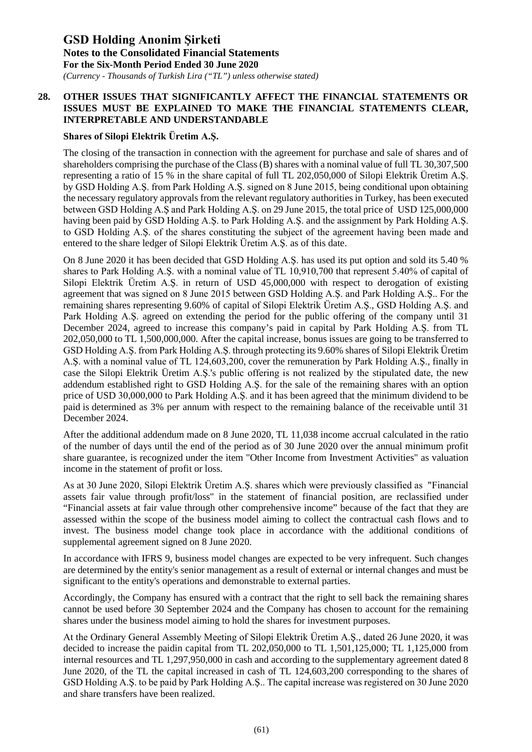## 28. OTHER ISSUES THAT SIGNIFICANTLY AFFECT THE FINANCIAL STATEMENTS OR ISSUES MUST BE EXPLAINED TO MAKE THE FINANCIAL STATEMENTS CLEAR, INTERPRETABLE AND UNDERSTANDABLE

### Shares of Silopi Elektrik Üretim A.Ş.

The closing of the transaction in connection with the agreement for purchase and sale of shares and of shareholders comprising the purchase of the Class (B) shares with a nominal value of full TL 30,307,500 representing a ratio of 15 % in the share capital of full TL 202,050,000 of Silopi Elektrik Üretim A.Ş. by GSD Holding A.Ş. from Park Holding A.Ş. signed on 8 June 2015, being conditional upon obtaining the necessary regulatory approvals from the relevant regulatory authorities in Turkey, has been executed between GSD Holding A.Ş and Park Holding A.Ş. on 29 June 2015, the total price of USD 125,000,000 having been paid by GSD Holding A.Ş. to Park Holding A.Ş. and the assignment by Park Holding A.Ş. to GSD Holding A.Ş. of the shares constituting the subject of the agreement having been made and entered to the share ledger of Silopi Elektrik Üretim A.Ş. as of this date.

On 8 June 2020 it has been decided that GSD Holding A.Ş. has used its put option and sold its 5.40 % shares to Park Holding A.Ş. with a nominal value of TL 10,910,700 that represent 5.40% of capital of Silopi Elektrik Üretim A.Ş. in return of USD 45,000,000 with respect to derogation of existing agreement that was signed on 8 June 2015 between GSD Holding A.Ş. and Park Holding A.Ş.. For the remaining shares representing 9.60% of capital of Silopi Elektrik Üretim A.Ş., GSD Holding A.Ş. and Park Holding A.Ş. agreed on extending the period for the public offering of the company until 31 December 2024, agreed to increase this company's paid in capital by Park Holding A.Ş. from TL 202,050,000 to TL 1,500,000,000. After the capital increase, bonus issues are going to be transferred to GSD Holding A.Ş. from Park Holding A.Ş. through protecting its 9.60% shares of Silopi Elektrik Üretim A.Ş. with a nominal value of TL 124,603,200, cover the remuneration by Park Holding A.Ş., finally in case the Silopi Elektrik Üretim A.Ş.'s public offering is not realized by the stipulated date, the new addendum established right to GSD Holding A.Ş. for the sale of the remaining shares with an option price of USD 30,000,000 to Park Holding A.Ş. and it has been agreed that the minimum dividend to be paid is determined as 3% per annum with respect to the remaining balance of the receivable until 31 December 2024.

After the additional addendum made on 8 June 2020, TL 11,038 income accrual calculated in the ratio of the number of days until the end of the period as of 30 June 2020 over the annual minimum profit share guarantee, is recognized under the item "Other Income from Investment Activities" as valuation income in the statement of profit or loss.

As at 30 June 2020, Silopi Elektrik Üretim A.Ş. shares which were previously classified as "Financial assets fair value through profit/loss" in the statement of financial position, are reclassified under "Financial assets at fair value through other comprehensive income" because of the fact that they are assessed within the scope of the business model aiming to collect the contractual cash flows and to invest. The business model change took place in accordance with the additional conditions of supplemental agreement signed on 8 June 2020.

In accordance with IFRS 9, business model changes are expected to be very infrequent. Such changes are determined by the entity's senior management as a result of external or internal changes and must be significant to the entity's operations and demonstrable to external parties.

Accordingly, the Company has ensured with a contract that the right to sell back the remaining shares cannot be used before 30 September 2024 and the Company has chosen to account for the remaining shares under the business model aiming to hold the shares for investment purposes.

At the Ordinary General Assembly Meeting of Silopi Elektrik Üretim A.Ş., dated 26 June 2020, it was decided to increase the paidin capital from TL 202,050,000 to TL 1,501,125,000; TL 1,125,000 from internal resources and TL 1,297,950,000 in cash and according to the supplementary agreement dated 8 June 2020, of the TL the capital increased in cash of TL 124,603,200 corresponding to the shares of GSD Holding A.Ş. to be paid by Park Holding A.Ş.. The capital increase was registered on 30 June 2020 and share transfers have been realized.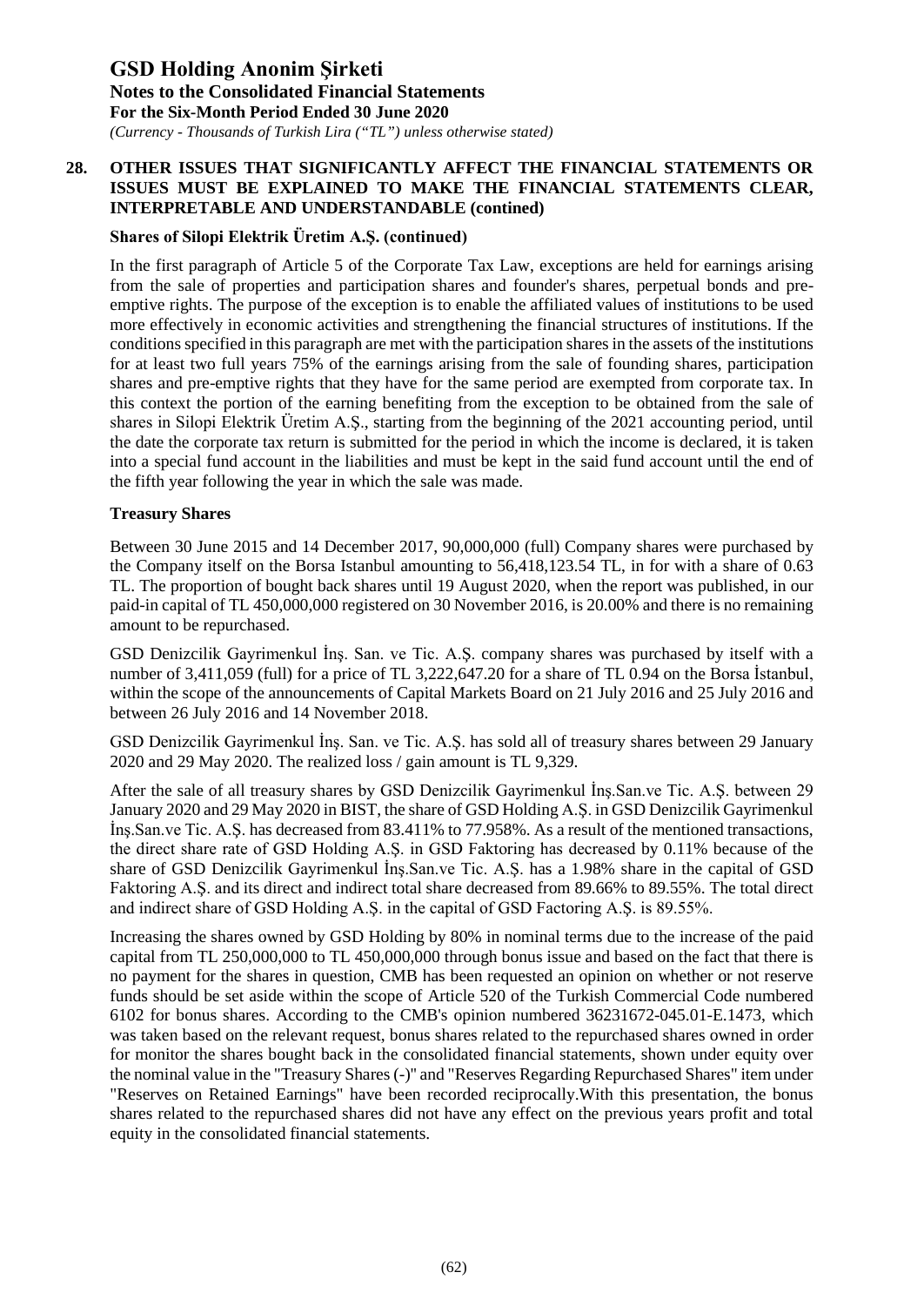## 28. OTHER ISSUES THAT SIGNIFICANTLY AFFECT THE FINANCIAL STATEMENTS OR ISSUES MUST BE EXPLAINED TO MAKE THE FINANCIAL STATEMENTS CLEAR, INTERPRETABLE AND UNDERSTANDABLE (contined)

### Shares of Silopi Elektrik Üretim A.Ş. (continued)

In the first paragraph of Article 5 of the Corporate Tax Law, exceptions are held for earnings arising from the sale of properties and participation shares and founder's shares, perpetual bonds and pre-emptive rights. The purpose of the exception is to enable the affiliated values of institutions to be used more effectively in economic activities and strengthening the financial structures of institutions. If the conditions specified in this paragraph are met with the participation shares in the assets of the institutions for at least two full years 75% of the earnings arising from the sale of founding shares, participation shares and pre-emptive rights that they have for the same period are exempted from corporate tax. In this context the portion of the earning benefiting from the exception to be obtained from the sale of shares in Silopi Elektrik Üretim A.Ş., starting from the beginning of the 2021 accounting period, until the date the corporate tax return is submitted for the period in which the income is declared, it is taken into a special fund account in the liabilities and must be kept in the said fund account until the end of the fifth year following the year in which the sale was made.

### Treasury Shares

Between 30 June 2015 and 14 December 2017, 90,000,000 (full) Company shares were purchased by the Company itself on the Borsa Istanbul amounting to 56,418,123.54 TL, in for with a share of 0.63 TL. The proportion of bought back shares until 19 August 2020, when the report was published, in our paid-in capital of TL 450,000,000 registered on 30 November 2016, is 20.00% and there is no remaining amount to be repurchased.

GSD Denizcilik Gayrimenkul İnş. San. ve Tic. A.Ş. company shares was purchased by itself with a number of 3,411,059 (full) for a price of TL 3,222,647.20 for a share of TL 0.94 on the Borsa İstanbul, within the scope of the announcements of Capital Markets Board on 21 July 2016 and 25 July 2016 and between 26 July 2016 and 14 November 2018.

GSD Denizcilik Gayrimenkul İnş. San. ve Tic. A.Ş. has sold all of treasury shares between 29 January 2020 and 29 May 2020. The realized loss / gain amount is TL 9,329.

After the sale of all treasury shares by GSD Denizcilik Gayrimenkul İnş.San.ve Tic. A.Ş. between 29 January 2020 and 29 May 2020 in BIST, the share of GSD Holding A.Ş. in GSD Denizcilik Gayrimenkul İnş.San.ve Tic. A.Ş. has decreased from 83.411% to 77.958%. As a result of the mentioned transactions, the direct share rate of GSD Holding A.Ş. in GSD Faktoring has decreased by 0.11% because of the share of GSD Denizcilik Gayrimenkul İnş.San.ve Tic. A.Ş. has a 1.98% share in the capital of GSD Faktoring A.Ş. and its direct and indirect total share decreased from 89.66% to 89.55%. The total direct and indirect share of GSD Holding A.Ş. in the capital of GSD Factoring A.Ş. is 89.55%.

Increasing the shares owned by GSD Holding by 80% in nominal terms due to the increase of the paid capital from TL 250,000,000 to TL 450,000,000 through bonus issue and based on the fact that there is no payment for the shares in question, CMB has been requested an opinion on whether or not reserve funds should be set aside within the scope of Article 520 of the Turkish Commercial Code numbered 6102 for bonus shares. According to the CMB's opinion numbered 36231672-045.01-E.1473, which was taken based on the relevant request, bonus shares related to the repurchased shares owned in order for monitor the shares bought back in the consolidated financial statements, shown under equity over the nominal value in the "Treasury Shares (-)" and "Reserves Regarding Repurchased Shares" item under "Reserves on Retained Earnings" have been recorded reciprocally.With this presentation, the bonus shares related to the repurchased shares did not have any effect on the previous years profit and total equity in the consolidated financial statements.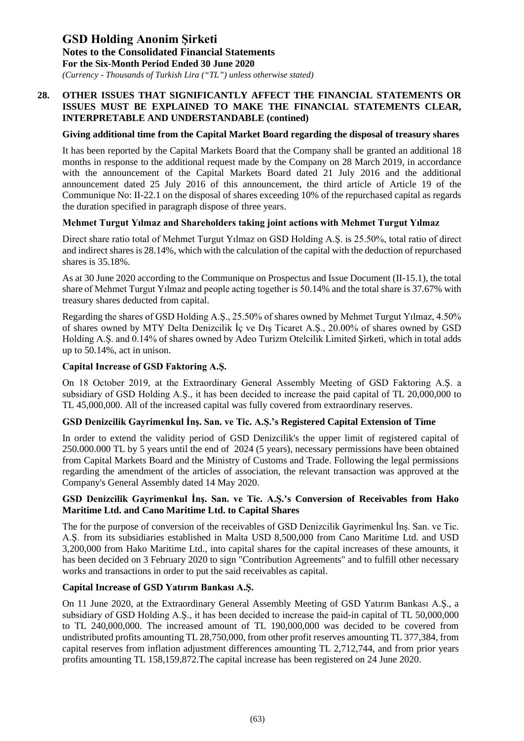## 28. OTHER ISSUES THAT SIGNIFICANTLY AFFECT THE FINANCIAL STATEMENTS OR ISSUES MUST BE EXPLAINED TO MAKE THE FINANCIAL STATEMENTS CLEAR, INTERPRETABLE AND UNDERSTANDABLE (contined)

### Giving additional time from the Capital Market Board regarding the disposal of treasury shares

It has been reported by the Capital Markets Board that the Company shall be granted an additional 18 months in response to the additional request made by the Company on 28 March 2019, in accordance with the announcement of the Capital Markets Board dated 21 July 2016 and the additional announcement dated 25 July 2016 of this announcement, the third article of Article 19 of the Communique No: II-22.1 on the disposal of shares exceeding 10% of the repurchased capital as regards the duration specified in paragraph dispose of three years.

### Mehmet Turgut Yılmaz and Shareholders taking joint actions with Mehmet Turgut Yılmaz

Direct share ratio total of Mehmet Turgut Yılmaz on GSD Holding A.Ş. is 25.50%, total ratio of direct and indirect shares is 28.14%, which with the calculation of the capital with the deduction of repurchased shares is 35.18%.

As at 30 June 2020 according to the Communique on Prospectus and Issue Document (II-15.1), the total share of Mehmet Turgut Yılmaz and people acting together is 50.14% and the total share is 37.67% with treasury shares deducted from capital.

Regarding the shares of GSD Holding A.Ş., 25.50% of shares owned by Mehmet Turgut Yılmaz, 4.50% of shares owned by MTY Delta Denizcilik İç ve Dış Ticaret A.Ş., 20.00% of shares owned by GSD Holding A.Ş. and 0.14% of shares owned by Adeo Turizm Otelcilik Limited Şirketi, which in total adds up to 50.14%, act in unison.

### Capital Increase of GSD Faktoring A.Ş.

On 18 October 2019, at the Extraordinary General Assembly Meeting of GSD Faktoring A.Ş. a subsidiary of GSD Holding A.Ş., it has been decided to increase the paid capital of TL 20,000,000 to TL 45,000,000. All of the increased capital was fully covered from extraordinary reserves.

### GSD Denizcilik Gayrimenkul İnş. San. ve Tic. A.Ş.'s Registered Capital Extension of Time

In order to extend the validity period of GSD Denizcilik's the upper limit of registered capital of 250.000.000 TL by 5 years until the end of 2024 (5 years), necessary permissions have been obtained from Capital Markets Board and the Ministry of Customs and Trade. Following the legal permissions regarding the amendment of the articles of association, the relevant transaction was approved at the Company's General Assembly dated 14 May 2020.

### GSD Denizcilik Gayrimenkul İnş. San. ve Tic. A.Ş.'s Conversion of Receivables from Hako Maritime Ltd. and Cano Maritime Ltd. to Capital Shares

The for the purpose of conversion of the receivables of GSD Denizcilik Gayrimenkul İnş. San. ve Tic. A.Ş. from its subsidiaries established in Malta USD 8,500,000 from Cano Maritime Ltd. and USD 3,200,000 from Hako Maritime Ltd., into capital shares for the capital increases of these amounts, it has been decided on 3 February 2020 to sign "Contribution Agreements" and to fulfill other necessary works and transactions in order to put the said receivables as capital.

### Capital Increase of GSD Yatırım Bankası A.Ş.

On 11 June 2020, at the Extraordinary General Assembly Meeting of GSD Yatırım Bankası A.Ş., a subsidiary of GSD Holding A.Ş., it has been decided to increase the paid-in capital of TL 50,000,000 to TL 240,000,000. The increased amount of TL 190,000,000 was decided to be covered from undistributed profits amounting TL 28,750,000, from other profit reserves amounting TL 377,384, from capital reserves from inflation adjustment differences amounting TL 2,712,744, and from prior years profits amounting TL 158,159,872.The capital increase has been registered on 24 June 2020.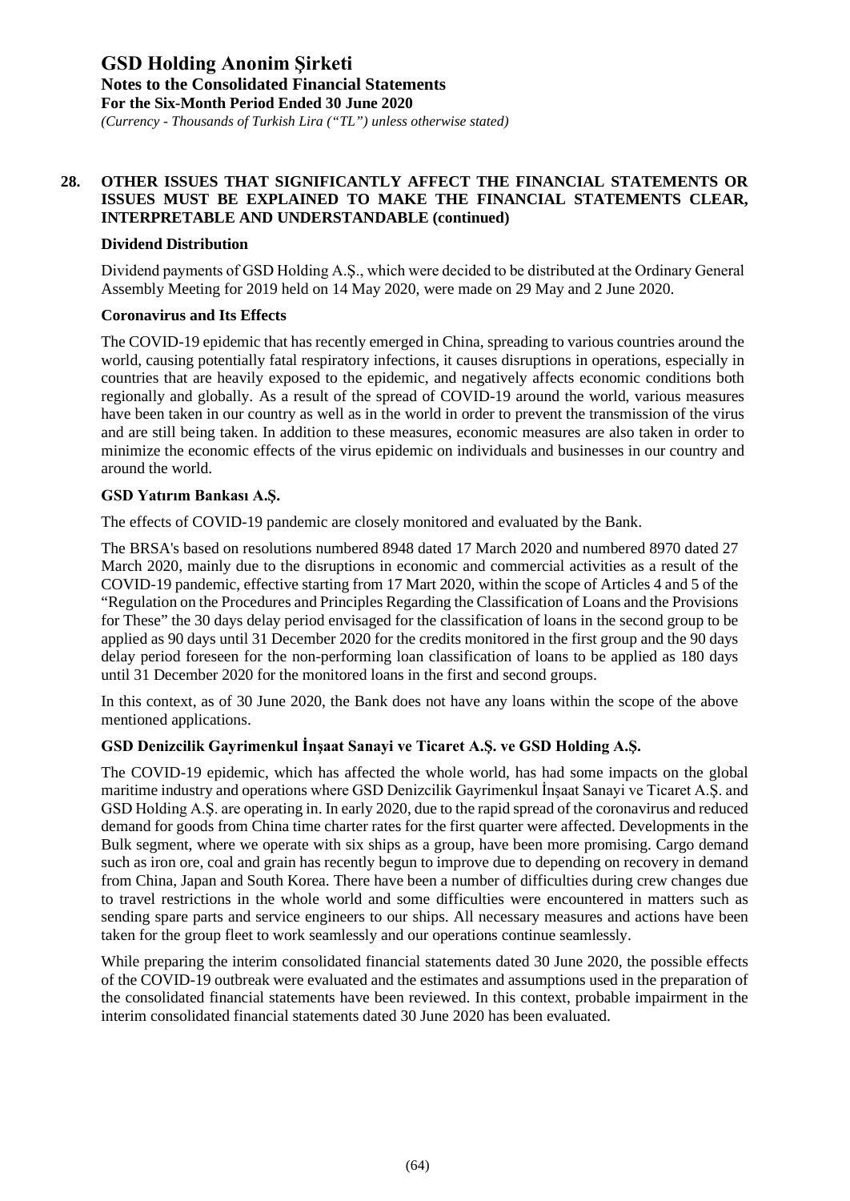## 28. OTHER ISSUES THAT SIGNIFICANTLY AFFECT THE FINANCIAL STATEMENTS OR ISSUES MUST BE EXPLAINED TO MAKE THE FINANCIAL STATEMENTS CLEAR, INTERPRETABLE AND UNDERSTANDABLE (continued)

**Dividend Distribution**

Dividend payments of GSD Holding A.Ş., which were decided to be distributed at the Ordinary General Assembly Meeting for 2019 held on 14 May 2020, were made on 29 May and 2 June 2020.

**Coronavirus and Its Effects**

The COVID-19 epidemic that has recently emerged in China, spreading to various countries around the world, causing potentially fatal respiratory infections, it causes disruptions in operations, especially in countries that are heavily exposed to the epidemic, and negatively affects economic conditions both regionally and globally. As a result of the spread of COVID-19 around the world, various measures have been taken in our country as well as in the world in order to prevent the transmission of the virus and are still being taken. In addition to these measures, economic measures are also taken in order to minimize the economic effects of the virus epidemic on individuals and businesses in our country and around the world.

**GSD Yatırım Bankası A.Ş.**

The effects of COVID-19 pandemic are closely monitored and evaluated by the Bank.

The BRSA's based on resolutions numbered 8948 dated 17 March 2020 and numbered 8970 dated 27 March 2020, mainly due to the disruptions in economic and commercial activities as a result of the COVID-19 pandemic, effective starting from 17 Mart 2020, within the scope of Articles 4 and 5 of the "Regulation on the Procedures and Principles Regarding the Classification of Loans and the Provisions for These" the 30 days delay period envisaged for the classification of loans in the second group to be applied as 90 days until 31 December 2020 for the credits monitored in the first group and the 90 days delay period foreseen for the non-performing loan classification of loans to be applied as 180 days until 31 December 2020 for the monitored loans in the first and second groups.

In this context, as of 30 June 2020, the Bank does not have any loans within the scope of the above mentioned applications.

**GSD Denizcilik Gayrimenkul İnşaat Sanayi ve Ticaret A.Ş. ve GSD Holding A.Ş.**

The COVID-19 epidemic, which has affected the whole world, has had some impacts on the global maritime industry and operations where GSD Denizcilik Gayrimenkul İnşaat Sanayi ve Ticaret A.Ş. and GSD Holding A.Ş. are operating in. In early 2020, due to the rapid spread of the coronavirus and reduced demand for goods from China time charter rates for the first quarter were affected. Developments in the Bulk segment, where we operate with six ships as a group, have been more promising. Cargo demand such as iron ore, coal and grain has recently begun to improve due to depending on recovery in demand from China, Japan and South Korea. There have been a number of difficulties during crew changes due to travel restrictions in the whole world and some difficulties were encountered in matters such as sending spare parts and service engineers to our ships. All necessary measures and actions have been taken for the group fleet to work seamlessly and our operations continue seamlessly.

While preparing the interim consolidated financial statements dated 30 June 2020, the possible effects of the COVID-19 outbreak were evaluated and the estimates and assumptions used in the preparation of the consolidated financial statements have been reviewed. In this context, probable impairment in the interim consolidated financial statements dated 30 June 2020 has been evaluated.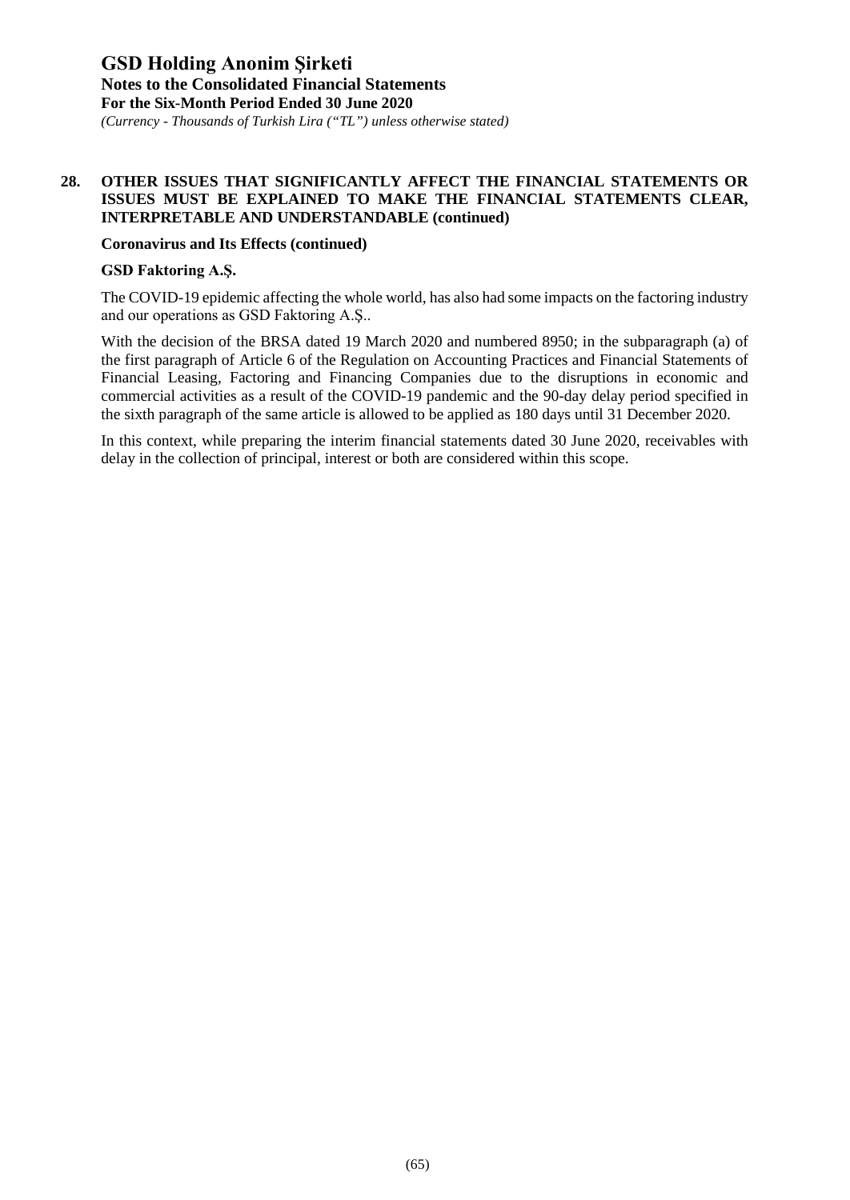## 28. OTHER ISSUES THAT SIGNIFICANTLY AFFECT THE FINANCIAL STATEMENTS OR ISSUES MUST BE EXPLAINED TO MAKE THE FINANCIAL STATEMENTS CLEAR, INTERPRETABLE AND UNDERSTANDABLE (continued)

**Coronavirus and Its Effects (continued)**

**GSD Faktoring A.Ş.**

The COVID-19 epidemic affecting the whole world, has also had some impacts on the factoring industry and our operations as GSD Faktoring A.Ş..

With the decision of the BRSA dated 19 March 2020 and numbered 8950; in the subparagraph (a) of the first paragraph of Article 6 of the Regulation on Accounting Practices and Financial Statements of Financial Leasing, Factoring and Financing Companies due to the disruptions in economic and commercial activities as a result of the COVID-19 pandemic and the 90-day delay period specified in the sixth paragraph of the same article is allowed to be applied as 180 days until 31 December 2020.

In this context, while preparing the interim financial statements dated 30 June 2020, receivables with delay in the collection of principal, interest or both are considered within this scope.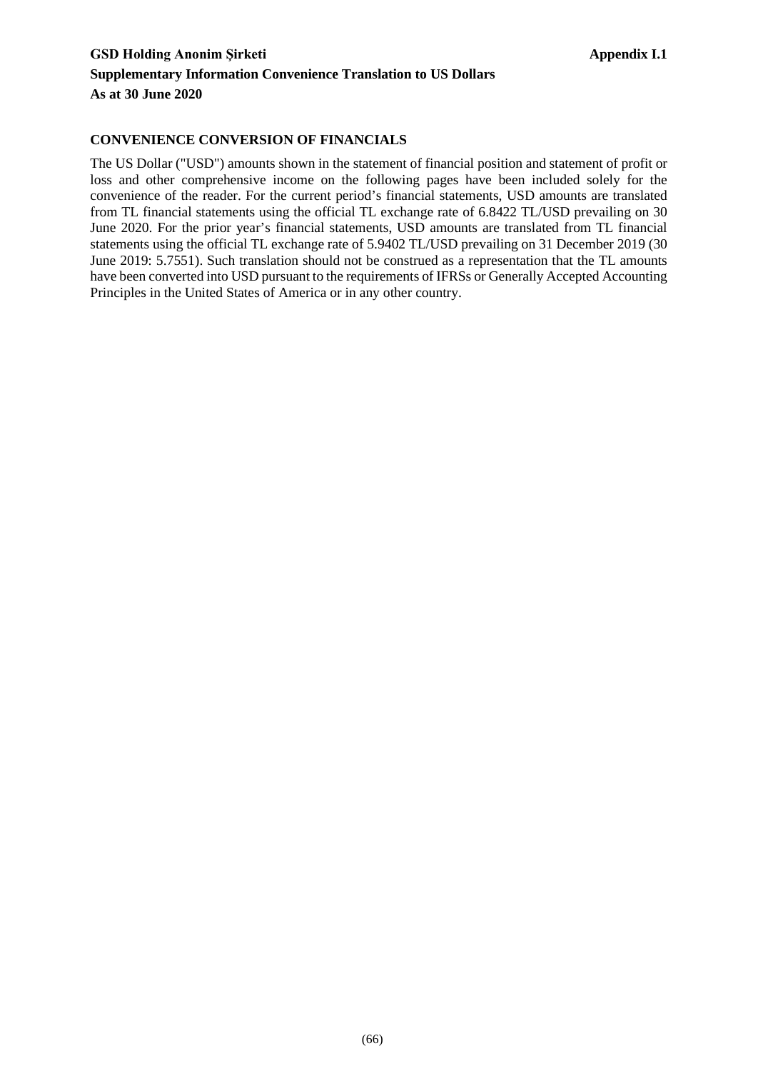**GSD Holding Anonim Şirketi** **Appendix I.1**

**Supplementary Information Convenience Translation to US Dollars**

**As at 30 June 2020**

**CONVENIENCE CONVERSION OF FINANCIALS**

The US Dollar ("USD") amounts shown in the statement of financial position and statement of profit or loss and other comprehensive income on the following pages have been included solely for the convenience of the reader. For the current period's financial statements, USD amounts are translated from TL financial statements using the official TL exchange rate of 6.8422 TL/USD prevailing on 30 June 2020. For the prior year's financial statements, USD amounts are translated from TL financial statements using the official TL exchange rate of 5.9402 TL/USD prevailing on 31 December 2019 (30 June 2019: 5.7551). Such translation should not be construed as a representation that the TL amounts have been converted into USD pursuant to the requirements of IFRSs or Generally Accepted Accounting Principles in the United States of America or in any other country.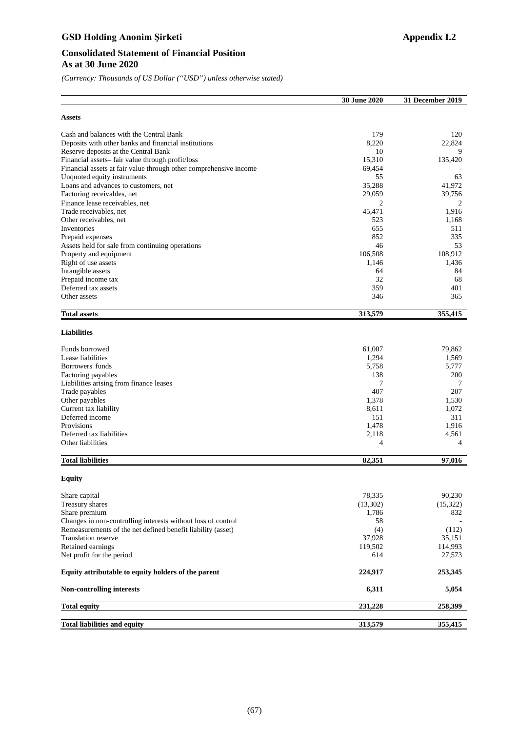**GSD Holding Anonim Şirketi** **Appendix I.2**

## Consolidated Statement of Financial Position
## As at 30 June 2020

*(Currency: Thousands of US Dollar ("USD") unless otherwise stated)*

| | 30 June 2020 | 31 December 2019 |
|---|---|---|
| **Assets** | | |
| Cash and balances with the Central Bank | 179 | 120 |
| Deposits with other banks and financial institutions | 8,220 | 22,824 |
| Reserve deposits at the Central Bank | 10 | 9 |
| Financial assets– fair value through profit/loss | 15,310 | 135,420 |
| Financial assets at fair value through other comprehensive income | 69,454 | - |
| Unquoted equity instruments | 55 | 63 |
| Loans and advances to customers, net | 35,288 | 41,972 |
| Factoring receivables, net | 29,059 | 39,756 |
| Finance lease receivables, net | 2 | 2 |
| Trade receivables, net | 45,471 | 1,916 |
| Other receivables, net | 523 | 1,168 |
| Inventories | 655 | 511 |
| Prepaid expenses | 852 | 335 |
| Assets held for sale from continuing operations | 46 | 53 |
| Property and equipment | 106,508 | 108,912 |
| Right of use assets | 1,146 | 1,436 |
| Intangible assets | 64 | 84 |
| Prepaid income tax | 32 | 68 |
| Deferred tax assets | 359 | 401 |
| Other assets | 346 | 365 |
| **Total assets** | **313,579** | **355,415** |
| **Liabilities** | | |
| Funds borrowed | 61,007 | 79,862 |
| Lease liabilities | 1,294 | 1,569 |
| Borrowers' funds | 5,758 | 5,777 |
| Factoring payables | 138 | 200 |
| Liabilities arising from finance leases | 7 | 7 |
| Trade payables | 407 | 207 |
| Other payables | 1,378 | 1,530 |
| Current tax liability | 8,611 | 1,072 |
| Deferred income | 151 | 311 |
| Provisions | 1,478 | 1,916 |
| Deferred tax liabilities | 2,118 | 4,561 |
| Other liabilities | 4 | 4 |
| **Total liabilities** | **82,351** | **97,016** |
| **Equity** | | |
| Share capital | 78,335 | 90,230 |
| Treasury shares | (13,302) | (15,322) |
| Share premium | 1,786 | 832 |
| Changes in non-controlling interests without loss of control | 58 | - |
| Remeasurements of the net defined benefit liability (asset) | (4) | (112) |
| Translation reserve | 37,928 | 35,151 |
| Retained earnings | 119,502 | 114,993 |
| Net profit for the period | 614 | 27,573 |
| **Equity attributable to equity holders of the parent** | **224,917** | **253,345** |
| **Non-controlling interests** | **6,311** | **5,054** |
| **Total equity** | **231,228** | **258,399** |
| **Total liabilities and equity** | **313,579** | **355,415** |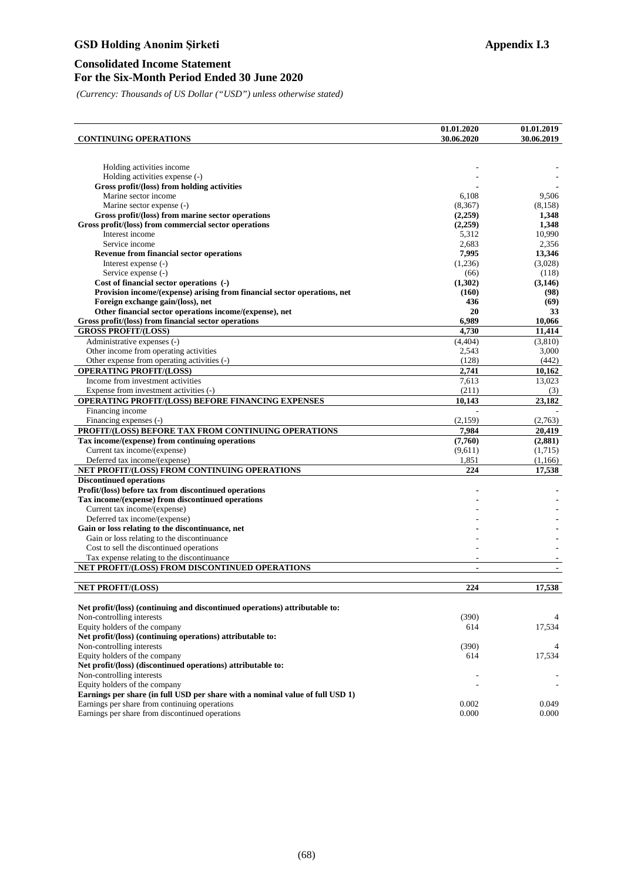**GSD Holding Anonim Şirketi** **Appendix I.3**

## Consolidated Income Statement
## For the Six-Month Period Ended 30 June 2020

*(Currency: Thousands of US Dollar ("USD") unless otherwise stated)*

| CONTINUING OPERATIONS | 01.01.2020 30.06.2020 | 01.01.2019 30.06.2019 |
|---|---|---|
| Holding activities income | - | - |
| Holding activities expense (-) | - | - |
| **Gross profit/(loss) from holding activities** | **-** | **-** |
| Marine sector income | 6,108 | 9,506 |
| Marine sector expense (-) | (8,367) | (8,158) |
| **Gross profit/(loss) from marine sector operations** | **(2,259)** | **1,348** |
| **Gross profit/(loss) from commercial sector operations** | **(2,259)** | **1,348** |
| Interest income | 5,312 | 10,990 |
| Service income | 2,683 | 2,356 |
| **Revenue from financial sector operations** | **7,995** | **13,346** |
| Interest expense (-) | (1,236) | (3,028) |
| Service expense (-) | (66) | (118) |
| **Cost of financial sector operations (-)** | **(1,302)** | **(3,146)** |
| **Provision income/(expense) arising from financial sector operations, net** | **(160)** | **(98)** |
| **Foreign exchange gain/(loss), net** | **436** | **(69)** |
| **Other financial sector operations income/(expense), net** | **20** | **33** |
| **Gross profit/(loss) from financial sector operations** | **6,989** | **10,066** |
| **GROSS PROFIT/(LOSS)** | **4,730** | **11,414** |
| Administrative expenses (-) | (4,404) | (3,810) |
| Other income from operating activities | 2,543 | 3,000 |
| Other expense from operating activities (-) | (128) | (442) |
| **OPERATING PROFIT/(LOSS)** | **2,741** | **10,162** |
| Income from investment activities | 7,613 | 13,023 |
| Expense from investment activities (-) | (211) | (3) |
| **OPERATING PROFIT/(LOSS) BEFORE FINANCING EXPENSES** | **10,143** | **23,182** |
| Financing income | - | - |
| Financing expenses (-) | (2,159) | (2,763) |
| **PROFIT/(LOSS) BEFORE TAX FROM CONTINUING OPERATIONS** | **7,984** | **20,419** |
| **Tax income/(expense) from continuing operations** | **(7,760)** | **(2,881)** |
| Current tax income/(expense) | (9,611) | (1,715) |
| Deferred tax income/(expense) | 1,851 | (1,166) |
| **NET PROFIT/(LOSS) FROM CONTINUING OPERATIONS** | **224** | **17,538** |
| **Discontinued operations** | | |
| **Profit/(loss) before tax from discontinued operations** | **-** | **-** |
| **Tax income/(expense) from discontinued operations** | **-** | **-** |
| Current tax income/(expense) | - | - |
| Deferred tax income/(expense) | - | - |
| **Gain or loss relating to the discontinuance, net** | **-** | **-** |
| Gain or loss relating to the discontinuance | - | - |
| Cost to sell the discontinued operations | - | - |
| Tax expense relating to the discontinuance | - | - |
| **NET PROFIT/(LOSS) FROM DISCONTINUED OPERATIONS** | **-** | **-** |
| **NET PROFIT/(LOSS)** | **224** | **17,538** |
| **Net profit/(loss) (continuing and discontinued operations) attributable to:** | | |
| Non-controlling interests | (390) | 4 |
| Equity holders of the company | 614 | 17,534 |
| **Net profit/(loss) (continuing operations) attributable to:** | | |
| Non-controlling interests | (390) | 4 |
| Equity holders of the company | 614 | 17,534 |
| **Net profit/(loss) (discontinued operations) attributable to:** | | |
| Non-controlling interests | - | - |
| Equity holders of the company | - | - |
| **Earnings per share (in full USD per share with a nominal value of full USD 1)** | | |
| Earnings per share from continuing operations | 0.002 | 0.049 |
| Earnings per share from discontinued operations | 0.000 | 0.000 |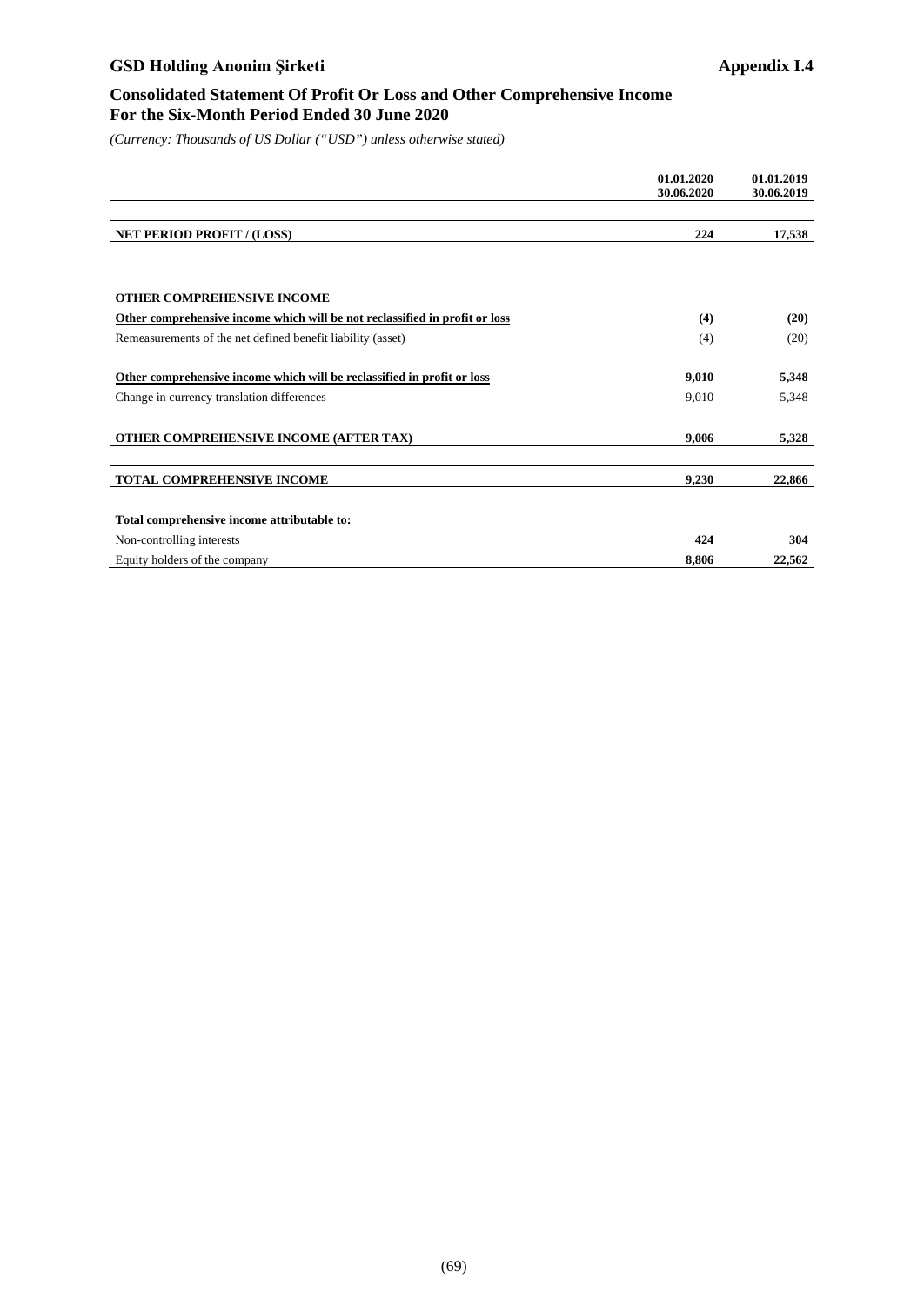**GSD Holding Anonim Şirketi** **Appendix I.4**

## Consolidated Statement Of Profit Or Loss and Other Comprehensive Income For the Six-Month Period Ended 30 June 2020

*(Currency: Thousands of US Dollar ("USD") unless otherwise stated)*

| | 01.01.2020 30.06.2020 | 01.01.2019 30.06.2019 |
|---|---|---|
| **NET PERIOD PROFIT / (LOSS)** | **224** | **17,538** |
| | | |
| **OTHER COMPREHENSIVE INCOME** | | |
| **Other comprehensive income which will be not reclassified in profit or loss** | **(4)** | **(20)** |
| Remeasurements of the net defined benefit liability (asset) | (4) | (20) |
| | | |
| **Other comprehensive income which will be reclassified in profit or loss** | **9,010** | **5,348** |
| Change in currency translation differences | 9,010 | 5,348 |
| | | |
| **OTHER COMPREHENSIVE INCOME (AFTER TAX)** | **9,006** | **5,328** |
| | | |
| **TOTAL COMPREHENSIVE INCOME** | **9,230** | **22,866** |
| | | |
| **Total comprehensive income attributable to:** | | |
| Non-controlling interests | **424** | **304** |
| Equity holders of the company | **8,806** | **22,562** |